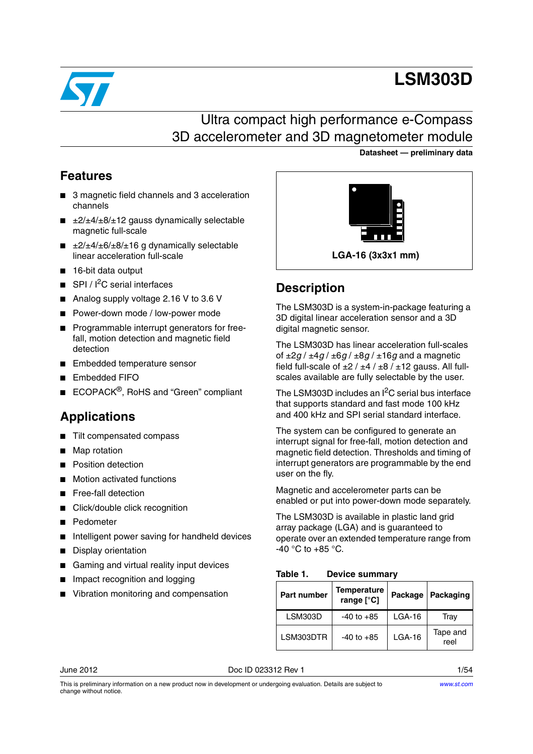# LSM303D

## Ultra compact high performance e-Compass 3D accelerometer and 3D magnetometer module

**Datasheet — preliminary data**

## Features

- 3 magnetic field channels and 3 acceleration channels
- ±2/±4/±8/±12 gauss dynamically selectable magnetic full-scale
- ±2/±4/±6/±8/±16 g dynamically selectable linear acceleration full-scale
- 16-bit data output
- SPI / $I^2C$ serial interfaces
- Analog supply voltage 2.16 V to 3.6 V
- Power-down mode / low-power mode
- Programmable interrupt generators for free-fall, motion detection and magnetic field detection
- Embedded temperature sensor
- Embedded FIFO
- ECOPACK®, RoHS and "Green" compliant

**LGA-16 (3x3x1 mm)**

## Applications

- Tilt compensated compass
- Map rotation
- Position detection
- Motion activated functions
- Free-fall detection
- Click/double click recognition
- Pedometer
- Intelligent power saving for handheld devices
- Display orientation
- Gaming and virtual reality input devices
- Impact recognition and logging
- Vibration monitoring and compensation

## Description

The LSM303D is a system-in-package featuring a 3D digital linear acceleration sensor and a 3D digital magnetic sensor.

The LSM303D has linear acceleration full-scales of ±2*g* / ±4*g* / ±6*g* / ±8*g* / ±16*g* and a magnetic field full-scale of ±2 / ±4 / ±8 / ±12 gauss. All full-scales available are fully selectable by the user.

The LSM303D includes an $I^2C$ serial bus interface that supports standard and fast mode 100 kHz and 400 kHz and SPI serial standard interface.

The system can be configured to generate an interrupt signal for free-fall, motion detection and magnetic field detection. Thresholds and timing of interrupt generators are programmable by the end user on the fly.

Magnetic and accelerometer parts can be enabled or put into power-down mode separately.

The LSM303D is available in plastic land grid array package (LGA) and is guaranteed to operate over an extended temperature range from -40 °C to +85 °C.

**Table 1. Device summary**

| Part number | Temperature range [°C] | Package | Packaging |
|---|---|---|---|
| LSM303D | -40 to +85 | LGA-16 | Tray |
| LSM303DTR | -40 to +85 | LGA-16 | Tape and reel |

June 2012 Doc ID 023312 Rev 1

This is preliminary information on a new product now in development or undergoing evaluation. Details are subject to change without notice.

www.st.com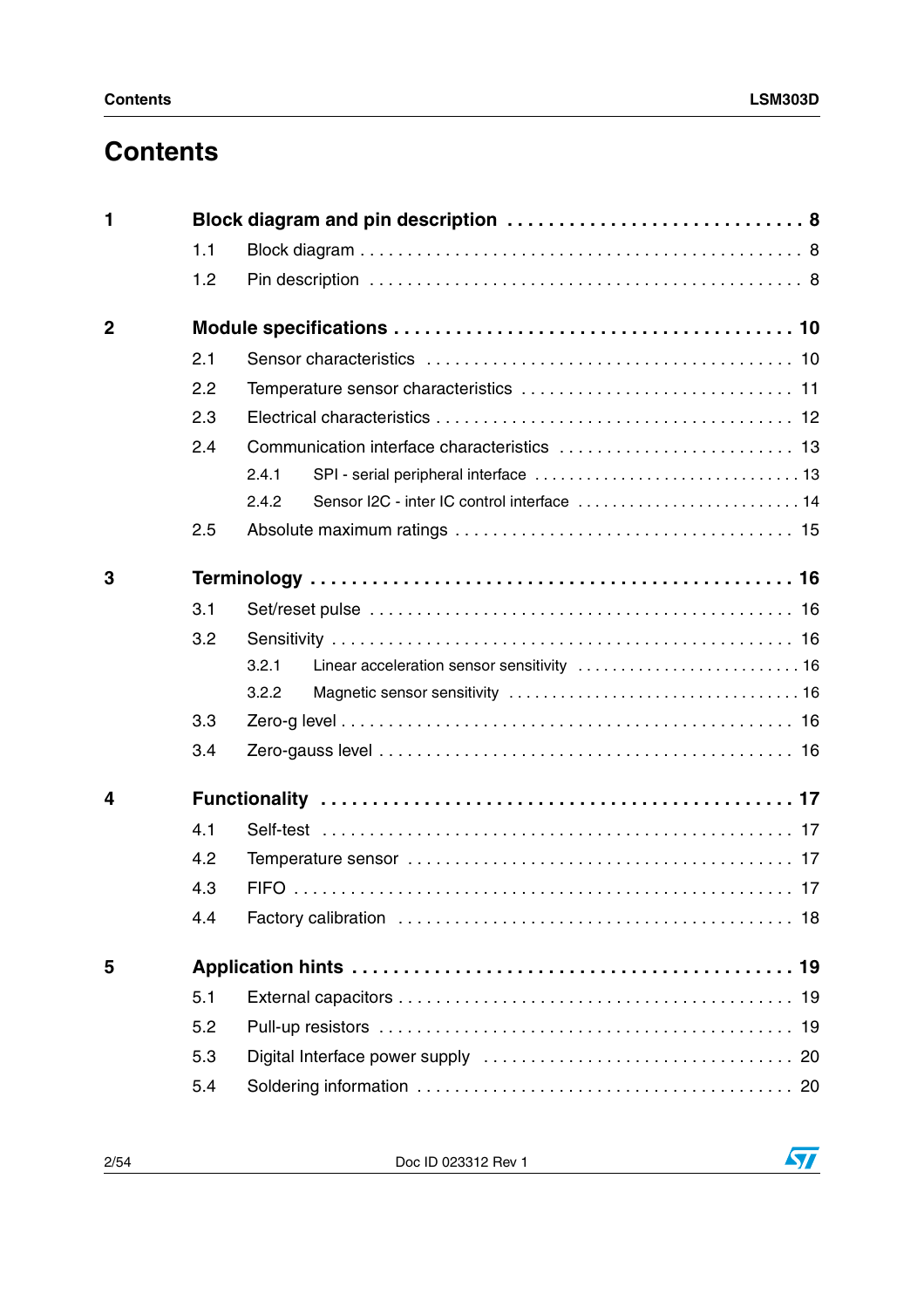# Contents

**1 Block diagram and pin description . . . . . . . . . . . . . . . . . . . . . . . . . . . . 8**

- 1.1 Block diagram . . . . . . . . . . . . . . . . . . . . . . . . . . . . . . . . . . . . . . . . . . . . 8
- 1.2 Pin description . . . . . . . . . . . . . . . . . . . . . . . . . . . . . . . . . . . . . . . . . . . 8

**2 Module specifications . . . . . . . . . . . . . . . . . . . . . . . . . . . . . . . . . . . . . 10**

- 2.1 Sensor characteristics . . . . . . . . . . . . . . . . . . . . . . . . . . . . . . . . . . . . . 10
- 2.2 Temperature sensor characteristics . . . . . . . . . . . . . . . . . . . . . . . . . . . . 11
- 2.3 Electrical characteristics . . . . . . . . . . . . . . . . . . . . . . . . . . . . . . . . . . . . 12
- 2.4 Communication interface characteristics . . . . . . . . . . . . . . . . . . . . . . . . 13
  - 2.4.1 SPI - serial peripheral interface . . . . . . . . . . . . . . . . . . . . . . . . . . . . . . 13
  - 2.4.2 Sensor I2C - inter IC control interface . . . . . . . . . . . . . . . . . . . . . . . . . 14
- 2.5 Absolute maximum ratings . . . . . . . . . . . . . . . . . . . . . . . . . . . . . . . . . . 15

**3 Terminology . . . . . . . . . . . . . . . . . . . . . . . . . . . . . . . . . . . . . . . . . . . . 16**

- 3.1 Set/reset pulse . . . . . . . . . . . . . . . . . . . . . . . . . . . . . . . . . . . . . . . . . . . 16
- 3.2 Sensitivity . . . . . . . . . . . . . . . . . . . . . . . . . . . . . . . . . . . . . . . . . . . . . . . 16
  - 3.2.1 Linear acceleration sensor sensitivity . . . . . . . . . . . . . . . . . . . . . . . . . 16
  - 3.2.2 Magnetic sensor sensitivity . . . . . . . . . . . . . . . . . . . . . . . . . . . . . . . . 16
- 3.3 Zero-g level . . . . . . . . . . . . . . . . . . . . . . . . . . . . . . . . . . . . . . . . . . . . . 16
- 3.4 Zero-gauss level . . . . . . . . . . . . . . . . . . . . . . . . . . . . . . . . . . . . . . . . . . 16

**4 Functionality . . . . . . . . . . . . . . . . . . . . . . . . . . . . . . . . . . . . . . . . . . . . 17**

- 4.1 Self-test . . . . . . . . . . . . . . . . . . . . . . . . . . . . . . . . . . . . . . . . . . . . . . . . 17
- 4.2 Temperature sensor . . . . . . . . . . . . . . . . . . . . . . . . . . . . . . . . . . . . . . . . 17
- 4.3 FIFO . . . . . . . . . . . . . . . . . . . . . . . . . . . . . . . . . . . . . . . . . . . . . . . . . . . 17
- 4.4 Factory calibration . . . . . . . . . . . . . . . . . . . . . . . . . . . . . . . . . . . . . . . . . 18

**5 Application hints . . . . . . . . . . . . . . . . . . . . . . . . . . . . . . . . . . . . . . . . . 19**

- 5.1 External capacitors . . . . . . . . . . . . . . . . . . . . . . . . . . . . . . . . . . . . . . . . 19
- 5.2 Pull-up resistors . . . . . . . . . . . . . . . . . . . . . . . . . . . . . . . . . . . . . . . . . . 19
- 5.3 Digital Interface power supply . . . . . . . . . . . . . . . . . . . . . . . . . . . . . . . . 20
- 5.4 Soldering information . . . . . . . . . . . . . . . . . . . . . . . . . . . . . . . . . . . . . . 20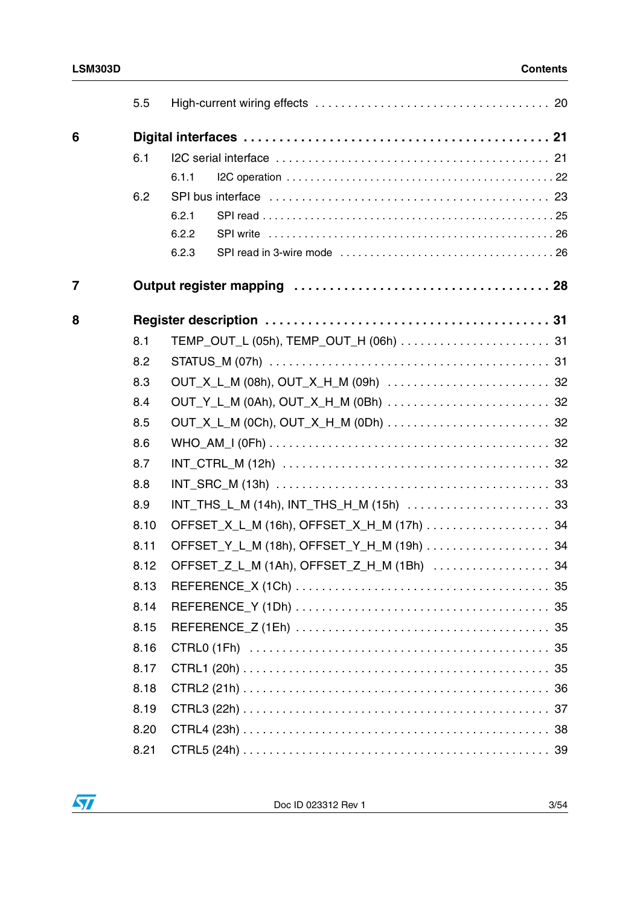| | | | |
|---|---|---|---|
| | 5.5 | High-current wiring effects | 20 |
| **6** | **Digital interfaces** | | **21** |
| | 6.1 | I2C serial interface | 21 |
| | | 6.1.1 I2C operation | 22 |
| | 6.2 | SPI bus interface | 23 |
| | | 6.2.1 SPI read | 25 |
| | | 6.2.2 SPI write | 26 |
| | | 6.2.3 SPI read in 3-wire mode | 26 |
| **7** | **Output register mapping** | | **28** |
| **8** | **Register description** | | **31** |
| | 8.1 | TEMP_OUT_L (05h), TEMP_OUT_H (06h) | 31 |
| | 8.2 | STATUS_M (07h) | 31 |
| | 8.3 | OUT_X_L_M (08h), OUT_X_H_M (09h) | 32 |
| | 8.4 | OUT_Y_L_M (0Ah), OUT_X_H_M (0Bh) | 32 |
| | 8.5 | OUT_X_L_M (0Ch), OUT_X_H_M (0Dh) | 32 |
| | 8.6 | WHO_AM_I (0Fh) | 32 |
| | 8.7 | INT_CTRL_M (12h) | 32 |
| | 8.8 | INT_SRC_M (13h) | 33 |
| | 8.9 | INT_THS_L_M (14h), INT_THS_H_M (15h) | 33 |
| | 8.10 | OFFSET_X_L_M (16h), OFFSET_X_H_M (17h) | 34 |
| | 8.11 | OFFSET_Y_L_M (18h), OFFSET_Y_H_M (19h) | 34 |
| | 8.12 | OFFSET_Z_L_M (1Ah), OFFSET_Z_H_M (1Bh) | 34 |
| | 8.13 | REFERENCE_X (1Ch) | 35 |
| | 8.14 | REFERENCE_Y (1Dh) | 35 |
| | 8.15 | REFERENCE_Z (1Eh) | 35 |
| | 8.16 | CTRL0 (1Fh) | 35 |
| | 8.17 | CTRL1 (20h) | 35 |
| | 8.18 | CTRL2 (21h) | 36 |
| | 8.19 | CTRL3 (22h) | 37 |
| | 8.20 | CTRL4 (23h) | 38 |
| | 8.21 | CTRL5 (24h) | 39 |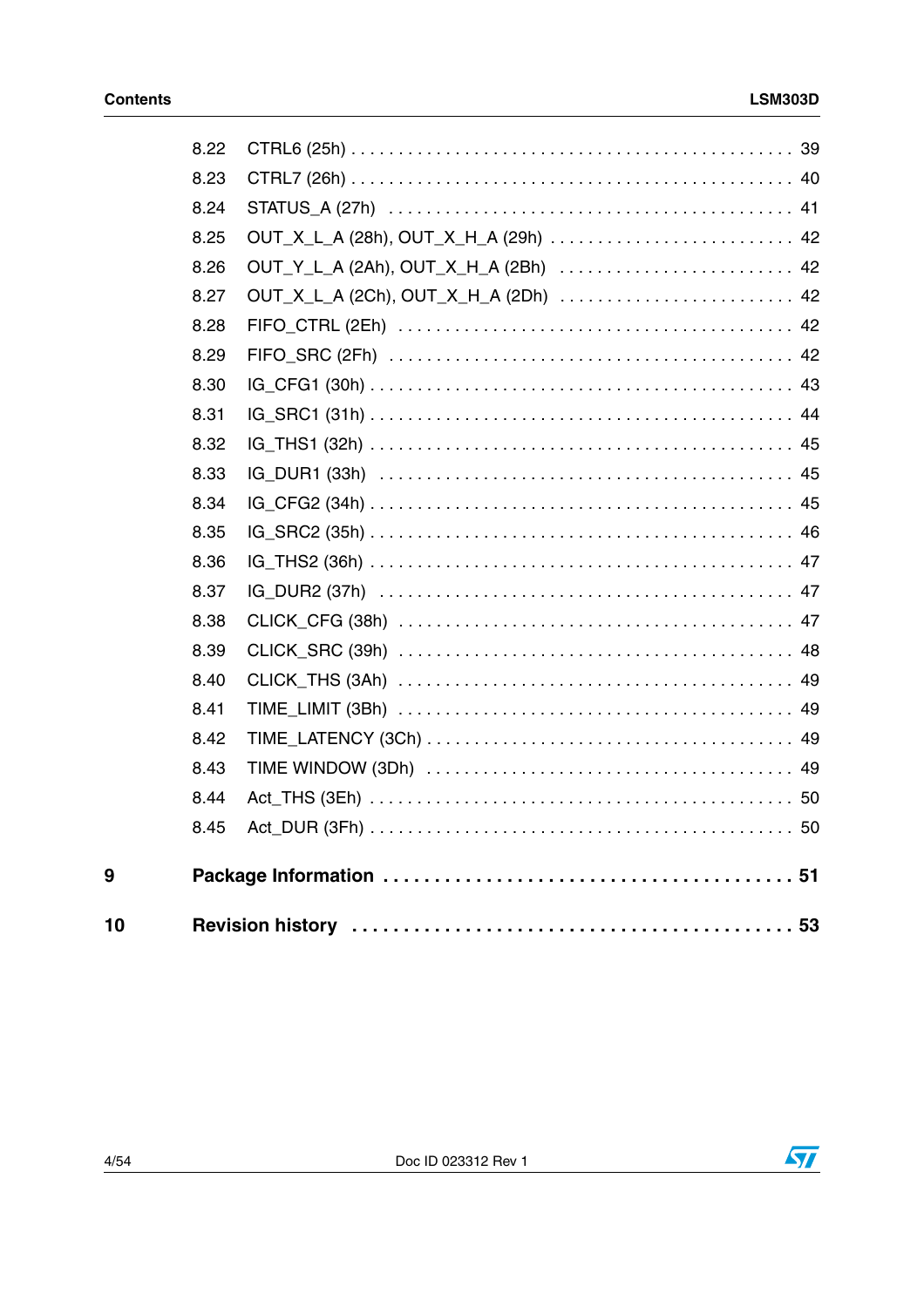| | | |
|---|---|---|
| 8.22 | CTRL6 (25h) | 39 |
| 8.23 | CTRL7 (26h) | 40 |
| 8.24 | STATUS_A (27h) | 41 |
| 8.25 | OUT_X_L_A (28h), OUT_X_H_A (29h) | 42 |
| 8.26 | OUT_Y_L_A (2Ah), OUT_X_H_A (2Bh) | 42 |
| 8.27 | OUT_X_L_A (2Ch), OUT_X_H_A (2Dh) | 42 |
| 8.28 | FIFO_CTRL (2Eh) | 42 |
| 8.29 | FIFO_SRC (2Fh) | 42 |
| 8.30 | IG_CFG1 (30h) | 43 |
| 8.31 | IG_SRC1 (31h) | 44 |
| 8.32 | IG_THS1 (32h) | 45 |
| 8.33 | IG_DUR1 (33h) | 45 |
| 8.34 | IG_CFG2 (34h) | 45 |
| 8.35 | IG_SRC2 (35h) | 46 |
| 8.36 | IG_THS2 (36h) | 47 |
| 8.37 | IG_DUR2 (37h) | 47 |
| 8.38 | CLICK_CFG (38h) | 47 |
| 8.39 | CLICK_SRC (39h) | 48 |
| 8.40 | CLICK_THS (3Ah) | 49 |
| 8.41 | TIME_LIMIT (3Bh) | 49 |
| 8.42 | TIME_LATENCY (3Ch) | 49 |
| 8.43 | TIME WINDOW (3Dh) | 49 |
| 8.44 | Act_THS (3Eh) | 50 |
| 8.45 | Act_DUR (3Fh) | 50 |

**9 Package Information . . . . . . . . . . . . . . . . . . . . . . . . . . . . . . . . . . . . . 51**

**10 Revision history . . . . . . . . . . . . . . . . . . . . . . . . . . . . . . . . . . . . . . . . . 53**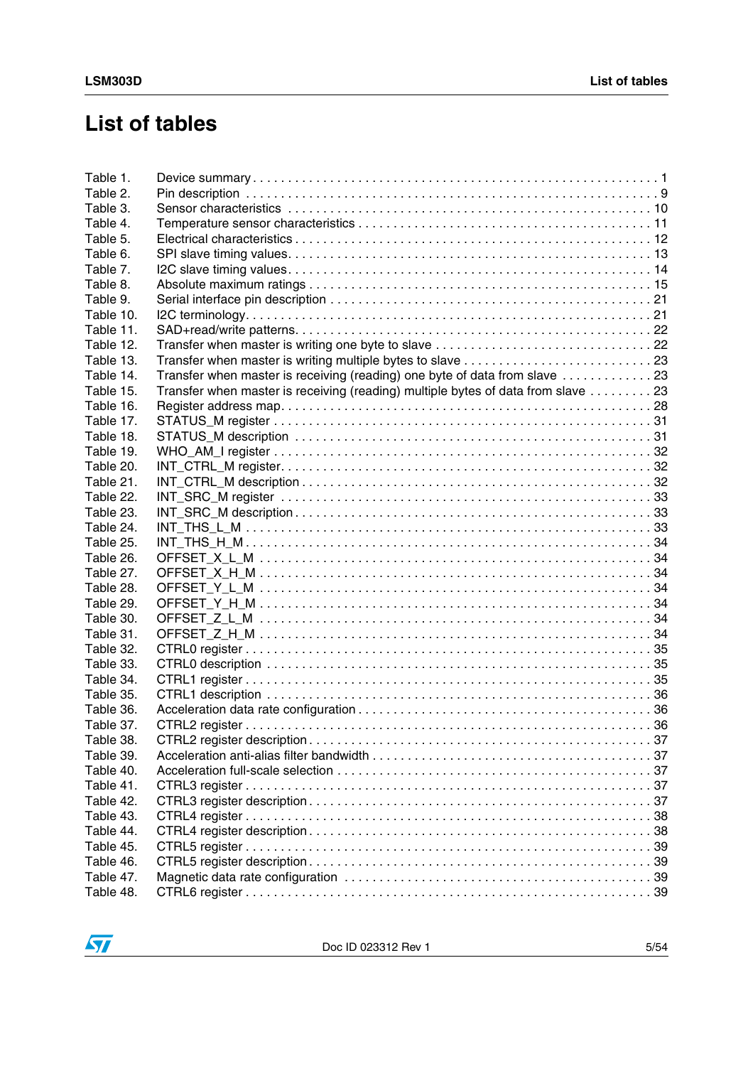# List of tables

Table 1. Device summary . . . . . . . . . . . . . . . . . . . . . . . . . . . . . . . . . . . . . . . . . . . . . . . . . . . . . . . 1
Table 2. Pin description . . . . . . . . . . . . . . . . . . . . . . . . . . . . . . . . . . . . . . . . . . . . . . . . . . . . . . . 9
Table 3. Sensor characteristics . . . . . . . . . . . . . . . . . . . . . . . . . . . . . . . . . . . . . . . . . . . . . . . . . 10
Table 4. Temperature sensor characteristics . . . . . . . . . . . . . . . . . . . . . . . . . . . . . . . . . . . . . . . . 11
Table 5. Electrical characteristics . . . . . . . . . . . . . . . . . . . . . . . . . . . . . . . . . . . . . . . . . . . . . . . 12
Table 6. SPI slave timing values. . . . . . . . . . . . . . . . . . . . . . . . . . . . . . . . . . . . . . . . . . . . . . . . 13
Table 7. I2C slave timing values. . . . . . . . . . . . . . . . . . . . . . . . . . . . . . . . . . . . . . . . . . . . . . . . 14
Table 8. Absolute maximum ratings . . . . . . . . . . . . . . . . . . . . . . . . . . . . . . . . . . . . . . . . . . . . . 15
Table 9. Serial interface pin description . . . . . . . . . . . . . . . . . . . . . . . . . . . . . . . . . . . . . . . . . . 21
Table 10. I2C terminology. . . . . . . . . . . . . . . . . . . . . . . . . . . . . . . . . . . . . . . . . . . . . . . . . . . . . 21
Table 11. SAD+read/write patterns. . . . . . . . . . . . . . . . . . . . . . . . . . . . . . . . . . . . . . . . . . . . . . . 22
Table 12. Transfer when master is writing one byte to slave . . . . . . . . . . . . . . . . . . . . . . . . . . . . . 22
Table 13. Transfer when master is writing multiple bytes to slave . . . . . . . . . . . . . . . . . . . . . . . . . 23
Table 14. Transfer when master is receiving (reading) one byte of data from slave . . . . . . . . . . . . . 23
Table 15. Transfer when master is receiving (reading) multiple bytes of data from slave . . . . . . . . . 23
Table 16. Register address map. . . . . . . . . . . . . . . . . . . . . . . . . . . . . . . . . . . . . . . . . . . . . . . . . 28
Table 17. STATUS_M register . . . . . . . . . . . . . . . . . . . . . . . . . . . . . . . . . . . . . . . . . . . . . . . . . . 31
Table 18. STATUS_M description . . . . . . . . . . . . . . . . . . . . . . . . . . . . . . . . . . . . . . . . . . . . . . . 31
Table 19. WHO_AM_I register . . . . . . . . . . . . . . . . . . . . . . . . . . . . . . . . . . . . . . . . . . . . . . . . . 32
Table 20. INT_CTRL_M register. . . . . . . . . . . . . . . . . . . . . . . . . . . . . . . . . . . . . . . . . . . . . . . . . 32
Table 21. INT_CTRL_M description . . . . . . . . . . . . . . . . . . . . . . . . . . . . . . . . . . . . . . . . . . . . . . 32
Table 22. INT_SRC_M register . . . . . . . . . . . . . . . . . . . . . . . . . . . . . . . . . . . . . . . . . . . . . . . . . 33
Table 23. INT_SRC_M description . . . . . . . . . . . . . . . . . . . . . . . . . . . . . . . . . . . . . . . . . . . . . . . 33
Table 24. INT_THS_L_M . . . . . . . . . . . . . . . . . . . . . . . . . . . . . . . . . . . . . . . . . . . . . . . . . . . . . 33
Table 25. INT_THS_H_M . . . . . . . . . . . . . . . . . . . . . . . . . . . . . . . . . . . . . . . . . . . . . . . . . . . . . 34
Table 26. OFFSET_X_L_M . . . . . . . . . . . . . . . . . . . . . . . . . . . . . . . . . . . . . . . . . . . . . . . . . . . . 34
Table 27. OFFSET_X_H_M . . . . . . . . . . . . . . . . . . . . . . . . . . . . . . . . . . . . . . . . . . . . . . . . . . . . 34
Table 28. OFFSET_Y_L_M . . . . . . . . . . . . . . . . . . . . . . . . . . . . . . . . . . . . . . . . . . . . . . . . . . . . 34
Table 29. OFFSET_Y_H_M . . . . . . . . . . . . . . . . . . . . . . . . . . . . . . . . . . . . . . . . . . . . . . . . . . . . 34
Table 30. OFFSET_Z_L_M . . . . . . . . . . . . . . . . . . . . . . . . . . . . . . . . . . . . . . . . . . . . . . . . . . . . 34
Table 31. OFFSET_Z_H_M . . . . . . . . . . . . . . . . . . . . . . . . . . . . . . . . . . . . . . . . . . . . . . . . . . . . 34
Table 32. CTRL0 register . . . . . . . . . . . . . . . . . . . . . . . . . . . . . . . . . . . . . . . . . . . . . . . . . . . . . 35
Table 33. CTRL0 description . . . . . . . . . . . . . . . . . . . . . . . . . . . . . . . . . . . . . . . . . . . . . . . . . . . 35
Table 34. CTRL1 register . . . . . . . . . . . . . . . . . . . . . . . . . . . . . . . . . . . . . . . . . . . . . . . . . . . . . 35
Table 35. CTRL1 description . . . . . . . . . . . . . . . . . . . . . . . . . . . . . . . . . . . . . . . . . . . . . . . . . . . 36
Table 36. Acceleration data rate configuration . . . . . . . . . . . . . . . . . . . . . . . . . . . . . . . . . . . . . . . 36
Table 37. CTRL2 register . . . . . . . . . . . . . . . . . . . . . . . . . . . . . . . . . . . . . . . . . . . . . . . . . . . . . 36
Table 38. CTRL2 register description . . . . . . . . . . . . . . . . . . . . . . . . . . . . . . . . . . . . . . . . . . . . . 37
Table 39. Acceleration anti-alias filter bandwidth . . . . . . . . . . . . . . . . . . . . . . . . . . . . . . . . . . . . . 37
Table 40. Acceleration full-scale selection . . . . . . . . . . . . . . . . . . . . . . . . . . . . . . . . . . . . . . . . . . 37
Table 41. CTRL3 register . . . . . . . . . . . . . . . . . . . . . . . . . . . . . . . . . . . . . . . . . . . . . . . . . . . . . 37
Table 42. CTRL3 register description . . . . . . . . . . . . . . . . . . . . . . . . . . . . . . . . . . . . . . . . . . . . . 37
Table 43. CTRL4 register . . . . . . . . . . . . . . . . . . . . . . . . . . . . . . . . . . . . . . . . . . . . . . . . . . . . . 38
Table 44. CTRL4 register description . . . . . . . . . . . . . . . . . . . . . . . . . . . . . . . . . . . . . . . . . . . . . 38
Table 45. CTRL5 register . . . . . . . . . . . . . . . . . . . . . . . . . . . . . . . . . . . . . . . . . . . . . . . . . . . . . 39
Table 46. CTRL5 register description . . . . . . . . . . . . . . . . . . . . . . . . . . . . . . . . . . . . . . . . . . . . . 39
Table 47. Magnetic data rate configuration . . . . . . . . . . . . . . . . . . . . . . . . . . . . . . . . . . . . . . . . . 39
Table 48. CTRL6 register . . . . . . . . . . . . . . . . . . . . . . . . . . . . . . . . . . . . . . . . . . . . . . . . . . . . . 39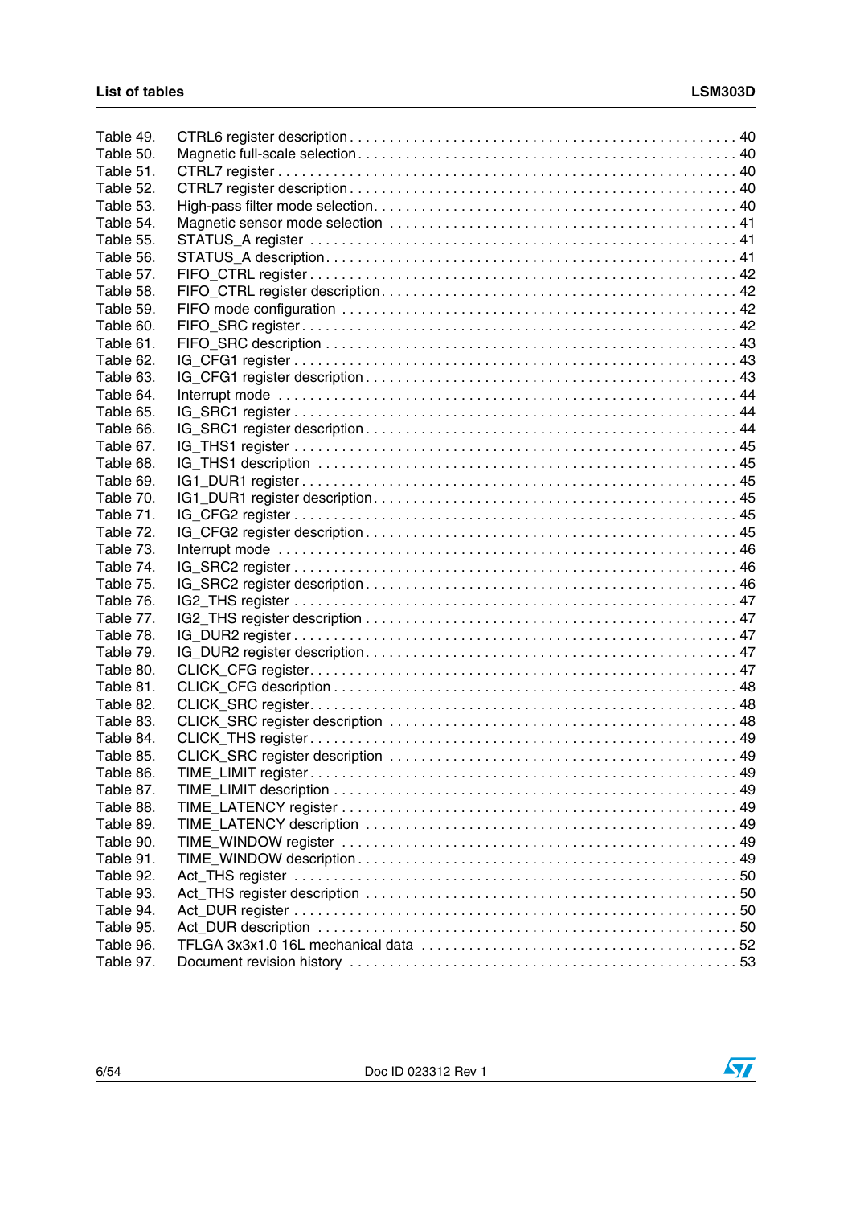Table 49. CTRL6 register description . . . . . . . . . . . . . . . . . . . . . . . . . . . . . . . . . . . . . . . . . . . . . 40
Table 50. Magnetic full-scale selection . . . . . . . . . . . . . . . . . . . . . . . . . . . . . . . . . . . . . . . . . . . . 40
Table 51. CTRL7 register . . . . . . . . . . . . . . . . . . . . . . . . . . . . . . . . . . . . . . . . . . . . . . . . . . . . 40
Table 52. CTRL7 register description . . . . . . . . . . . . . . . . . . . . . . . . . . . . . . . . . . . . . . . . . . . . . 40
Table 53. High-pass filter mode selection. . . . . . . . . . . . . . . . . . . . . . . . . . . . . . . . . . . . . . . . . . . 40
Table 54. Magnetic sensor mode selection . . . . . . . . . . . . . . . . . . . . . . . . . . . . . . . . . . . . . . . . . . 41
Table 55. STATUS_A register . . . . . . . . . . . . . . . . . . . . . . . . . . . . . . . . . . . . . . . . . . . . . . . . . . 41
Table 56. STATUS_A description. . . . . . . . . . . . . . . . . . . . . . . . . . . . . . . . . . . . . . . . . . . . . . . . 41
Table 57. FIFO_CTRL register . . . . . . . . . . . . . . . . . . . . . . . . . . . . . . . . . . . . . . . . . . . . . . . . . 42
Table 58. FIFO_CTRL register description. . . . . . . . . . . . . . . . . . . . . . . . . . . . . . . . . . . . . . . . . . 42
Table 59. FIFO mode configuration . . . . . . . . . . . . . . . . . . . . . . . . . . . . . . . . . . . . . . . . . . . . . . 42
Table 60. FIFO_SRC register. . . . . . . . . . . . . . . . . . . . . . . . . . . . . . . . . . . . . . . . . . . . . . . . . . 42
Table 61. FIFO_SRC description . . . . . . . . . . . . . . . . . . . . . . . . . . . . . . . . . . . . . . . . . . . . . . . . 43
Table 62. IG_CFG1 register . . . . . . . . . . . . . . . . . . . . . . . . . . . . . . . . . . . . . . . . . . . . . . . . . . 43
Table 63. IG_CFG1 register description . . . . . . . . . . . . . . . . . . . . . . . . . . . . . . . . . . . . . . . . . . . 43
Table 64. Interrupt mode . . . . . . . . . . . . . . . . . . . . . . . . . . . . . . . . . . . . . . . . . . . . . . . . . . . . 44
Table 65. IG_SRC1 register . . . . . . . . . . . . . . . . . . . . . . . . . . . . . . . . . . . . . . . . . . . . . . . . . . 44
Table 66. IG_SRC1 register description . . . . . . . . . . . . . . . . . . . . . . . . . . . . . . . . . . . . . . . . . . . 44
Table 67. IG_THS1 register . . . . . . . . . . . . . . . . . . . . . . . . . . . . . . . . . . . . . . . . . . . . . . . . . . 45
Table 68. IG_THS1 description . . . . . . . . . . . . . . . . . . . . . . . . . . . . . . . . . . . . . . . . . . . . . . . . 45
Table 69. IG1_DUR1 register. . . . . . . . . . . . . . . . . . . . . . . . . . . . . . . . . . . . . . . . . . . . . . . . . 45
Table 70. IG1_DUR1 register description. . . . . . . . . . . . . . . . . . . . . . . . . . . . . . . . . . . . . . . . . . 45
Table 71. IG_CFG2 register . . . . . . . . . . . . . . . . . . . . . . . . . . . . . . . . . . . . . . . . . . . . . . . . . . 45
Table 72. IG_CFG2 register description . . . . . . . . . . . . . . . . . . . . . . . . . . . . . . . . . . . . . . . . . . . 45
Table 73. Interrupt mode . . . . . . . . . . . . . . . . . . . . . . . . . . . . . . . . . . . . . . . . . . . . . . . . . . . . 46
Table 74. IG_SRC2 register . . . . . . . . . . . . . . . . . . . . . . . . . . . . . . . . . . . . . . . . . . . . . . . . . . 46
Table 75. IG_SRC2 register description . . . . . . . . . . . . . . . . . . . . . . . . . . . . . . . . . . . . . . . . . . . 46
Table 76. IG2_THS register . . . . . . . . . . . . . . . . . . . . . . . . . . . . . . . . . . . . . . . . . . . . . . . . . . 47
Table 77. IG2_THS register description . . . . . . . . . . . . . . . . . . . . . . . . . . . . . . . . . . . . . . . . . . . 47
Table 78. IG_DUR2 register . . . . . . . . . . . . . . . . . . . . . . . . . . . . . . . . . . . . . . . . . . . . . . . . . . 47
Table 79. IG_DUR2 register description. . . . . . . . . . . . . . . . . . . . . . . . . . . . . . . . . . . . . . . . . . . 47
Table 80. CLICK_CFG register. . . . . . . . . . . . . . . . . . . . . . . . . . . . . . . . . . . . . . . . . . . . . . . . . 47
Table 81. CLICK_CFG description . . . . . . . . . . . . . . . . . . . . . . . . . . . . . . . . . . . . . . . . . . . . . . . 48
Table 82. CLICK_SRC register. . . . . . . . . . . . . . . . . . . . . . . . . . . . . . . . . . . . . . . . . . . . . . . . . 48
Table 83. CLICK_SRC register description . . . . . . . . . . . . . . . . . . . . . . . . . . . . . . . . . . . . . . . . . 48
Table 84. CLICK_THS register . . . . . . . . . . . . . . . . . . . . . . . . . . . . . . . . . . . . . . . . . . . . . . . . . 49
Table 85. CLICK_SRC register description . . . . . . . . . . . . . . . . . . . . . . . . . . . . . . . . . . . . . . . . . 49
Table 86. TIME_LIMIT register . . . . . . . . . . . . . . . . . . . . . . . . . . . . . . . . . . . . . . . . . . . . . . . . . 49
Table 87. TIME_LIMIT description . . . . . . . . . . . . . . . . . . . . . . . . . . . . . . . . . . . . . . . . . . . . . . . 49
Table 88. TIME_LATENCY register . . . . . . . . . . . . . . . . . . . . . . . . . . . . . . . . . . . . . . . . . . . . . . 49
Table 89. TIME_LATENCY description . . . . . . . . . . . . . . . . . . . . . . . . . . . . . . . . . . . . . . . . . . . . 49
Table 90. TIME_WINDOW register . . . . . . . . . . . . . . . . . . . . . . . . . . . . . . . . . . . . . . . . . . . . . . 49
Table 91. TIME_WINDOW description. . . . . . . . . . . . . . . . . . . . . . . . . . . . . . . . . . . . . . . . . . . . . 49
Table 92. Act_THS register . . . . . . . . . . . . . . . . . . . . . . . . . . . . . . . . . . . . . . . . . . . . . . . . . . 50
Table 93. Act_THS register description . . . . . . . . . . . . . . . . . . . . . . . . . . . . . . . . . . . . . . . . . . . 50
Table 94. Act_DUR register . . . . . . . . . . . . . . . . . . . . . . . . . . . . . . . . . . . . . . . . . . . . . . . . . . 50
Table 95. Act_DUR description . . . . . . . . . . . . . . . . . . . . . . . . . . . . . . . . . . . . . . . . . . . . . . . . 50
Table 96. TFLGA 3x3x1.0 16L mechanical data . . . . . . . . . . . . . . . . . . . . . . . . . . . . . . . . . . . . . 52
Table 97. Document revision history . . . . . . . . . . . . . . . . . . . . . . . . . . . . . . . . . . . . . . . . . . . . 53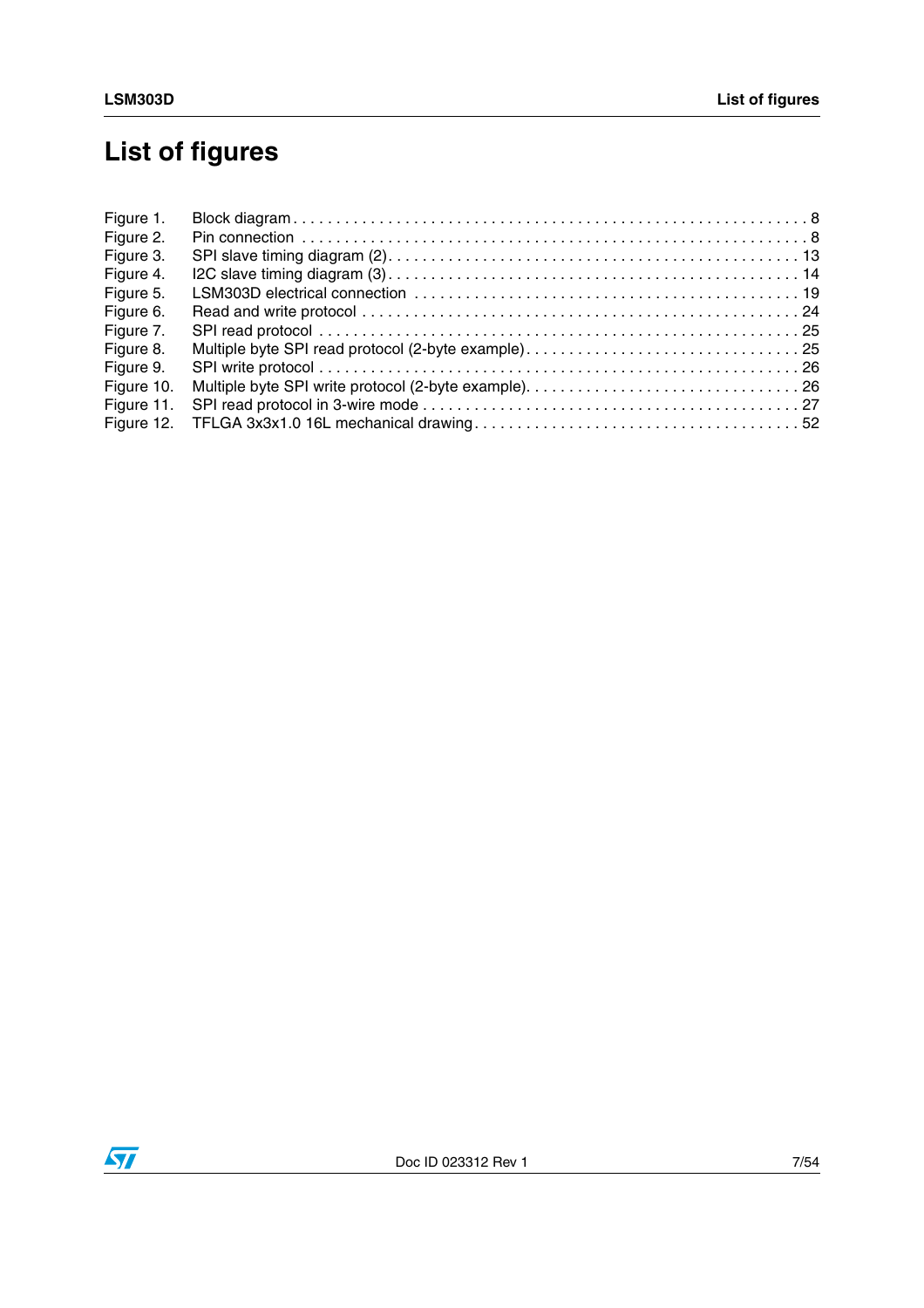# List of figures

Figure 1. Block diagram . . . . . . . . . . . . . . . . . . . . . . . . . . . . . . . . . . . . . . . . . . . . . . . . . . . . . . . . . . 8
Figure 2. Pin connection . . . . . . . . . . . . . . . . . . . . . . . . . . . . . . . . . . . . . . . . . . . . . . . . . . . . . . . . . . 8
Figure 3. SPI slave timing diagram (2) . . . . . . . . . . . . . . . . . . . . . . . . . . . . . . . . . . . . . . . . . . . . . . . . 13
Figure 4. I2C slave timing diagram (3) . . . . . . . . . . . . . . . . . . . . . . . . . . . . . . . . . . . . . . . . . . . . . . . . 14
Figure 5. LSM303D electrical connection . . . . . . . . . . . . . . . . . . . . . . . . . . . . . . . . . . . . . . . . . . . . . . 19
Figure 6. Read and write protocol . . . . . . . . . . . . . . . . . . . . . . . . . . . . . . . . . . . . . . . . . . . . . . . . . . . 24
Figure 7. SPI read protocol . . . . . . . . . . . . . . . . . . . . . . . . . . . . . . . . . . . . . . . . . . . . . . . . . . . . . . . 25
Figure 8. Multiple byte SPI read protocol (2-byte example) . . . . . . . . . . . . . . . . . . . . . . . . . . . . . . . . 25
Figure 9. SPI write protocol . . . . . . . . . . . . . . . . . . . . . . . . . . . . . . . . . . . . . . . . . . . . . . . . . . . . . . 26
Figure 10. Multiple byte SPI write protocol (2-byte example) . . . . . . . . . . . . . . . . . . . . . . . . . . . . . . . 26
Figure 11. SPI read protocol in 3-wire mode . . . . . . . . . . . . . . . . . . . . . . . . . . . . . . . . . . . . . . . . . . . 27
Figure 12. TFLGA 3x3x1.0 16L mechanical drawing . . . . . . . . . . . . . . . . . . . . . . . . . . . . . . . . . . . . . 52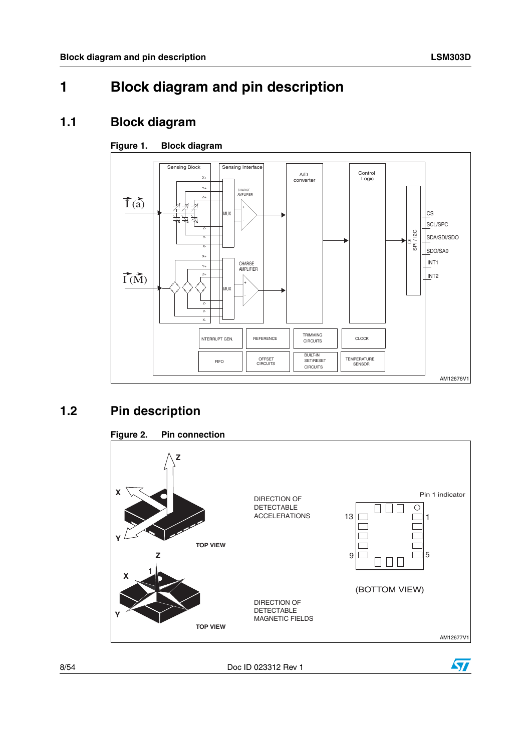# 1 Block diagram and pin description

## 1.1 Block diagram

**Figure 1. Block diagram**

## 1.2 Pin description

**Figure 2. Pin connection**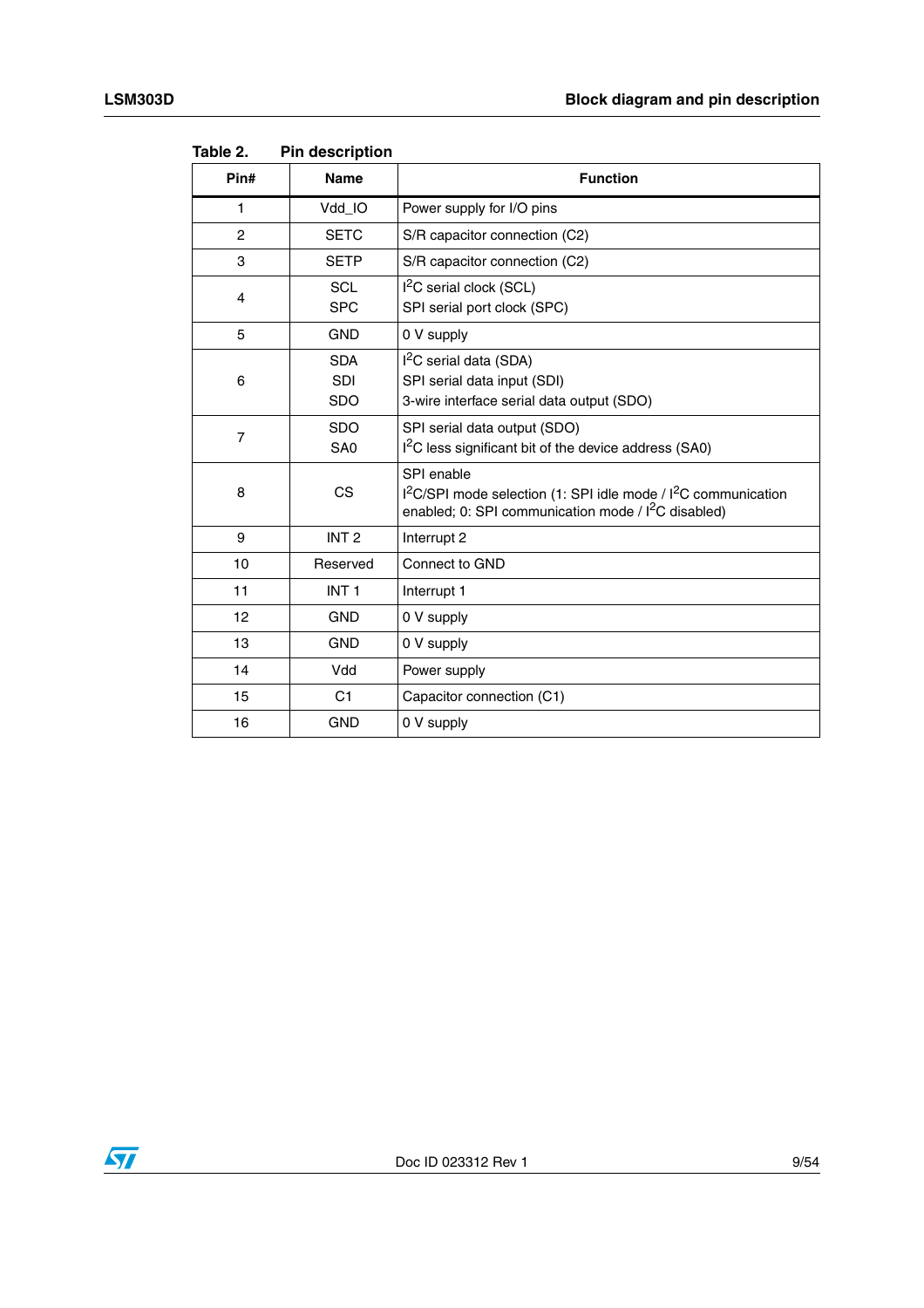Table 2. Pin description

| Pin# | Name | Function |
|---|---|---|
| 1 | Vdd_IO | Power supply for I/O pins |
| 2 | SETC | S/R capacitor connection (C2) |
| 3 | SETP | S/R capacitor connection (C2) |
| 4 | SCL<br>SPC | $I^2C$ serial clock (SCL)<br>SPI serial port clock (SPC) |
| 5 | GND | 0 V supply |
| 6 | SDA<br>SDI<br>SDO | $I^2C$ serial data (SDA)<br>SPI serial data input (SDI)<br>3-wire interface serial data output (SDO) |
| 7 | SDO<br>SA0 | SPI serial data output (SDO)<br>$I^2C$ less significant bit of the device address (SA0) |
| 8 | CS | SPI enable<br>$I^2C$/SPI mode selection (1: SPI idle mode / $I^2C$ communication enabled; 0: SPI communication mode / $I^2C$ disabled) |
| 9 | INT 2 | Interrupt 2 |
| 10 | Reserved | Connect to GND |
| 11 | INT 1 | Interrupt 1 |
| 12 | GND | 0 V supply |
| 13 | GND | 0 V supply |
| 14 | Vdd | Power supply |
| 15 | C1 | Capacitor connection (C1) |
| 16 | GND | 0 V supply |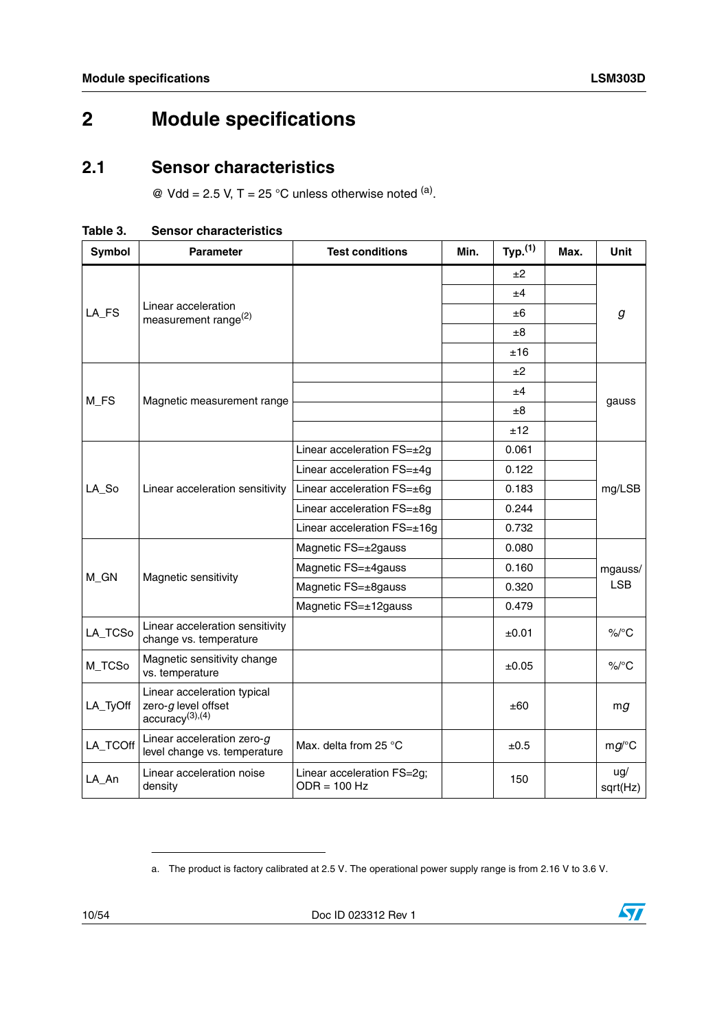# 2 Module specifications

## 2.1 Sensor characteristics

@ Vdd = 2.5 V, T = 25 °C unless otherwise noted [(a)].

**Table 3. Sensor characteristics**

| Symbol | Parameter | Test conditions | Min. | Typ.[(1)] | Max. | Unit |
|---|---|---|---|---|---|---|
| LA_FS | Linear acceleration measurement range[(2)] | | | ±2 | | *g* |
| | | | | ±4 | | |
| | | | | ±6 | | |
| | | | | ±8 | | |
| | | | | ±16 | | |
| M_FS | Magnetic measurement range | | | ±2 | | gauss |
| | | | | ±4 | | |
| | | | | ±8 | | |
| | | | | ±12 | | |
| LA_So | Linear acceleration sensitivity | Linear acceleration FS=±2g | | 0.061 | | mg/LSB |
| | | Linear acceleration FS=±4g | | 0.122 | | |
| | | Linear acceleration FS=±6g | | 0.183 | | |
| | | Linear acceleration FS=±8g | | 0.244 | | |
| | | Linear acceleration FS=±16g | | 0.732 | | |
| M_GN | Magnetic sensitivity | Magnetic FS=±2gauss | | 0.080 | | mgauss/LSB |
| | | Magnetic FS=±4gauss | | 0.160 | | |
| | | Magnetic FS=±8gauss | | 0.320 | | |
| | | Magnetic FS=±12gauss | | 0.479 | | |
| LA_TCSo | Linear acceleration sensitivity change vs. temperature | | | ±0.01 | | %/°C |
| M_TCSo | Magnetic sensitivity change vs. temperature | | | ±0.05 | | %/°C |
| LA_TyOff | Linear acceleration typical zero-*g* level offset accuracy[(3),(4)] | | | ±60 | | m*g* |
| LA_TCOff | Linear acceleration zero-*g* level change vs. temperature | Max. delta from 25 °C | | ±0.5 | | m*g*/°C |
| LA_An | Linear acceleration noise density | Linear acceleration FS=2g; ODR = 100 Hz | | 150 | | ug/sqrt(Hz) |

a. The product is factory calibrated at 2.5 V. The operational power supply range is from 2.16 V to 3.6 V.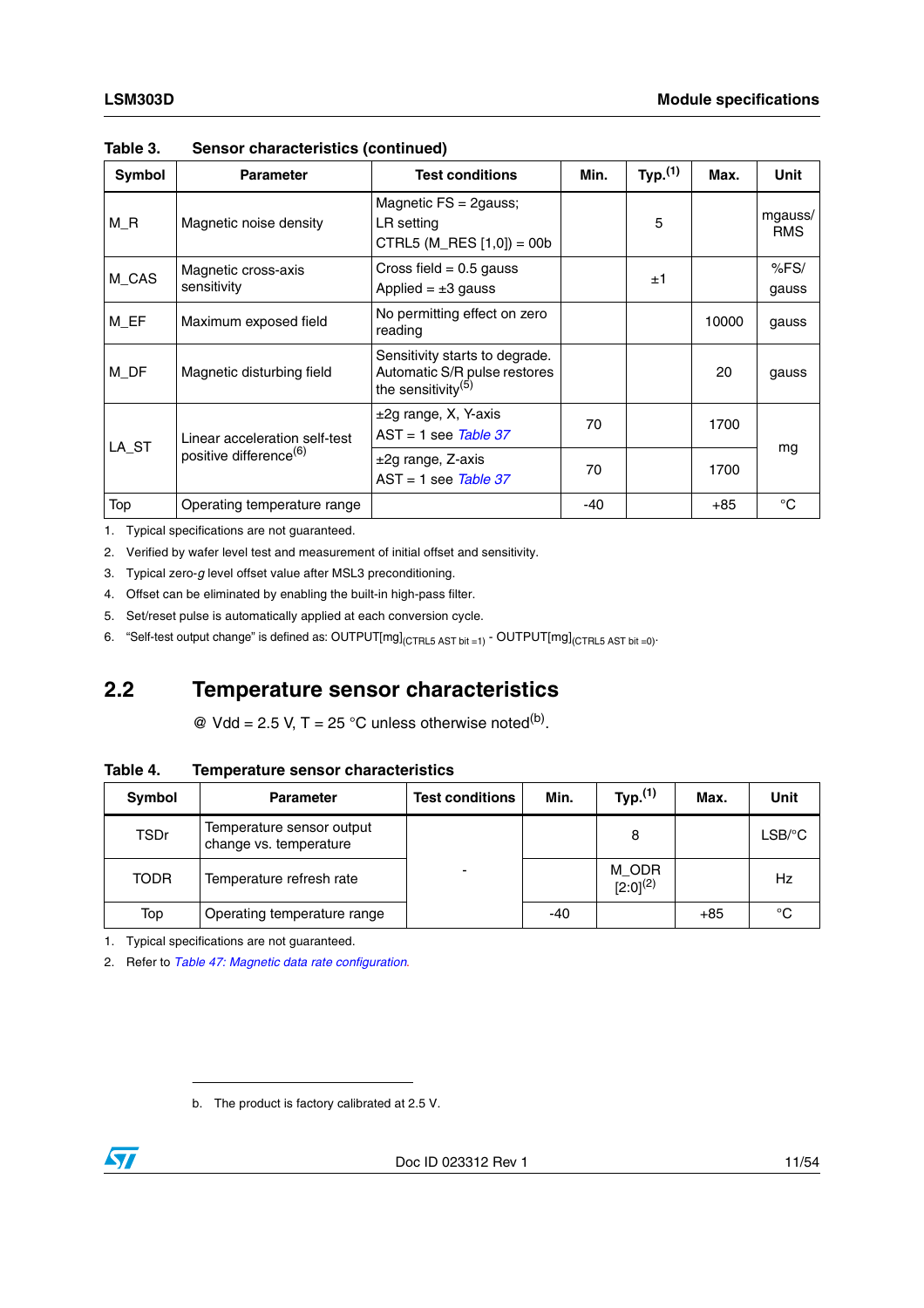Table 3. Sensor characteristics (continued)

| Symbol | Parameter | Test conditions | Min. | Typ.(1) | Max. | Unit |
|---|---|---|---|---|---|---|
| M_R | Magnetic noise density | Magnetic FS = 2gauss; LR setting CTRL5 (M_RES [1,0]) = 00b | | 5 | | mgauss/ RMS |
| M_CAS | Magnetic cross-axis sensitivity | Cross field = 0.5 gauss Applied = ±3 gauss | | ±1 | | %FS/ gauss |
| M_EF | Maximum exposed field | No permitting effect on zero reading | | | 10000 | gauss |
| M_DF | Magnetic disturbing field | Sensitivity starts to degrade. Automatic S/R pulse restores the sensitivity(5) | | | 20 | gauss |
| LA_ST | Linear acceleration self-test positive difference(6) | ±2g range, X, Y-axis AST = 1 see *Table 37* | 70 | | 1700 | mg |
| | | ±2g range, Z-axis AST = 1 see *Table 37* | 70 | | 1700 | |
| Top | Operating temperature range | | -40 | | +85 | °C |

1. Typical specifications are not guaranteed.
2. Verified by wafer level test and measurement of initial offset and sensitivity.
3. Typical zero-*g* level offset value after MSL3 preconditioning.
4. Offset can be eliminated by enabling the built-in high-pass filter.
5. Set/reset pulse is automatically applied at each conversion cycle.
6. "Self-test output change" is defined as: $OUTPUT[mg]_{(CTRL5\ AST\ bit\ =1)}$ - $OUTPUT[mg]_{(CTRL5\ AST\ bit\ =0)}$.

## 2.2 Temperature sensor characteristics

@ Vdd = 2.5 V, T = 25 °C unless otherwise noted[b].

Table 4. Temperature sensor characteristics

| Symbol | Parameter | Test conditions | Min. | Typ.(1) | Max. | Unit |
|---|---|---|---|---|---|---|
| TSDr | Temperature sensor output change vs. temperature | - | | 8 | | LSB/°C |
| TODR | Temperature refresh rate | | | M_ODR [2:0](2) | | Hz |
| Top | Operating temperature range | | -40 | | +85 | °C |

1. Typical specifications are not guaranteed.
2. Refer to *Table 47: Magnetic data rate configuration*.

b. The product is factory calibrated at 2.5 V.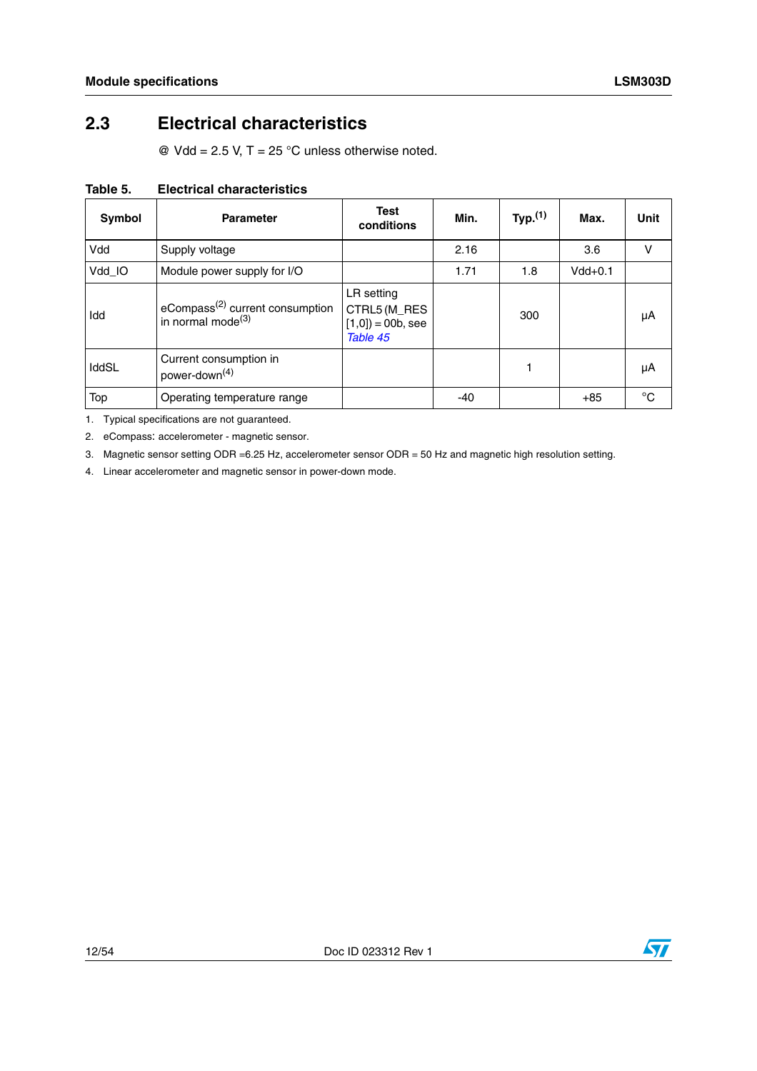## 2.3 Electrical characteristics

@ Vdd = 2.5 V, T = 25 °C unless otherwise noted.

**Table 5. Electrical characteristics**

| Symbol | Parameter | Test conditions | Min. | Typ.(1) | Max. | Unit |
|---|---|---|---|---|---|---|
| Vdd | Supply voltage | | 2.16 | | 3.6 | V |
| Vdd_IO | Module power supply for I/O | | 1.71 | 1.8 | Vdd+0.1 | |
| Idd | eCompass(2) current consumption in normal mode(3) | LR setting CTRL5 (M_RES [1,0]) = 00b, see *Table 45* | | 300 | | µA |
| IddSL | Current consumption in power-down(4) | | | 1 | | µA |
| Top | Operating temperature range | | -40 | | +85 | °C |

1. Typical specifications are not guaranteed.
2. eCompass: accelerometer - magnetic sensor.
3. Magnetic sensor setting ODR =6.25 Hz, accelerometer sensor ODR = 50 Hz and magnetic high resolution setting.
4. Linear accelerometer and magnetic sensor in power-down mode.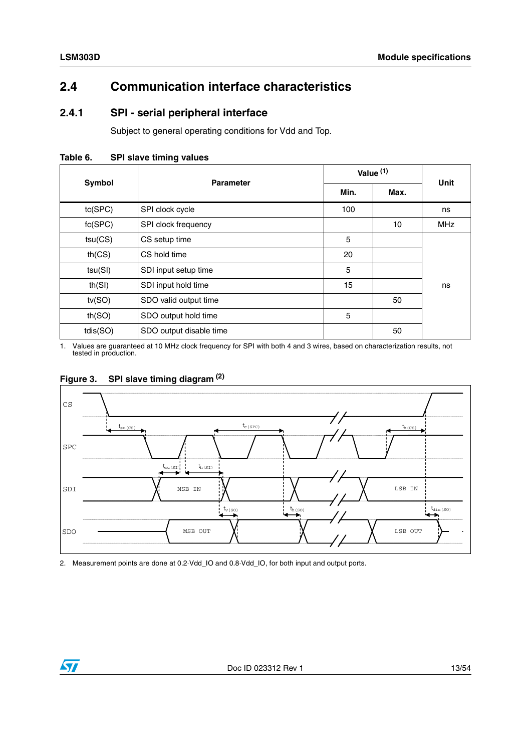## 2.4 Communication interface characteristics

### 2.4.1 SPI - serial peripheral interface

Subject to general operating conditions for Vdd and Top.

**Table 6. SPI slave timing values**

| Symbol | Parameter | Value [(1)] | | Unit |
|---|---|---|---|---|
| | | Min. | Max. | |
| tc(SPC) | SPI clock cycle | 100 | | ns |
| fc(SPC) | SPI clock frequency | | 10 | MHz |
| tsu(CS) | CS setup time | 5 | | ns |
| th(CS) | CS hold time | 20 | | ns |
| tsu(SI) | SDI input setup time | 5 | | ns |
| th(SI) | SDI input hold time | 15 | | ns |
| tv(SO) | SDO valid output time | | 50 | ns |
| th(SO) | SDO output hold time | 5 | | ns |
| tdis(SO) | SDO output disable time | | 50 | ns |

1. Values are guaranteed at 10 MHz clock frequency for SPI with both 4 and 3 wires, based on characterization results, not tested in production.

**Figure 3. SPI slave timing diagram [(2)]**

2. Measurement points are done at 0.2·Vdd_IO and 0.8·Vdd_IO, for both input and output ports.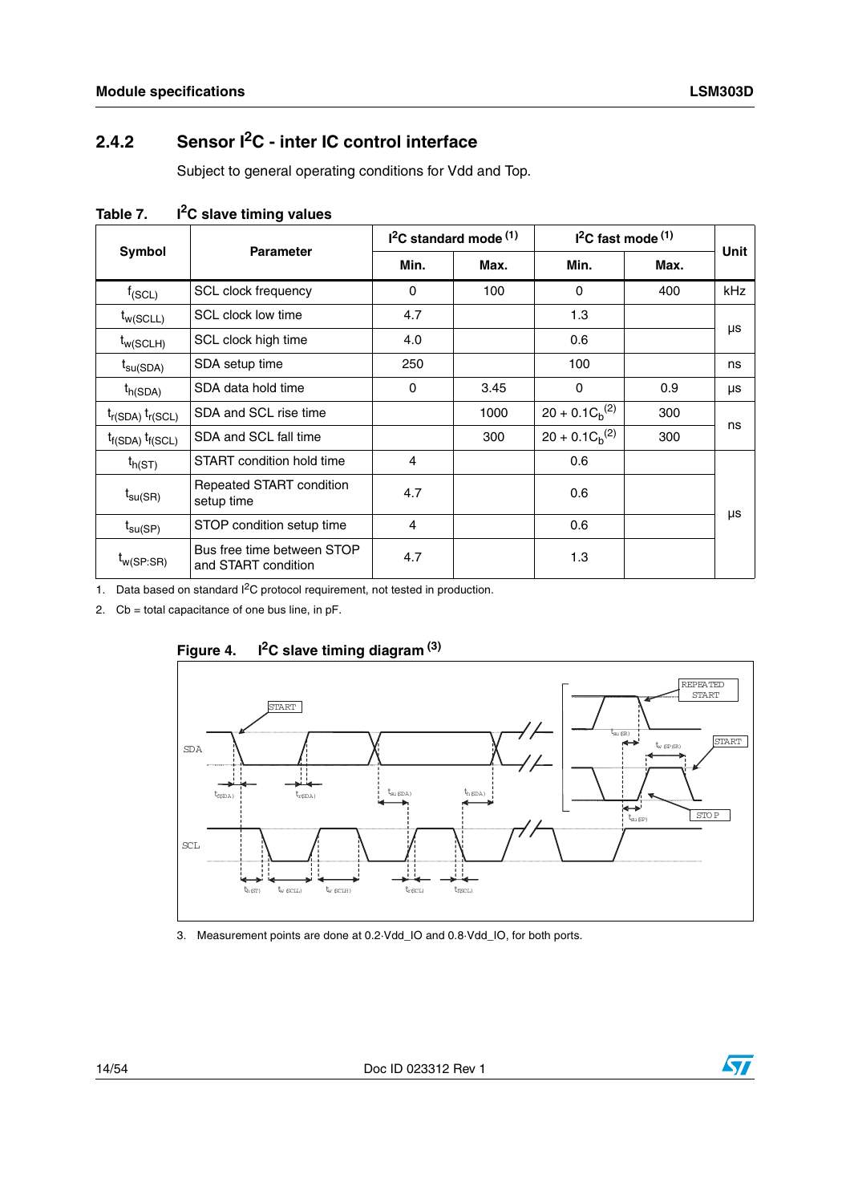### 2.4.2 Sensor I²C - inter IC control interface

Subject to general operating conditions for Vdd and Top.

**Table 7. I²C slave timing values**

| Symbol | Parameter | I²C standard mode [1] | | I²C fast mode [1] | | Unit |
|---|---|---|---|---|---|---|
| | | Min. | Max. | Min. | Max. | |
| $f_{(SCL)}$ | SCL clock frequency | 0 | 100 | 0 | 400 | kHz |
| $t_{w(SCLL)}$ | SCL clock low time | 4.7 | | 1.3 | | μs |
| $t_{w(SCLH)}$ | SCL clock high time | 4.0 | | 0.6 | | μs |
| $t_{su(SDA)}$ | SDA setup time | 250 | | 100 | | ns |
| $t_{h(SDA)}$ | SDA data hold time | 0 | 3.45 | 0 | 0.9 | μs |
| $t_{r(SDA)}$ $t_{r(SCL)}$ | SDA and SCL rise time | | 1000 | $20 + 0.1C_b$ [2] | 300 | ns |
| $t_{f(SDA)}$ $t_{f(SCL)}$ | SDA and SCL fall time | | 300 | $20 + 0.1C_b$ [2] | 300 | ns |
| $t_{h(ST)}$ | START condition hold time | 4 | | 0.6 | | μs |
| $t_{su(SR)}$ | Repeated START condition setup time | 4.7 | | 0.6 | | μs |
| $t_{su(SP)}$ | STOP condition setup time | 4 | | 0.6 | | μs |
| $t_{w(SP:SR)}$ | Bus free time between STOP and START condition | 4.7 | | 1.3 | | μs |

1. Data based on standard I²C protocol requirement, not tested in production.
2. Cb = total capacitance of one bus line, in pF.

**Figure 4. I²C slave timing diagram [3]**

3. Measurement points are done at 0.2·Vdd_IO and 0.8·Vdd_IO, for both ports.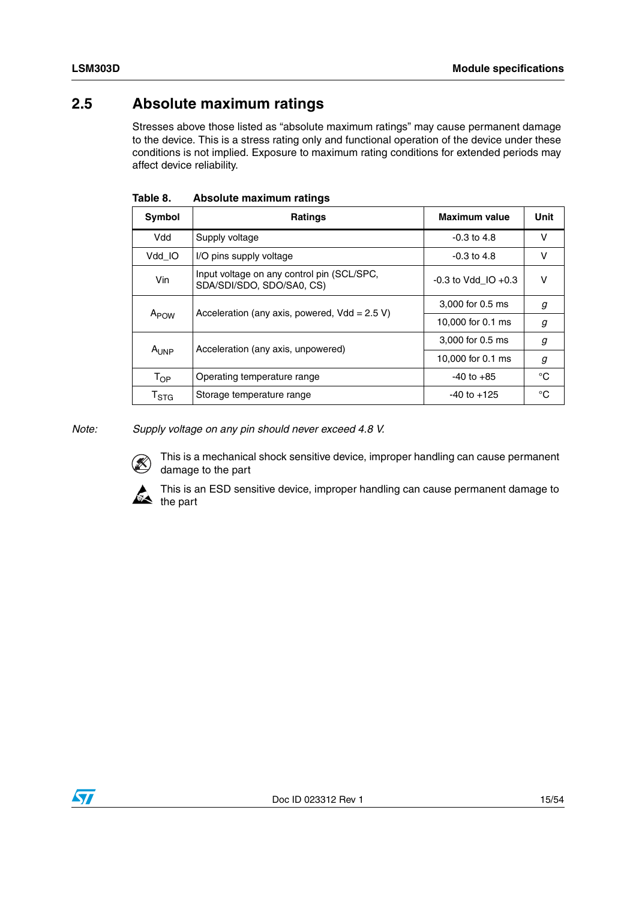## 2.5 Absolute maximum ratings

Stresses above those listed as "absolute maximum ratings" may cause permanent damage to the device. This is a stress rating only and functional operation of the device under these conditions is not implied. Exposure to maximum rating conditions for extended periods may affect device reliability.

**Table 8. Absolute maximum ratings**

| Symbol | Ratings | Maximum value | Unit |
|---|---|---|---|
| Vdd | Supply voltage | -0.3 to 4.8 | V |
| Vdd_IO | I/O pins supply voltage | -0.3 to 4.8 | V |
| Vin | Input voltage on any control pin (SCL/SPC, SDA/SDI/SDO, SDO/SA0, CS) | -0.3 to Vdd_IO +0.3 | V |
| $A_{POW}$ | Acceleration (any axis, powered, Vdd = 2.5 V) | 3,000 for 0.5 ms | *g* |
| | | 10,000 for 0.1 ms | *g* |
| $A_{UNP}$ | Acceleration (any axis, unpowered) | 3,000 for 0.5 ms | *g* |
| | | 10,000 for 0.1 ms | *g* |
| $T_{OP}$ | Operating temperature range | -40 to +85 | °C |
| $T_{STG}$ | Storage temperature range | -40 to +125 | °C |

*Note: Supply voltage on any pin should never exceed 4.8 V.*

This is a mechanical shock sensitive device, improper handling can cause permanent damage to the part

This is an ESD sensitive device, improper handling can cause permanent damage to the part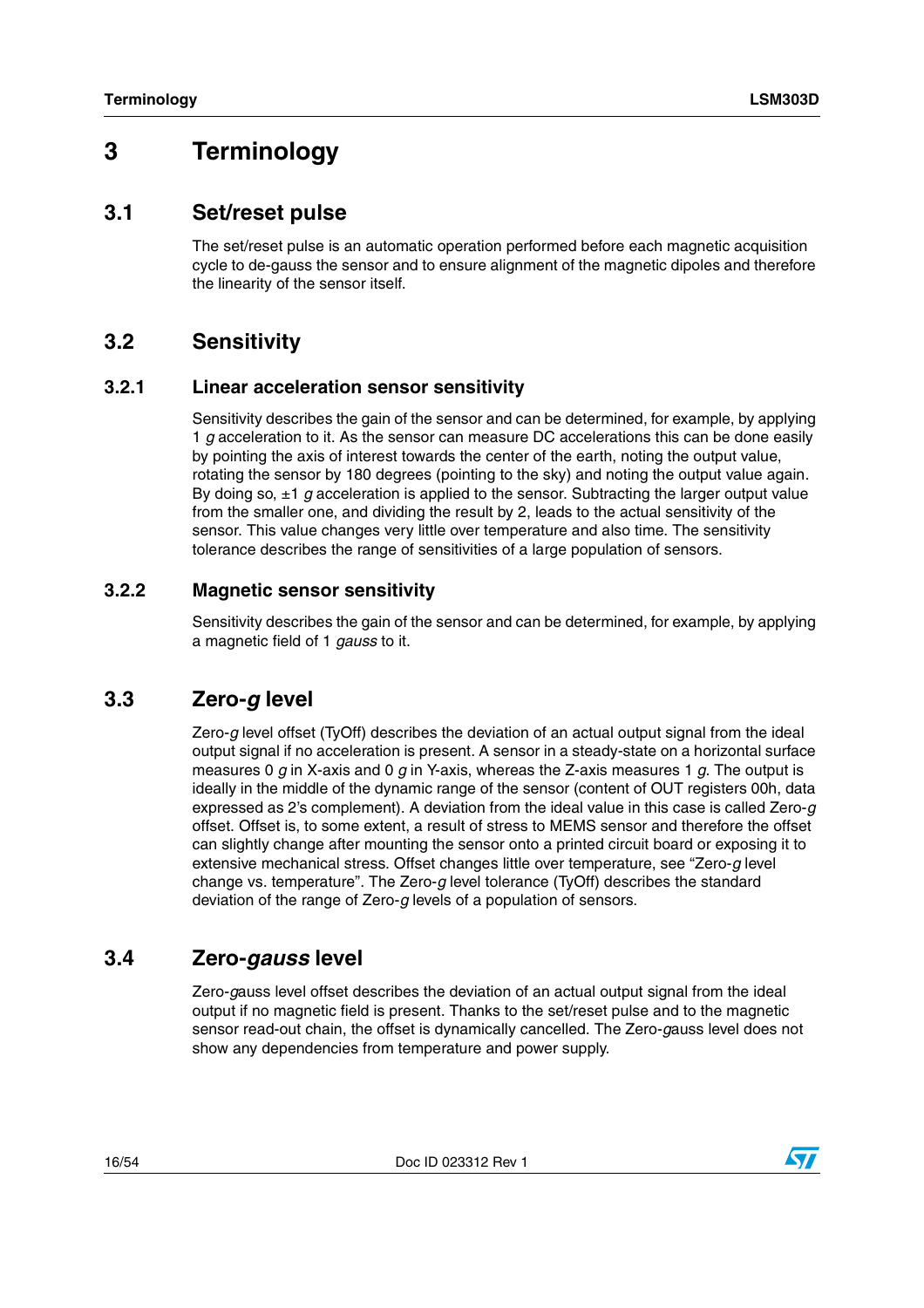# 3 Terminology

## 3.1 Set/reset pulse

The set/reset pulse is an automatic operation performed before each magnetic acquisition cycle to de-gauss the sensor and to ensure alignment of the magnetic dipoles and therefore the linearity of the sensor itself.

## 3.2 Sensitivity

### 3.2.1 Linear acceleration sensor sensitivity

Sensitivity describes the gain of the sensor and can be determined, for example, by applying 1 *g* acceleration to it. As the sensor can measure DC accelerations this can be done easily by pointing the axis of interest towards the center of the earth, noting the output value, rotating the sensor by 180 degrees (pointing to the sky) and noting the output value again. By doing so, ±1 *g* acceleration is applied to the sensor. Subtracting the larger output value from the smaller one, and dividing the result by 2, leads to the actual sensitivity of the sensor. This value changes very little over temperature and also time. The sensitivity tolerance describes the range of sensitivities of a large population of sensors.

### 3.2.2 Magnetic sensor sensitivity

Sensitivity describes the gain of the sensor and can be determined, for example, by applying a magnetic field of 1 *gauss* to it.

## 3.3 Zero-*g* level

Zero-*g* level offset (TyOff) describes the deviation of an actual output signal from the ideal output signal if no acceleration is present. A sensor in a steady-state on a horizontal surface measures 0 *g* in X-axis and 0 *g* in Y-axis, whereas the Z-axis measures 1 *g*. The output is ideally in the middle of the dynamic range of the sensor (content of OUT registers 00h, data expressed as 2's complement). A deviation from the ideal value in this case is called Zero-*g* offset. Offset is, to some extent, a result of stress to MEMS sensor and therefore the offset can slightly change after mounting the sensor onto a printed circuit board or exposing it to extensive mechanical stress. Offset changes little over temperature, see "Zero-*g* level change vs. temperature". The Zero-*g* level tolerance (TyOff) describes the standard deviation of the range of Zero-*g* levels of a population of sensors.

## 3.4 Zero-*gauss* level

Zero-*g*auss level offset describes the deviation of an actual output signal from the ideal output if no magnetic field is present. Thanks to the set/reset pulse and to the magnetic sensor read-out chain, the offset is dynamically cancelled. The Zero-*g*auss level does not show any dependencies from temperature and power supply.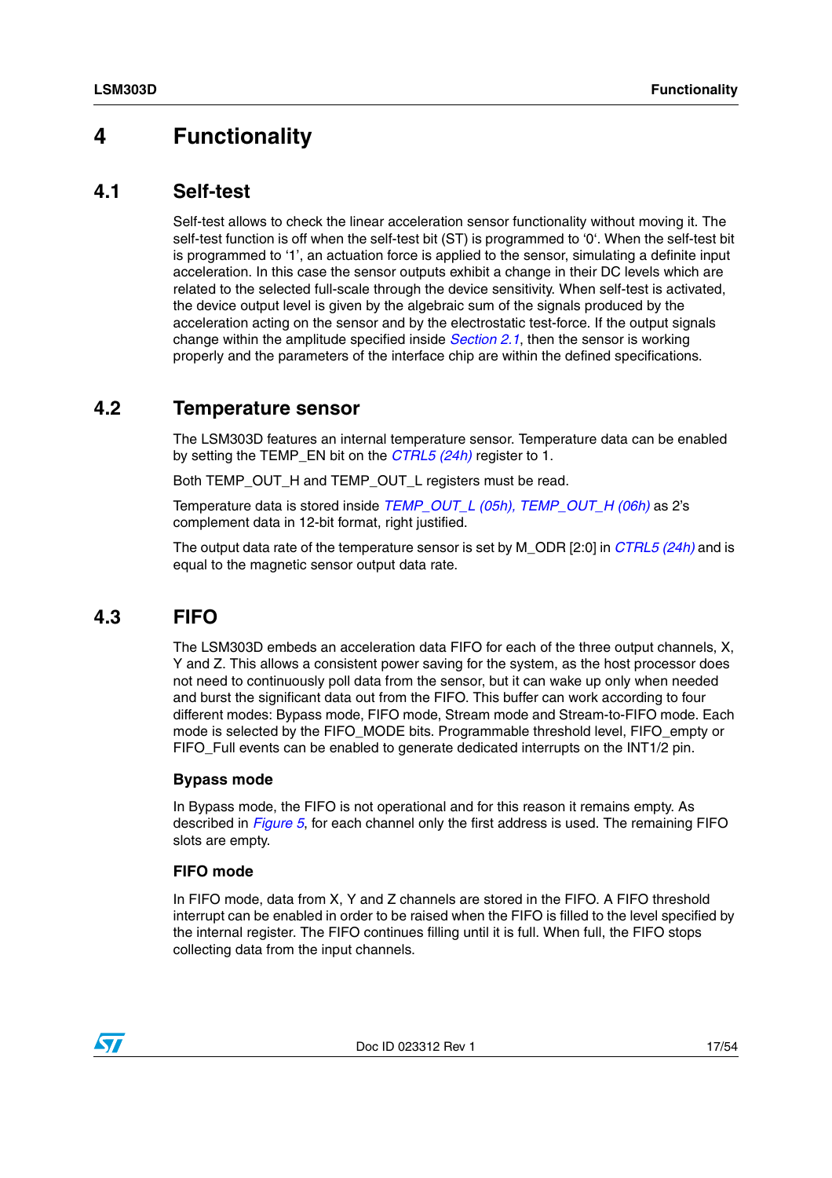# 4 Functionality

## 4.1 Self-test

Self-test allows to check the linear acceleration sensor functionality without moving it. The self-test function is off when the self-test bit (ST) is programmed to '0'. When the self-test bit is programmed to '1', an actuation force is applied to the sensor, simulating a definite input acceleration. In this case the sensor outputs exhibit a change in their DC levels which are related to the selected full-scale through the device sensitivity. When self-test is activated, the device output level is given by the algebraic sum of the signals produced by the acceleration acting on the sensor and by the electrostatic test-force. If the output signals change within the amplitude specified inside *Section 2.1*, then the sensor is working properly and the parameters of the interface chip are within the defined specifications.

## 4.2 Temperature sensor

The LSM303D features an internal temperature sensor. Temperature data can be enabled by setting the TEMP_EN bit on the *CTRL5 (24h)* register to 1.

Both TEMP_OUT_H and TEMP_OUT_L registers must be read.

Temperature data is stored inside *TEMP_OUT_L (05h), TEMP_OUT_H (06h)* as 2's complement data in 12-bit format, right justified.

The output data rate of the temperature sensor is set by M_ODR [2:0] in *CTRL5 (24h)* and is equal to the magnetic sensor output data rate.

## 4.3 FIFO

The LSM303D embeds an acceleration data FIFO for each of the three output channels, X, Y and Z. This allows a consistent power saving for the system, as the host processor does not need to continuously poll data from the sensor, but it can wake up only when needed and burst the significant data out from the FIFO. This buffer can work according to four different modes: Bypass mode, FIFO mode, Stream mode and Stream-to-FIFO mode. Each mode is selected by the FIFO_MODE bits. Programmable threshold level, FIFO_empty or FIFO_Full events can be enabled to generate dedicated interrupts on the INT1/2 pin.

### Bypass mode

In Bypass mode, the FIFO is not operational and for this reason it remains empty. As described in *Figure 5*, for each channel only the first address is used. The remaining FIFO slots are empty.

### FIFO mode

In FIFO mode, data from X, Y and Z channels are stored in the FIFO. A FIFO threshold interrupt can be enabled in order to be raised when the FIFO is filled to the level specified by the internal register. The FIFO continues filling until it is full. When full, the FIFO stops collecting data from the input channels.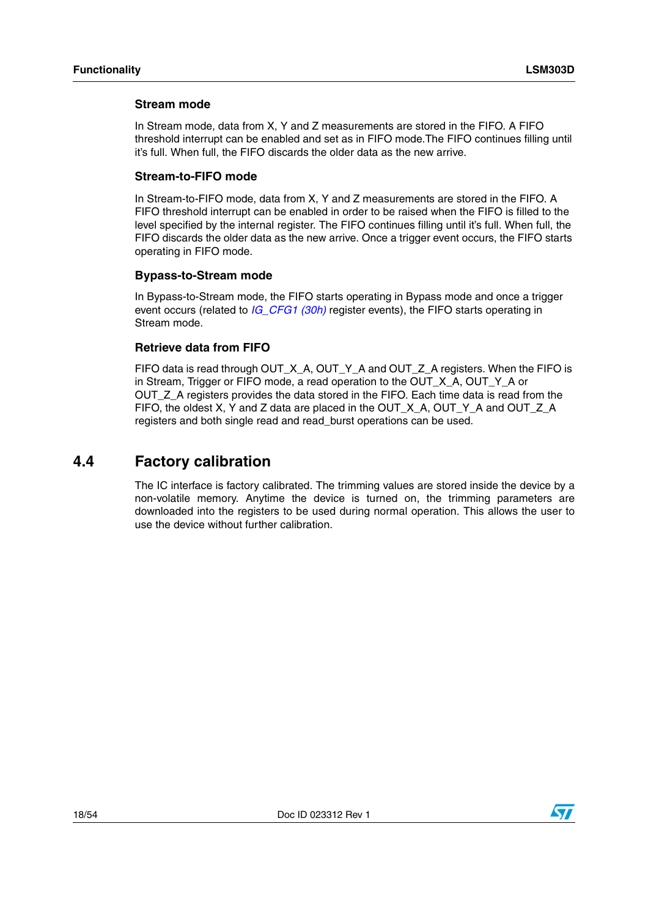#### Stream mode

In Stream mode, data from X, Y and Z measurements are stored in the FIFO. A FIFO threshold interrupt can be enabled and set as in FIFO mode.The FIFO continues filling until it's full. When full, the FIFO discards the older data as the new arrive.

#### Stream-to-FIFO mode

In Stream-to-FIFO mode, data from X, Y and Z measurements are stored in the FIFO. A FIFO threshold interrupt can be enabled in order to be raised when the FIFO is filled to the level specified by the internal register. The FIFO continues filling until it's full. When full, the FIFO discards the older data as the new arrive. Once a trigger event occurs, the FIFO starts operating in FIFO mode.

#### Bypass-to-Stream mode

In Bypass-to-Stream mode, the FIFO starts operating in Bypass mode and once a trigger event occurs (related to *IG_CFG1 (30h)* register events), the FIFO starts operating in Stream mode.

#### Retrieve data from FIFO

FIFO data is read through OUT_X_A, OUT_Y_A and OUT_Z_A registers. When the FIFO is in Stream, Trigger or FIFO mode, a read operation to the OUT_X_A, OUT_Y_A or OUT_Z_A registers provides the data stored in the FIFO. Each time data is read from the FIFO, the oldest X, Y and Z data are placed in the OUT_X_A, OUT_Y_A and OUT_Z_A registers and both single read and read_burst operations can be used.

## 4.4 Factory calibration

The IC interface is factory calibrated. The trimming values are stored inside the device by a non-volatile memory. Anytime the device is turned on, the trimming parameters are downloaded into the registers to be used during normal operation. This allows the user to use the device without further calibration.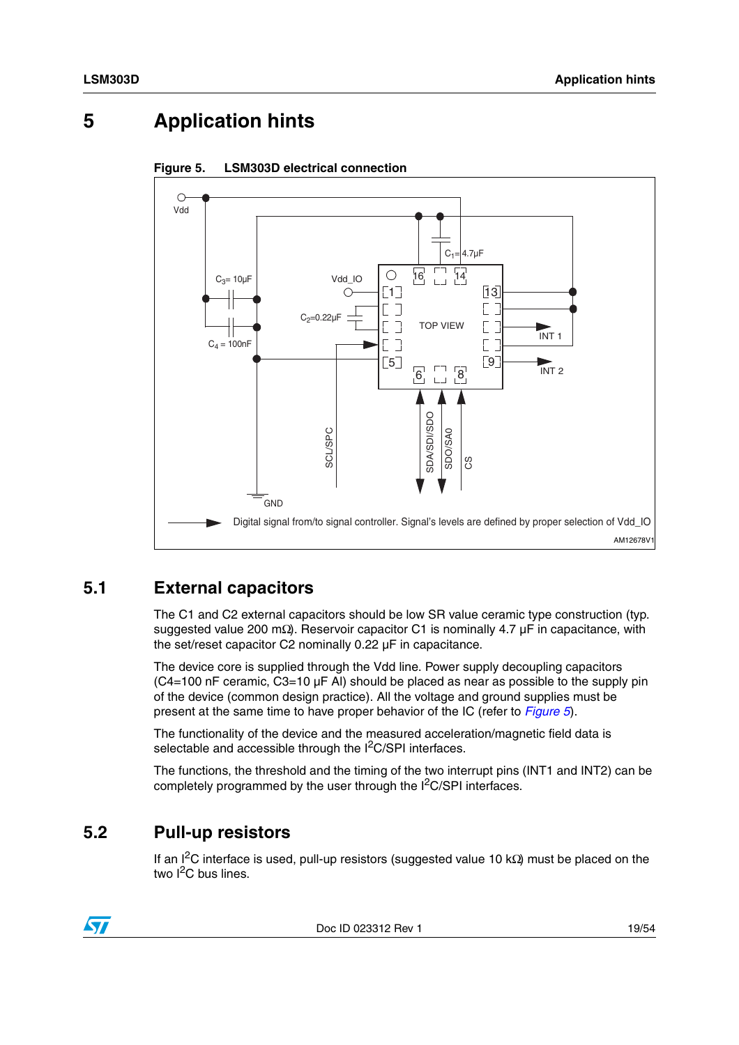# 5 Application hints

**Figure 5. LSM303D electrical connection**

## 5.1 External capacitors

The C1 and C2 external capacitors should be low SR value ceramic type construction (typ. suggested value 200 mΩ). Reservoir capacitor C1 is nominally 4.7 µF in capacitance, with the set/reset capacitor C2 nominally 0.22 µF in capacitance.

The device core is supplied through the Vdd line. Power supply decoupling capacitors (C4=100 nF ceramic, C3=10 µF Al) should be placed as near as possible to the supply pin of the device (common design practice). All the voltage and ground supplies must be present at the same time to have proper behavior of the IC (refer to *Figure 5*).

The functionality of the device and the measured acceleration/magnetic field data is selectable and accessible through the $I^2C$/SPI interfaces.

The functions, the threshold and the timing of the two interrupt pins (INT1 and INT2) can be completely programmed by the user through the $I^2C$/SPI interfaces.

## 5.2 Pull-up resistors

If an $I^2C$ interface is used, pull-up resistors (suggested value 10 kΩ) must be placed on the two $I^2C$ bus lines.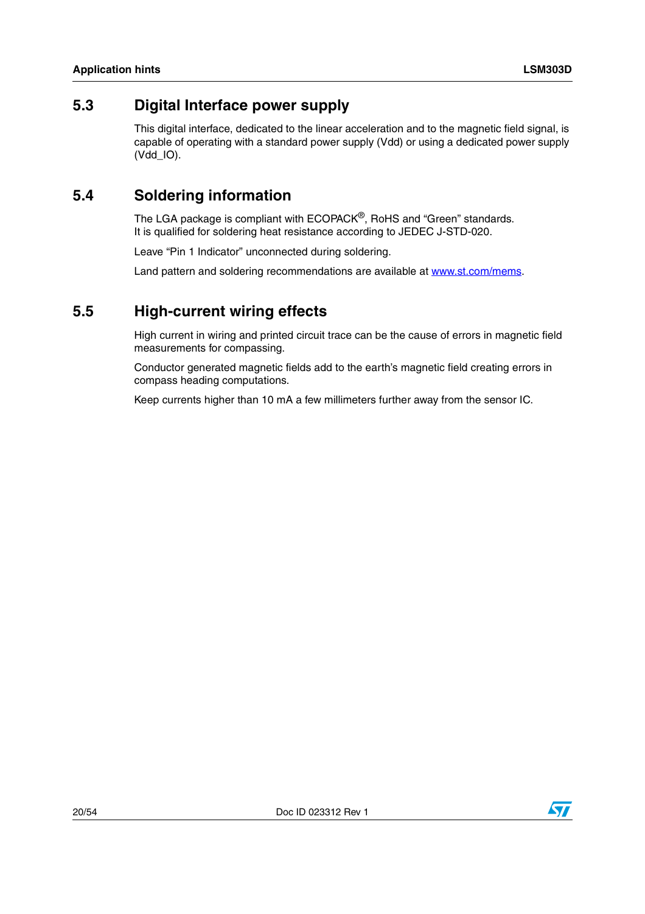## 5.3 Digital Interface power supply

This digital interface, dedicated to the linear acceleration and to the magnetic field signal, is capable of operating with a standard power supply (Vdd) or using a dedicated power supply (Vdd_IO).

## 5.4 Soldering information

The LGA package is compliant with ECOPACK®, RoHS and "Green" standards.
It is qualified for soldering heat resistance according to JEDEC J-STD-020.

Leave "Pin 1 Indicator" unconnected during soldering.

Land pattern and soldering recommendations are available at www.st.com/mems.

## 5.5 High-current wiring effects

High current in wiring and printed circuit trace can be the cause of errors in magnetic field measurements for compassing.

Conductor generated magnetic fields add to the earth's magnetic field creating errors in compass heading computations.

Keep currents higher than 10 mA a few millimeters further away from the sensor IC.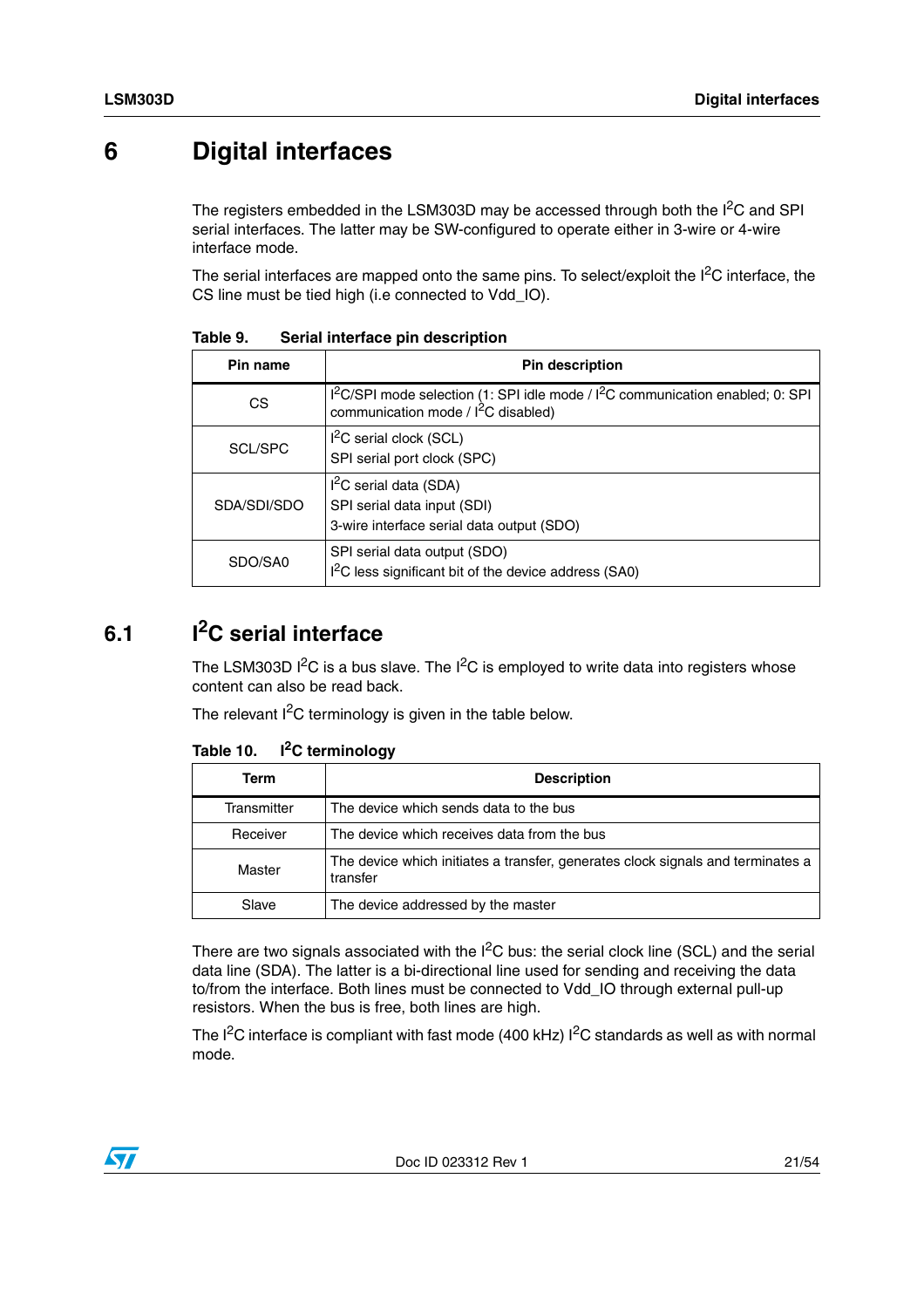# 6 Digital interfaces

The registers embedded in the LSM303D may be accessed through both the $I^2C$ and SPI serial interfaces. The latter may be SW-configured to operate either in 3-wire or 4-wire interface mode.

The serial interfaces are mapped onto the same pins. To select/exploit the $I^2C$ interface, the CS line must be tied high (i.e connected to Vdd_IO).

**Table 9. Serial interface pin description**

| Pin name | Pin description |
|---|---|
| CS | $I^2C$/SPI mode selection (1: SPI idle mode / $I^2C$ communication enabled; 0: SPI communication mode / $I^2C$ disabled) |
| SCL/SPC | $I^2C$ serial clock (SCL)<br>SPI serial port clock (SPC) |
| SDA/SDI/SDO | $I^2C$ serial data (SDA)<br>SPI serial data input (SDI)<br>3-wire interface serial data output (SDO) |
| SDO/SA0 | SPI serial data output (SDO)<br>$I^2C$ less significant bit of the device address (SA0) |

## 6.1 $I^2C$ serial interface

The LSM303D $I^2C$ is a bus slave. The $I^2C$ is employed to write data into registers whose content can also be read back.

The relevant $I^2C$ terminology is given in the table below.

**Table 10. $I^2C$ terminology**

| Term | Description |
|---|---|
| Transmitter | The device which sends data to the bus |
| Receiver | The device which receives data from the bus |
| Master | The device which initiates a transfer, generates clock signals and terminates a transfer |
| Slave | The device addressed by the master |

There are two signals associated with the $I^2C$ bus: the serial clock line (SCL) and the serial data line (SDA). The latter is a bi-directional line used for sending and receiving the data to/from the interface. Both lines must be connected to Vdd_IO through external pull-up resistors. When the bus is free, both lines are high.

The $I^2C$ interface is compliant with fast mode (400 kHz) $I^2C$ standards as well as with normal mode.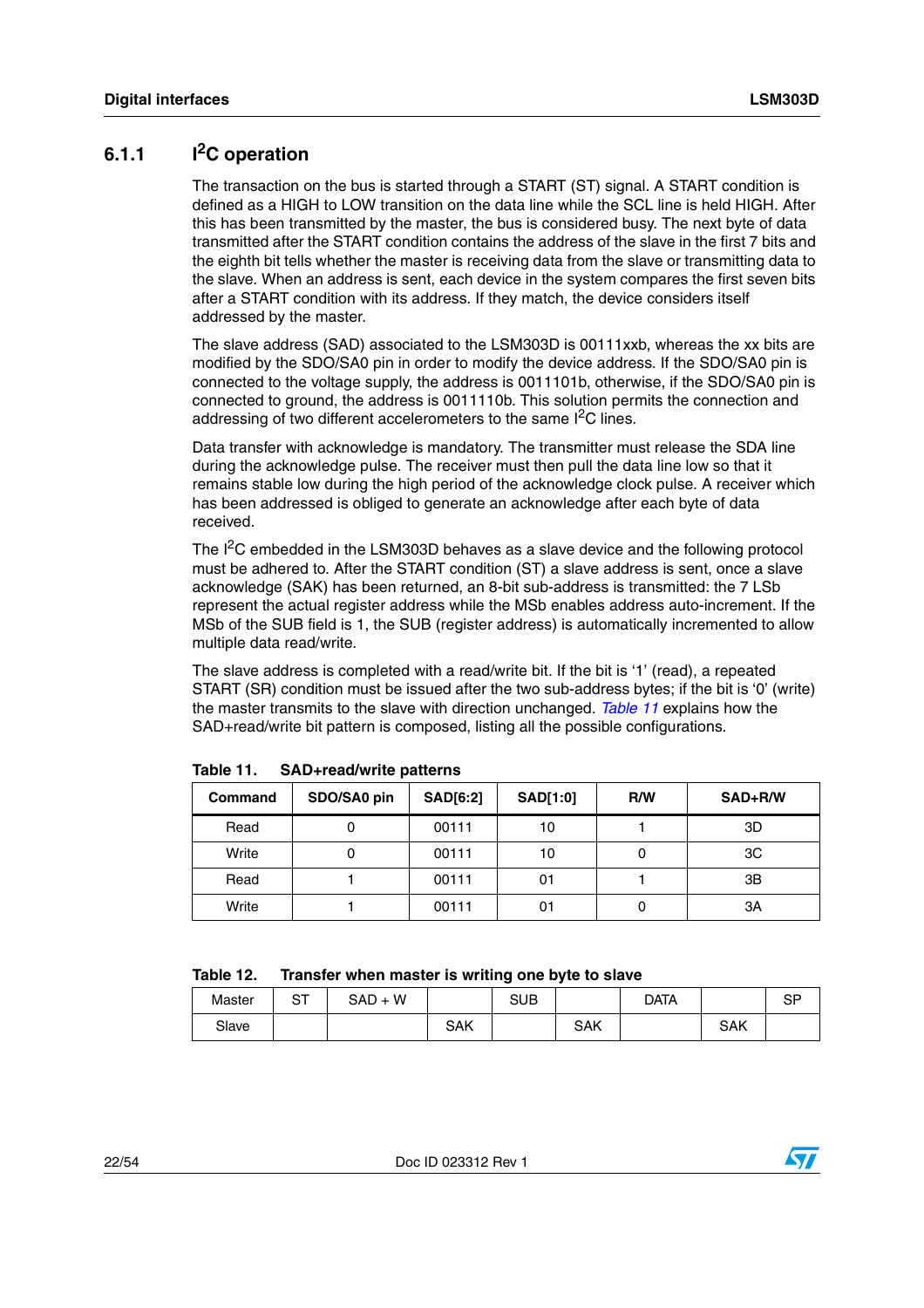### 6.1.1 I²C operation

The transaction on the bus is started through a START (ST) signal. A START condition is defined as a HIGH to LOW transition on the data line while the SCL line is held HIGH. After this has been transmitted by the master, the bus is considered busy. The next byte of data transmitted after the START condition contains the address of the slave in the first 7 bits and the eighth bit tells whether the master is receiving data from the slave or transmitting data to the slave. When an address is sent, each device in the system compares the first seven bits after a START condition with its address. If they match, the device considers itself addressed by the master.

The slave address (SAD) associated to the LSM303D is 00111xxb, whereas the xx bits are modified by the SDO/SA0 pin in order to modify the device address. If the SDO/SA0 pin is connected to the voltage supply, the address is 0011101b, otherwise, if the SDO/SA0 pin is connected to ground, the address is 0011110b. This solution permits the connection and addressing of two different accelerometers to the same I²C lines.

Data transfer with acknowledge is mandatory. The transmitter must release the SDA line during the acknowledge pulse. The receiver must then pull the data line low so that it remains stable low during the high period of the acknowledge clock pulse. A receiver which has been addressed is obliged to generate an acknowledge after each byte of data received.

The I²C embedded in the LSM303D behaves as a slave device and the following protocol must be adhered to. After the START condition (ST) a slave address is sent, once a slave acknowledge (SAK) has been returned, an 8-bit sub-address is transmitted: the 7 LSb represent the actual register address while the MSb enables address auto-increment. If the MSb of the SUB field is 1, the SUB (register address) is automatically incremented to allow multiple data read/write.

The slave address is completed with a read/write bit. If the bit is '1' (read), a repeated START (SR) condition must be issued after the two sub-address bytes; if the bit is '0' (write) the master transmits to the slave with direction unchanged. *Table 11* explains how the SAD+read/write bit pattern is composed, listing all the possible configurations.

**Table 11. SAD+read/write patterns**

| Command | SDO/SA0 pin | SAD[6:2] | SAD[1:0] | R/W | SAD+R/W |
|---|---|---|---|---|---|
| Read | 0 | 00111 | 10 | 1 | 3D |
| Write | 0 | 00111 | 10 | 0 | 3C |
| Read | 1 | 00111 | 01 | 1 | 3B |
| Write | 1 | 00111 | 01 | 0 | 3A |

**Table 12. Transfer when master is writing one byte to slave**

| Master | ST | SAD + W | | SUB | | DATA | | SP |
|---|---|---|---|---|---|---|---|---|
| Slave | | | SAK | | SAK | | SAK | |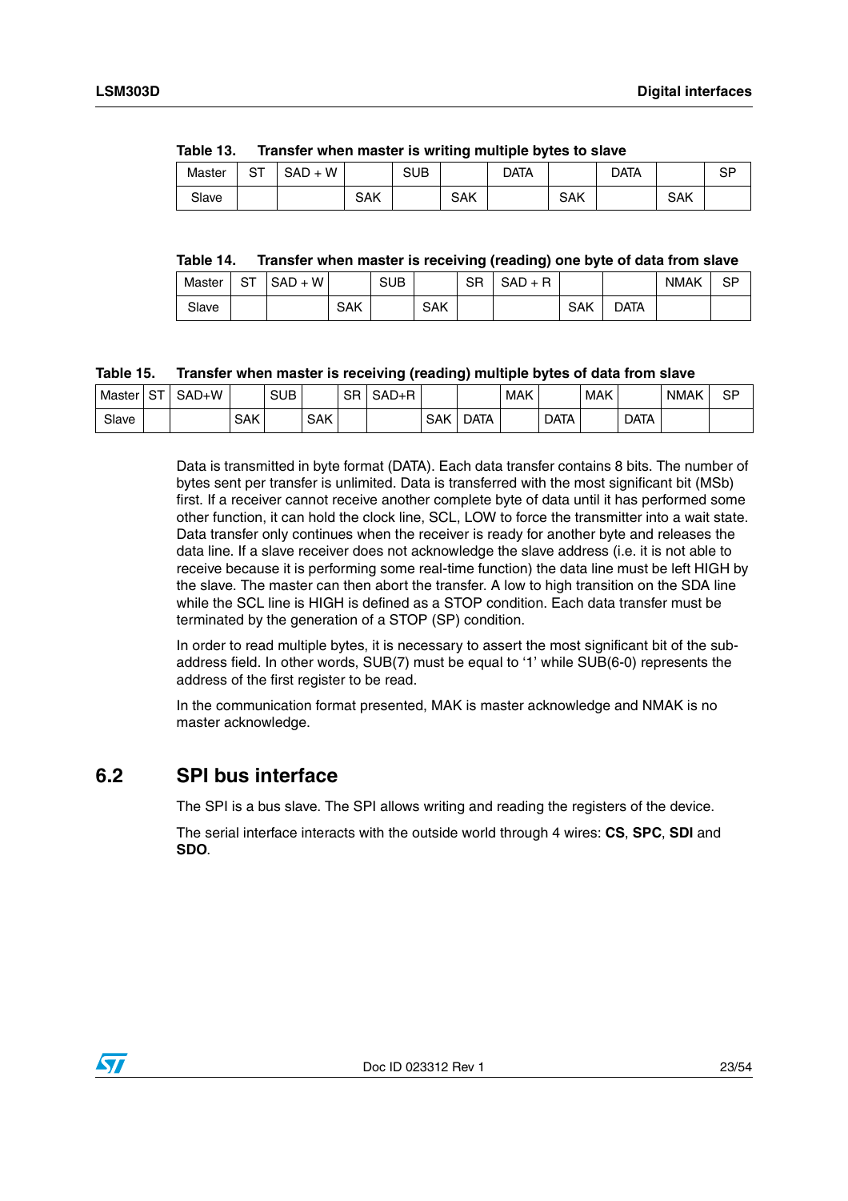**Table 13. Transfer when master is writing multiple bytes to slave**

| Master | ST | SAD + W | | SUB | | DATA | | DATA | | SP |
|---|---|---|---|---|---|---|---|---|---|---|
| Slave | | | SAK | | SAK | | SAK | | SAK | |

**Table 14. Transfer when master is receiving (reading) one byte of data from slave**

| Master | ST | SAD + W | | SUB | | SR | SAD + R | | | NMAK | SP |
|---|---|---|---|---|---|---|---|---|---|---|---|
| Slave | | | SAK | | SAK | | | SAK | DATA | | |

**Table 15. Transfer when master is receiving (reading) multiple bytes of data from slave**

| Master | ST | SAD+W | | SUB | | SR | SAD+R | | | MAK | | MAK | | NMAK | SP |
|---|---|---|---|---|---|---|---|---|---|---|---|---|---|---|---|
| Slave | | | SAK | | SAK | | | SAK | DATA | | DATA | | DATA | | |

Data is transmitted in byte format (DATA). Each data transfer contains 8 bits. The number of bytes sent per transfer is unlimited. Data is transferred with the most significant bit (MSb) first. If a receiver cannot receive another complete byte of data until it has performed some other function, it can hold the clock line, SCL, LOW to force the transmitter into a wait state. Data transfer only continues when the receiver is ready for another byte and releases the data line. If a slave receiver does not acknowledge the slave address (i.e. it is not able to receive because it is performing some real-time function) the data line must be left HIGH by the slave. The master can then abort the transfer. A low to high transition on the SDA line while the SCL line is HIGH is defined as a STOP condition. Each data transfer must be terminated by the generation of a STOP (SP) condition.

In order to read multiple bytes, it is necessary to assert the most significant bit of the sub-address field. In other words, SUB(7) must be equal to ‘1’ while SUB(6-0) represents the address of the first register to be read.

In the communication format presented, MAK is master acknowledge and NMAK is no master acknowledge.

## 6.2 SPI bus interface

The SPI is a bus slave. The SPI allows writing and reading the registers of the device.

The serial interface interacts with the outside world through 4 wires: **CS**, **SPC**, **SDI** and **SDO**.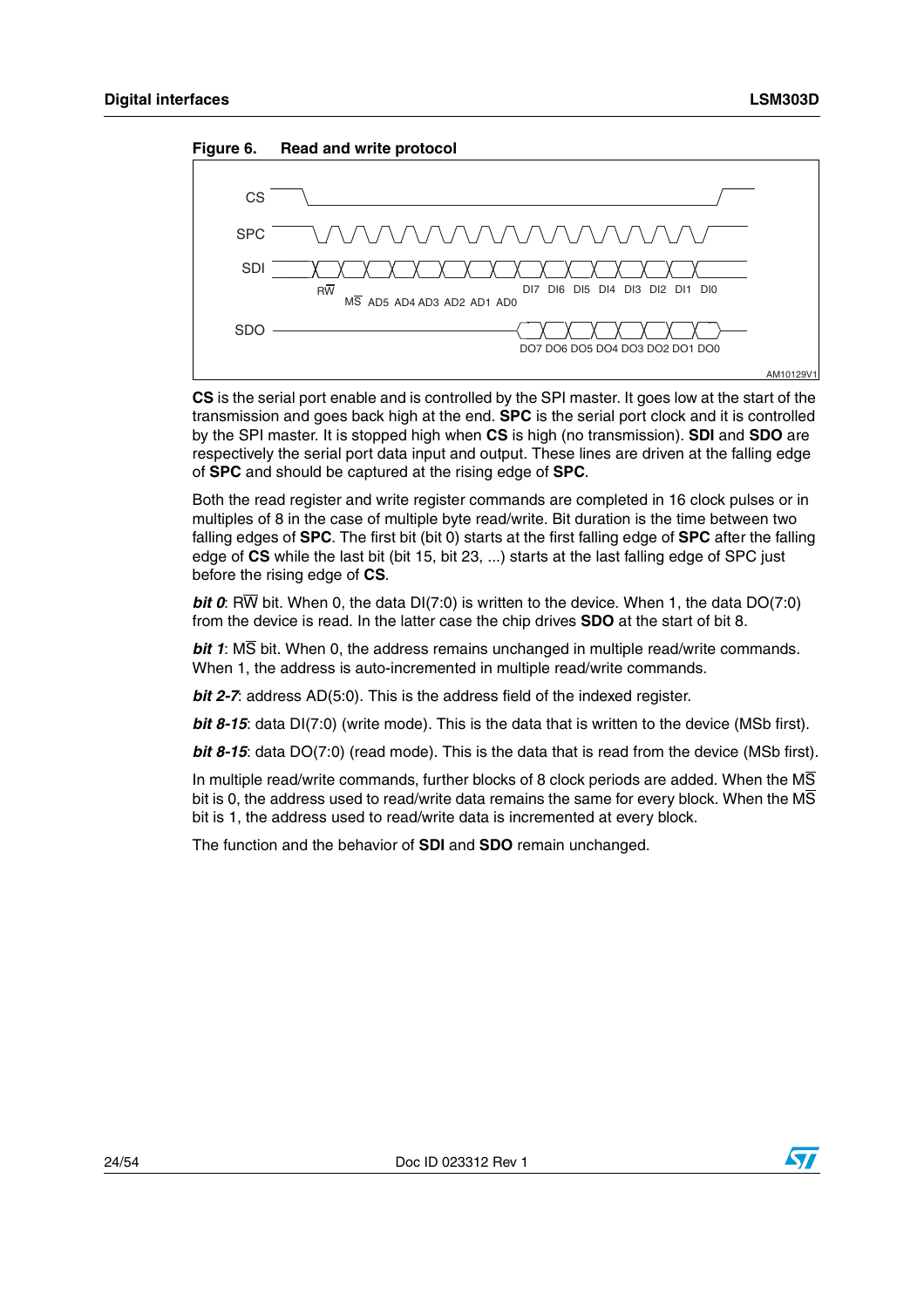**Figure 6. Read and write protocol**

CS is the serial port enable and is controlled by the SPI master. It goes low at the start of the transmission and goes back high at the end. **SPC** is the serial port clock and it is controlled by the SPI master. It is stopped high when **CS** is high (no transmission). **SDI** and **SDO** are respectively the serial port data input and output. These lines are driven at the falling edge of **SPC** and should be captured at the rising edge of **SPC**.

Both the read register and write register commands are completed in 16 clock pulses or in multiples of 8 in the case of multiple byte read/write. Bit duration is the time between two falling edges of **SPC**. The first bit (bit 0) starts at the first falling edge of **SPC** after the falling edge of **CS** while the last bit (bit 15, bit 23, ...) starts at the last falling edge of SPC just before the rising edge of **CS**.

***bit 0***: $R\overline{W}$ bit. When 0, the data DI(7:0) is written to the device. When 1, the data DO(7:0) from the device is read. In the latter case the chip drives **SDO** at the start of bit 8.

***bit 1***: $M\overline{S}$ bit. When 0, the address remains unchanged in multiple read/write commands. When 1, the address is auto-incremented in multiple read/write commands.

***bit 2-7***: address AD(5:0). This is the address field of the indexed register.

***bit 8-15***: data DI(7:0) (write mode). This is the data that is written to the device (MSb first).

***bit 8-15***: data DO(7:0) (read mode). This is the data that is read from the device (MSb first).

In multiple read/write commands, further blocks of 8 clock periods are added. When the $M\overline{S}$ bit is 0, the address used to read/write data remains the same for every block. When the $M\overline{S}$ bit is 1, the address used to read/write data is incremented at every block.

The function and the behavior of **SDI** and **SDO** remain unchanged.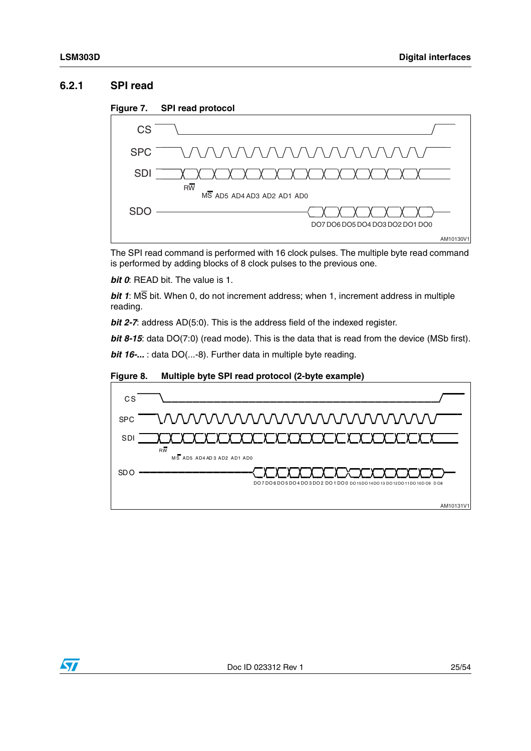### 6.2.1 SPI read

**Figure 7. SPI read protocol**

The SPI read command is performed with 16 clock pulses. The multiple byte read command is performed by adding blocks of 8 clock pulses to the previous one.

***bit 0***: READ bit. The value is 1.

***bit 1***: M$\overline{S}$ bit. When 0, do not increment address; when 1, increment address in multiple reading.

***bit 2-7***: address AD(5:0). This is the address field of the indexed register.

***bit 8-15***: data DO(7:0) (read mode). This is the data that is read from the device (MSb first).

***bit 16-...*** : data DO(...-8). Further data in multiple byte reading.

**Figure 8. Multiple byte SPI read protocol (2-byte example)**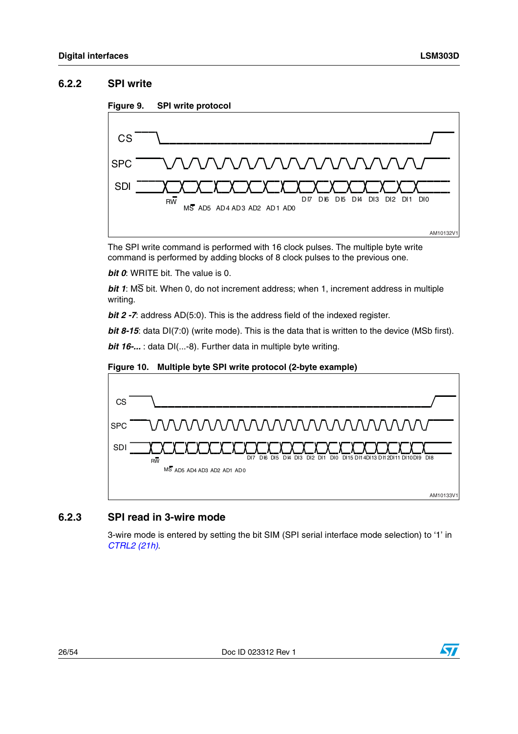### 6.2.2 SPI write

**Figure 9. SPI write protocol**

The SPI write command is performed with 16 clock pulses. The multiple byte write command is performed by adding blocks of 8 clock pulses to the previous one.

***bit 0***: WRITE bit. The value is 0.

***bit 1***: M$\overline{S}$ bit. When 0, do not increment address; when 1, increment address in multiple writing.

***bit 2 -7***: address AD(5:0). This is the address field of the indexed register.

***bit 8-15***: data DI(7:0) (write mode). This is the data that is written to the device (MSb first).

***bit 16-...*** : data DI(...-8). Further data in multiple byte writing.

**Figure 10. Multiple byte SPI write protocol (2-byte example)**

### 6.2.3 SPI read in 3-wire mode

3-wire mode is entered by setting the bit SIM (SPI serial interface mode selection) to '1' in *CTRL2 (21h)*.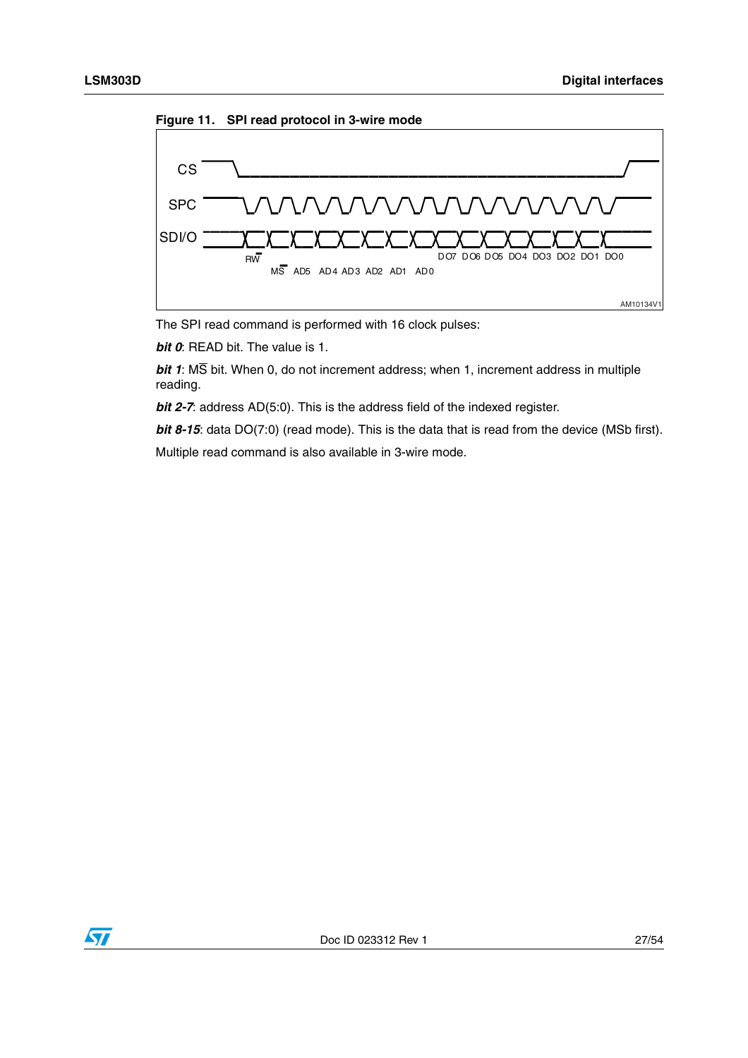**Figure 11. SPI read protocol in 3-wire mode**

The SPI read command is performed with 16 clock pulses:

***bit 0***: READ bit. The value is 1.

***bit 1***: $M\overline{S}$ bit. When 0, do not increment address; when 1, increment address in multiple reading.

***bit 2-7***: address AD(5:0). This is the address field of the indexed register.

***bit 8-15***: data DO(7:0) (read mode). This is the data that is read from the device (MSb first).

Multiple read command is also available in 3-wire mode.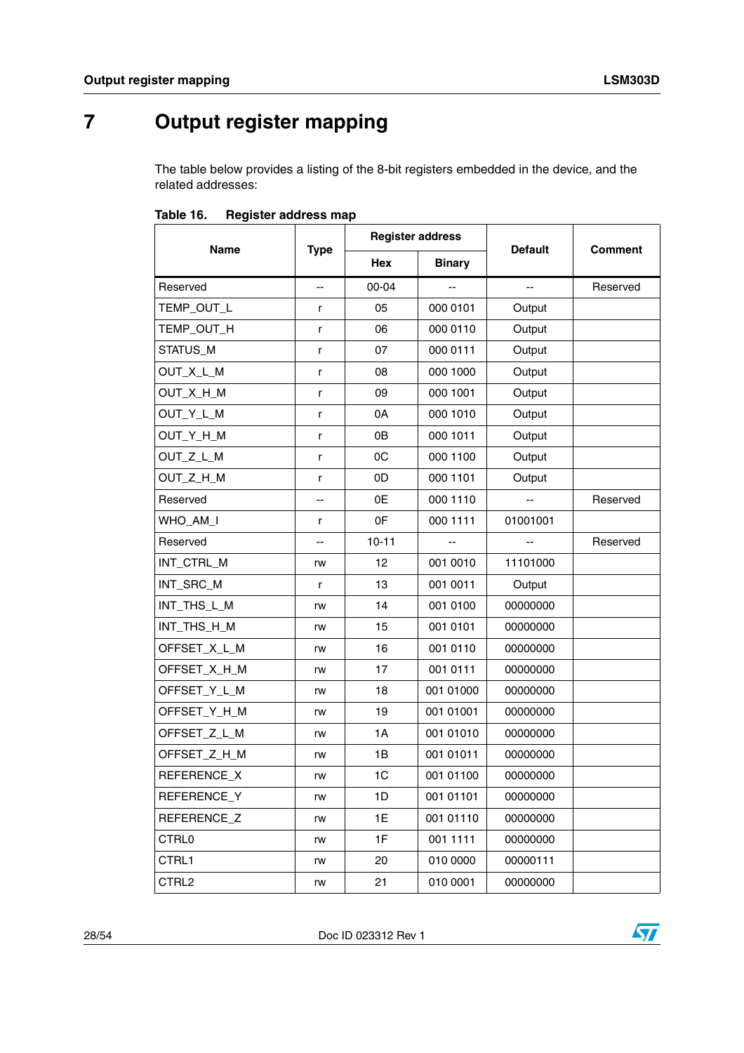# 7 Output register mapping

The table below provides a listing of the 8-bit registers embedded in the device, and the related addresses:

**Table 16. Register address map**

| Name | Type | Register address | | Default | Comment |
|---|---|---|---|---|---|
| | | Hex | Binary | | |
| Reserved | -- | 00-04 | -- | -- | Reserved |
| TEMP_OUT_L | r | 05 | 000 0101 | Output | |
| TEMP_OUT_H | r | 06 | 000 0110 | Output | |
| STATUS_M | r | 07 | 000 0111 | Output | |
| OUT_X_L_M | r | 08 | 000 1000 | Output | |
| OUT_X_H_M | r | 09 | 000 1001 | Output | |
| OUT_Y_L_M | r | 0A | 000 1010 | Output | |
| OUT_Y_H_M | r | 0B | 000 1011 | Output | |
| OUT_Z_L_M | r | 0C | 000 1100 | Output | |
| OUT_Z_H_M | r | 0D | 000 1101 | Output | |
| Reserved | -- | 0E | 000 1110 | -- | Reserved |
| WHO_AM_I | r | 0F | 000 1111 | 01001001 | |
| Reserved | -- | 10-11 | -- | -- | Reserved |
| INT_CTRL_M | rw | 12 | 001 0010 | 11101000 | |
| INT_SRC_M | r | 13 | 001 0011 | Output | |
| INT_THS_L_M | rw | 14 | 001 0100 | 00000000 | |
| INT_THS_H_M | rw | 15 | 001 0101 | 00000000 | |
| OFFSET_X_L_M | rw | 16 | 001 0110 | 00000000 | |
| OFFSET_X_H_M | rw | 17 | 001 0111 | 00000000 | |
| OFFSET_Y_L_M | rw | 18 | 001 01000 | 00000000 | |
| OFFSET_Y_H_M | rw | 19 | 001 01001 | 00000000 | |
| OFFSET_Z_L_M | rw | 1A | 001 01010 | 00000000 | |
| OFFSET_Z_H_M | rw | 1B | 001 01011 | 00000000 | |
| REFERENCE_X | rw | 1C | 001 01100 | 00000000 | |
| REFERENCE_Y | rw | 1D | 001 01101 | 00000000 | |
| REFERENCE_Z | rw | 1E | 001 01110 | 00000000 | |
| CTRL0 | rw | 1F | 001 1111 | 00000000 | |
| CTRL1 | rw | 20 | 010 0000 | 00000111 | |
| CTRL2 | rw | 21 | 010 0001 | 00000000 | |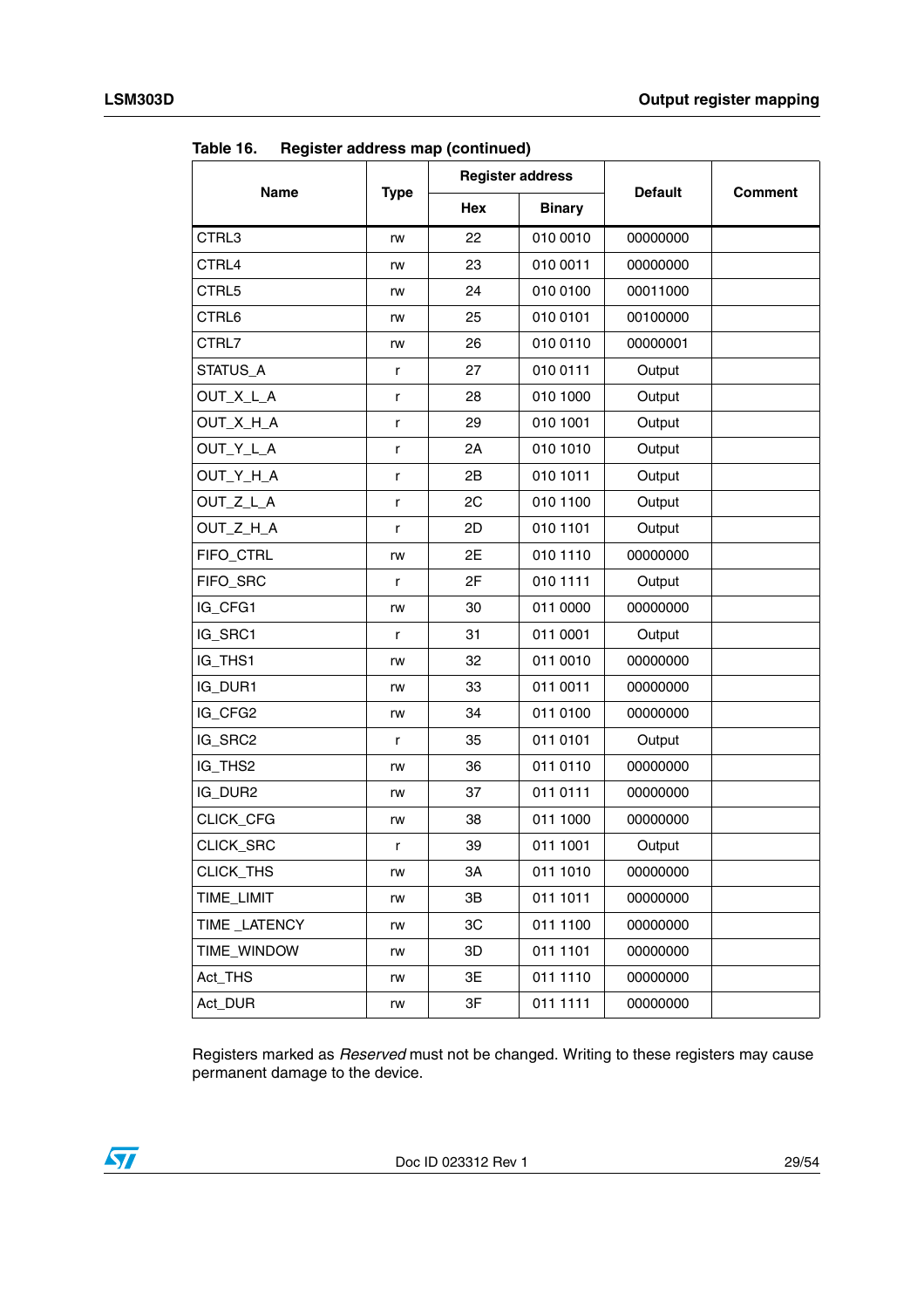Table 16. Register address map (continued)

| Name | Type | Register address | | Default | Comment |
|---|---|---|---|---|---|
| | | Hex | Binary | | |
| CTRL3 | rw | 22 | 010 0010 | 00000000 | |
| CTRL4 | rw | 23 | 010 0011 | 00000000 | |
| CTRL5 | rw | 24 | 010 0100 | 00011000 | |
| CTRL6 | rw | 25 | 010 0101 | 00100000 | |
| CTRL7 | rw | 26 | 010 0110 | 00000001 | |
| STATUS_A | r | 27 | 010 0111 | Output | |
| OUT_X_L_A | r | 28 | 010 1000 | Output | |
| OUT_X_H_A | r | 29 | 010 1001 | Output | |
| OUT_Y_L_A | r | 2A | 010 1010 | Output | |
| OUT_Y_H_A | r | 2B | 010 1011 | Output | |
| OUT_Z_L_A | r | 2C | 010 1100 | Output | |
| OUT_Z_H_A | r | 2D | 010 1101 | Output | |
| FIFO_CTRL | rw | 2E | 010 1110 | 00000000 | |
| FIFO_SRC | r | 2F | 010 1111 | Output | |
| IG_CFG1 | rw | 30 | 011 0000 | 00000000 | |
| IG_SRC1 | r | 31 | 011 0001 | Output | |
| IG_THS1 | rw | 32 | 011 0010 | 00000000 | |
| IG_DUR1 | rw | 33 | 011 0011 | 00000000 | |
| IG_CFG2 | rw | 34 | 011 0100 | 00000000 | |
| IG_SRC2 | r | 35 | 011 0101 | Output | |
| IG_THS2 | rw | 36 | 011 0110 | 00000000 | |
| IG_DUR2 | rw | 37 | 011 0111 | 00000000 | |
| CLICK_CFG | rw | 38 | 011 1000 | 00000000 | |
| CLICK_SRC | r | 39 | 011 1001 | Output | |
| CLICK_THS | rw | 3A | 011 1010 | 00000000 | |
| TIME_LIMIT | rw | 3B | 011 1011 | 00000000 | |
| TIME _LATENCY | rw | 3C | 011 1100 | 00000000 | |
| TIME_WINDOW | rw | 3D | 011 1101 | 00000000 | |
| Act_THS | rw | 3E | 011 1110 | 00000000 | |
| Act_DUR | rw | 3F | 011 1111 | 00000000 | |

Registers marked as *Reserved* must not be changed. Writing to these registers may cause permanent damage to the device.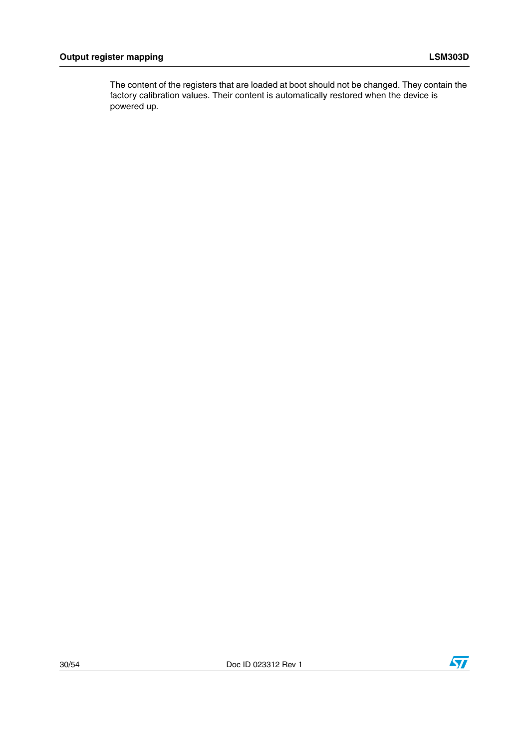The content of the registers that are loaded at boot should not be changed. They contain the factory calibration values. Their content is automatically restored when the device is powered up.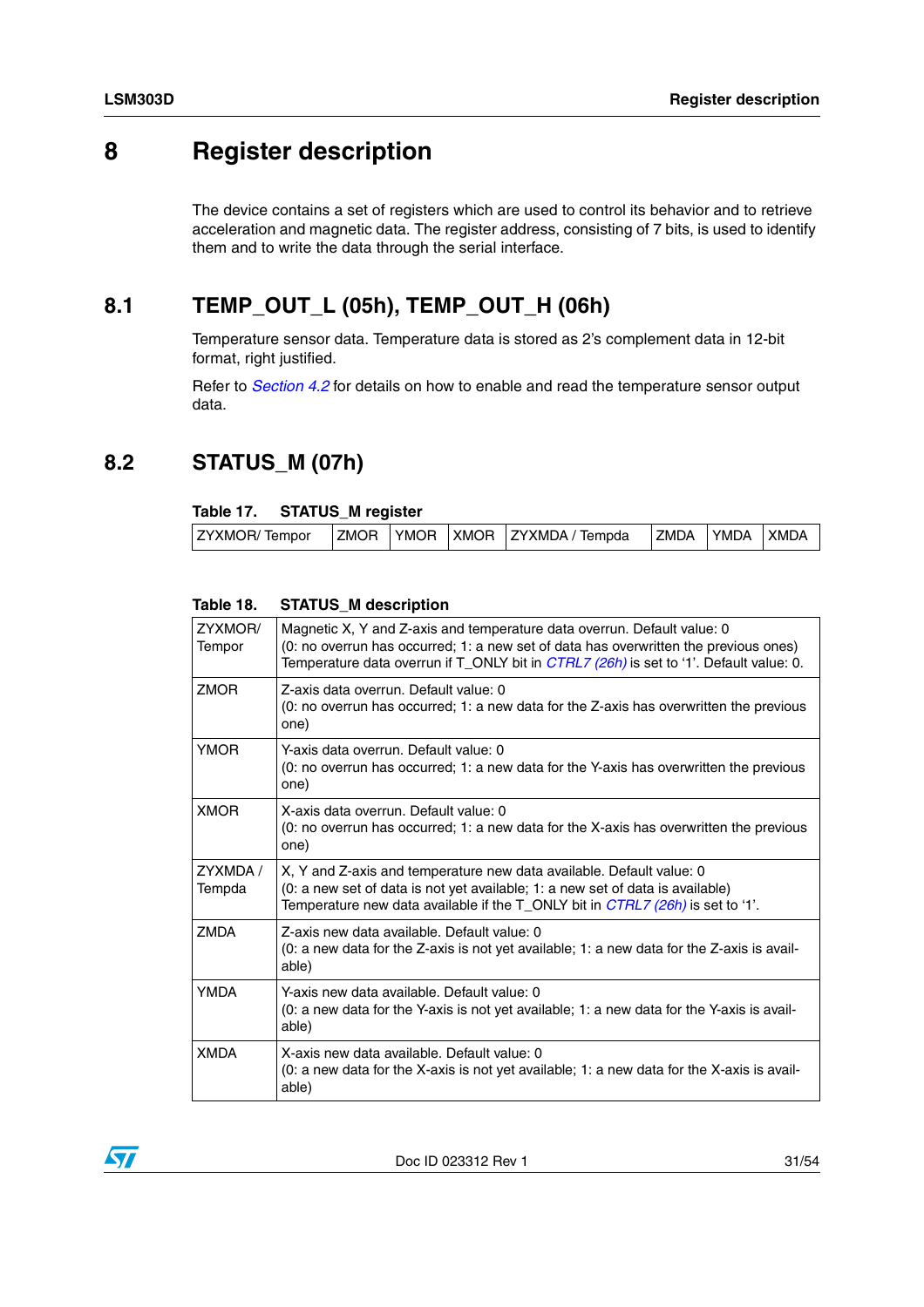# 8 Register description

The device contains a set of registers which are used to control its behavior and to retrieve acceleration and magnetic data. The register address, consisting of 7 bits, is used to identify them and to write the data through the serial interface.

## 8.1 TEMP_OUT_L (05h), TEMP_OUT_H (06h)

Temperature sensor data. Temperature data is stored as 2's complement data in 12-bit format, right justified.

Refer to *Section 4.2* for details on how to enable and read the temperature sensor output data.

## 8.2 STATUS_M (07h)

**Table 17. STATUS_M register**

| ZYXMOR/ Tempor | ZMOR | YMOR | XMOR | ZYXMDA / Tempda | ZMDA | YMDA | XMDA |
|---|---|---|---|---|---|---|---|

**Table 18. STATUS_M description**

| | |
|---|---|
| ZYXMOR/ Tempor | Magnetic X, Y and Z-axis and temperature data overrun. Default value: 0<br>(0: no overrun has occurred; 1: a new set of data has overwritten the previous ones)<br>Temperature data overrun if T_ONLY bit in *CTRL7 (26h)* is set to '1'. Default value: 0. |
| ZMOR | Z-axis data overrun. Default value: 0<br>(0: no overrun has occurred; 1: a new data for the Z-axis has overwritten the previous one) |
| YMOR | Y-axis data overrun. Default value: 0<br>(0: no overrun has occurred; 1: a new data for the Y-axis has overwritten the previous one) |
| XMOR | X-axis data overrun. Default value: 0<br>(0: no overrun has occurred; 1: a new data for the X-axis has overwritten the previous one) |
| ZYXMDA / Tempda | X, Y and Z-axis and temperature new data available. Default value: 0<br>(0: a new set of data is not yet available; 1: a new set of data is available)<br>Temperature new data available if the T_ONLY bit in *CTRL7 (26h)* is set to '1'. |
| ZMDA | Z-axis new data available. Default value: 0<br>(0: a new data for the Z-axis is not yet available; 1: a new data for the Z-axis is available) |
| YMDA | Y-axis new data available. Default value: 0<br>(0: a new data for the Y-axis is not yet available; 1: a new data for the Y-axis is available) |
| XMDA | X-axis new data available. Default value: 0<br>(0: a new data for the X-axis is not yet available; 1: a new data for the X-axis is available) |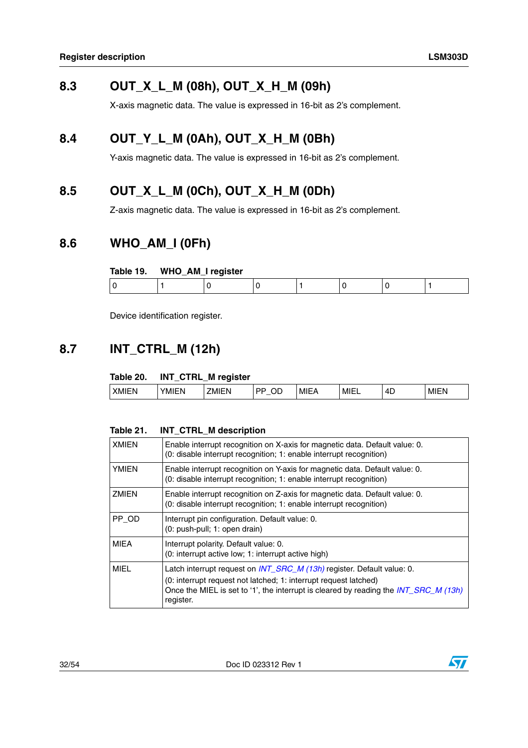## 8.3 OUT_X_L_M (08h), OUT_X_H_M (09h)

X-axis magnetic data. The value is expressed in 16-bit as 2's complement.

## 8.4 OUT_Y_L_M (0Ah), OUT_X_H_M (0Bh)

Y-axis magnetic data. The value is expressed in 16-bit as 2's complement.

## 8.5 OUT_X_L_M (0Ch), OUT_X_H_M (0Dh)

Z-axis magnetic data. The value is expressed in 16-bit as 2's complement.

## 8.6 WHO_AM_I (0Fh)

**Table 19. WHO_AM_I register**

| 0 | 1 | 0 | 0 | 1 | 0 | 0 | 1 |
|---|---|---|---|---|---|---|---|

Device identification register.

## 8.7 INT_CTRL_M (12h)

**Table 20. INT_CTRL_M register**

| XMIEN | YMIEN | ZMIEN | PP_OD | MIEA | MIEL | 4D | MIEN |
|---|---|---|---|---|---|---|---|

**Table 21. INT_CTRL_M description**

| | |
|---|---|
| XMIEN | Enable interrupt recognition on X-axis for magnetic data. Default value: 0.<br>(0: disable interrupt recognition; 1: enable interrupt recognition) |
| YMIEN | Enable interrupt recognition on Y-axis for magnetic data. Default value: 0.<br>(0: disable interrupt recognition; 1: enable interrupt recognition) |
| ZMIEN | Enable interrupt recognition on Z-axis for magnetic data. Default value: 0.<br>(0: disable interrupt recognition; 1: enable interrupt recognition) |
| PP_OD | Interrupt pin configuration. Default value: 0.<br>(0: push-pull; 1: open drain) |
| MIEA | Interrupt polarity. Default value: 0.<br>(0: interrupt active low; 1: interrupt active high) |
| MIEL | Latch interrupt request on *INT_SRC_M (13h)* register. Default value: 0.<br>(0: interrupt request not latched; 1: interrupt request latched)<br>Once the MIEL is set to '1', the interrupt is cleared by reading the *INT_SRC_M (13h)* register. |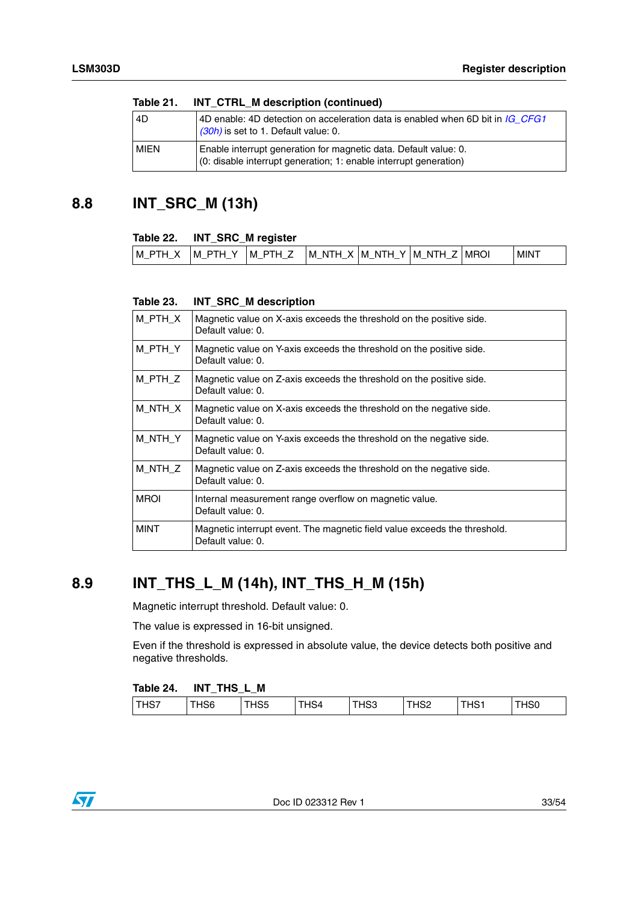**Table 21. INT_CTRL_M description (continued)**

| | |
|---|---|
| 4D | 4D enable: 4D detection on acceleration data is enabled when 6D bit in *IG_CFG1 (30h)* is set to 1. Default value: 0. |
| MIEN | Enable interrupt generation for magnetic data. Default value: 0.<br>(0: disable interrupt generation; 1: enable interrupt generation) |

## 8.8 INT_SRC_M (13h)

**Table 22. INT_SRC_M register**

| M_PTH_X | M_PTH_Y | M_PTH_Z | M_NTH_X | M_NTH_Y | M_NTH_Z | MROI | MINT |
|---|---|---|---|---|---|---|---|

**Table 23. INT_SRC_M description**

| | |
|---|---|
| M_PTH_X | Magnetic value on X-axis exceeds the threshold on the positive side.<br>Default value: 0. |
| M_PTH_Y | Magnetic value on Y-axis exceeds the threshold on the positive side.<br>Default value: 0. |
| M_PTH_Z | Magnetic value on Z-axis exceeds the threshold on the positive side.<br>Default value: 0. |
| M_NTH_X | Magnetic value on X-axis exceeds the threshold on the negative side.<br>Default value: 0. |
| M_NTH_Y | Magnetic value on Y-axis exceeds the threshold on the negative side.<br>Default value: 0. |
| M_NTH_Z | Magnetic value on Z-axis exceeds the threshold on the negative side.<br>Default value: 0. |
| MROI | Internal measurement range overflow on magnetic value.<br>Default value: 0. |
| MINT | Magnetic interrupt event. The magnetic field value exceeds the threshold.<br>Default value: 0. |

## 8.9 INT_THS_L_M (14h), INT_THS_H_M (15h)

Magnetic interrupt threshold. Default value: 0.

The value is expressed in 16-bit unsigned.

Even if the threshold is expressed in absolute value, the device detects both positive and negative thresholds.

**Table 24. INT_THS_L_M**

| THS7 | THS6 | THS5 | THS4 | THS3 | THS2 | THS1 | THS0 |
|---|---|---|---|---|---|---|---|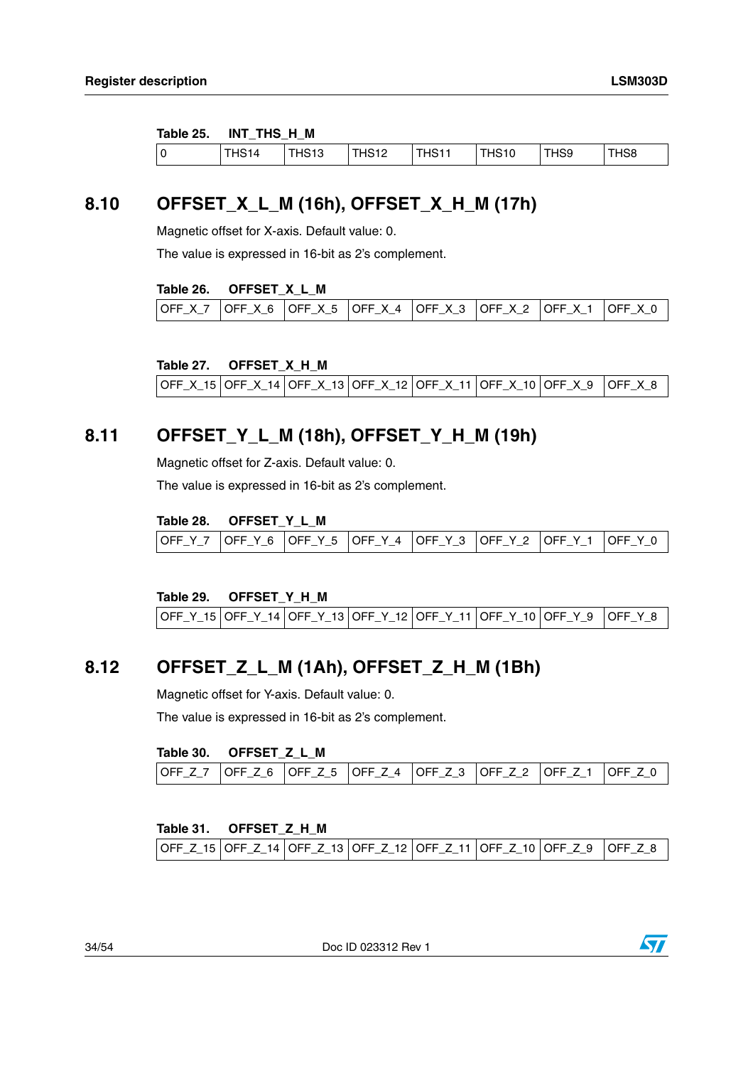**Table 25. INT_THS_H_M**

| 0 | THS14 | THS13 | THS12 | THS11 | THS10 | THS9 | THS8 |
|---|---|---|---|---|---|---|---|

## 8.10 OFFSET_X_L_M (16h), OFFSET_X_H_M (17h)

Magnetic offset for X-axis. Default value: 0.

The value is expressed in 16-bit as 2's complement.

**Table 26. OFFSET_X_L_M**

| OFF_X_7 | OFF_X_6 | OFF_X_5 | OFF_X_4 | OFF_X_3 | OFF_X_2 | OFF_X_1 | OFF_X_0 |
|---|---|---|---|---|---|---|---|

**Table 27. OFFSET_X_H_M**

| OFF_X_15 | OFF_X_14 | OFF_X_13 | OFF_X_12 | OFF_X_11 | OFF_X_10 | OFF_X_9 | OFF_X_8 |
|---|---|---|---|---|---|---|---|

## 8.11 OFFSET_Y_L_M (18h), OFFSET_Y_H_M (19h)

Magnetic offset for Z-axis. Default value: 0.

The value is expressed in 16-bit as 2's complement.

**Table 28. OFFSET_Y_L_M**

| OFF_Y_7 | OFF_Y_6 | OFF_Y_5 | OFF_Y_4 | OFF_Y_3 | OFF_Y_2 | OFF_Y_1 | OFF_Y_0 |
|---|---|---|---|---|---|---|---|

**Table 29. OFFSET_Y_H_M**

| OFF_Y_15 | OFF_Y_14 | OFF_Y_13 | OFF_Y_12 | OFF_Y_11 | OFF_Y_10 | OFF_Y_9 | OFF_Y_8 |
|---|---|---|---|---|---|---|---|

## 8.12 OFFSET_Z_L_M (1Ah), OFFSET_Z_H_M (1Bh)

Magnetic offset for Y-axis. Default value: 0.

The value is expressed in 16-bit as 2's complement.

**Table 30. OFFSET_Z_L_M**

| OFF_Z_7 | OFF_Z_6 | OFF_Z_5 | OFF_Z_4 | OFF_Z_3 | OFF_Z_2 | OFF_Z_1 | OFF_Z_0 |
|---|---|---|---|---|---|---|---|

**Table 31. OFFSET_Z_H_M**

| OFF_Z_15 | OFF_Z_14 | OFF_Z_13 | OFF_Z_12 | OFF_Z_11 | OFF_Z_10 | OFF_Z_9 | OFF_Z_8 |
|---|---|---|---|---|---|---|---|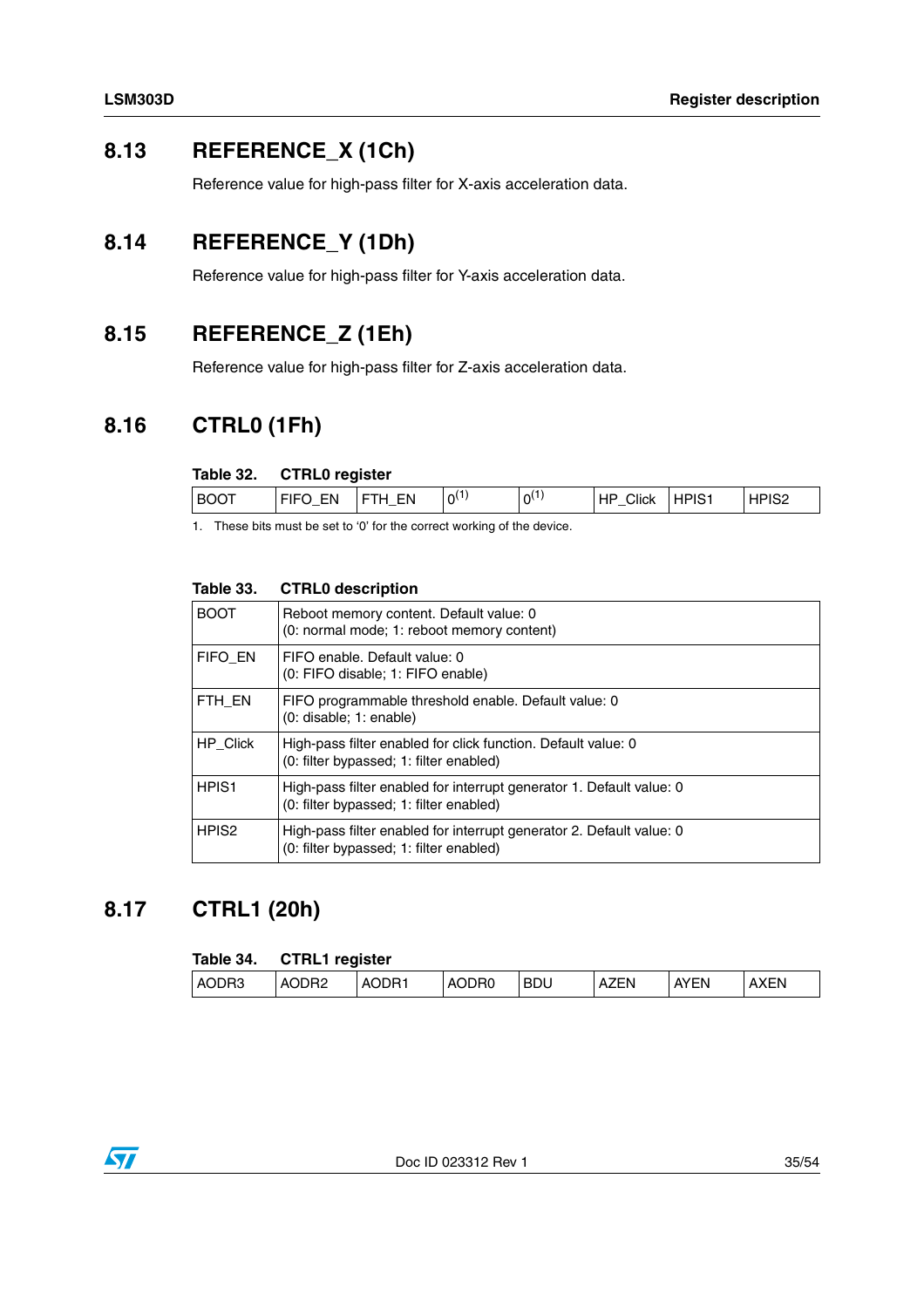## 8.13 REFERENCE_X (1Ch)

Reference value for high-pass filter for X-axis acceleration data.

## 8.14 REFERENCE_Y (1Dh)

Reference value for high-pass filter for Y-axis acceleration data.

## 8.15 REFERENCE_Z (1Eh)

Reference value for high-pass filter for Z-axis acceleration data.

## 8.16 CTRL0 (1Fh)

**Table 32. CTRL0 register**

| BOOT | FIFO_EN | FTH_EN | 0[1] | 0[1] | HP_Click | HPIS1 | HPIS2 |
|---|---|---|---|---|---|---|---|

1. These bits must be set to '0' for the correct working of the device.

**Table 33. CTRL0 description**

| | |
|---|---|
| BOOT | Reboot memory content. Default value: 0<br>(0: normal mode; 1: reboot memory content) |
| FIFO_EN | FIFO enable. Default value: 0<br>(0: FIFO disable; 1: FIFO enable) |
| FTH_EN | FIFO programmable threshold enable. Default value: 0<br>(0: disable; 1: enable) |
| HP_Click | High-pass filter enabled for click function. Default value: 0<br>(0: filter bypassed; 1: filter enabled) |
| HPIS1 | High-pass filter enabled for interrupt generator 1. Default value: 0<br>(0: filter bypassed; 1: filter enabled) |
| HPIS2 | High-pass filter enabled for interrupt generator 2. Default value: 0<br>(0: filter bypassed; 1: filter enabled) |

## 8.17 CTRL1 (20h)

**Table 34. CTRL1 register**

| AODR3 | AODR2 | AODR1 | AODR0 | BDU | AZEN | AYEN | AXEN |
|---|---|---|---|---|---|---|---|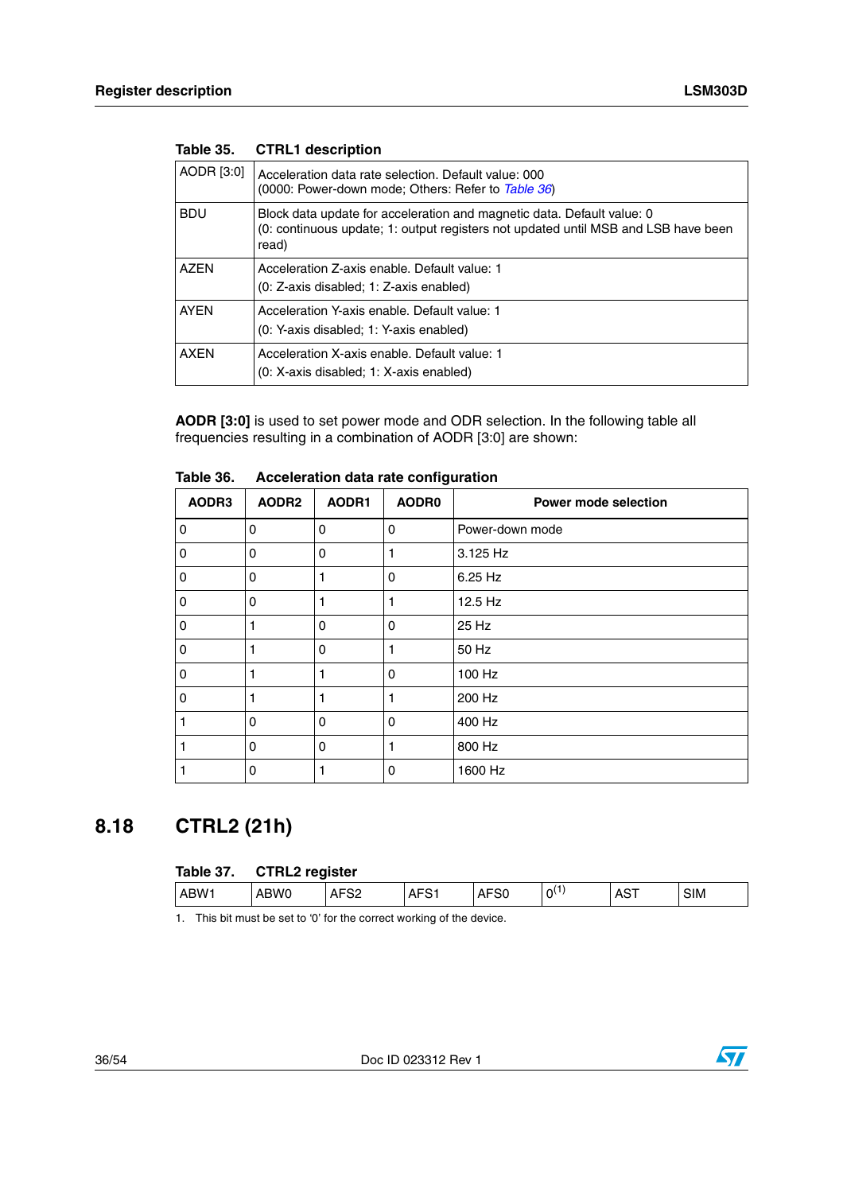Table 35. CTRL1 description

| AODR [3:0] | Acceleration data rate selection. Default value: 000 (0000: Power-down mode; Others: Refer to *Table 36*) |
|---|---|
| BDU | Block data update for acceleration and magnetic data. Default value: 0 (0: continuous update; 1: output registers not updated until MSB and LSB have been read) |
| AZEN | Acceleration Z-axis enable. Default value: 1 (0: Z-axis disabled; 1: Z-axis enabled) |
| AYEN | Acceleration Y-axis enable. Default value: 1 (0: Y-axis disabled; 1: Y-axis enabled) |
| AXEN | Acceleration X-axis enable. Default value: 1 (0: X-axis disabled; 1: X-axis enabled) |

**AODR [3:0]** is used to set power mode and ODR selection. In the following table all frequencies resulting in a combination of AODR [3:0] are shown:

Table 36. Acceleration data rate configuration

| AODR3 | AODR2 | AODR1 | AODR0 | Power mode selection |
|---|---|---|---|---|
| 0 | 0 | 0 | 0 | Power-down mode |
| 0 | 0 | 0 | 1 | 3.125 Hz |
| 0 | 0 | 1 | 0 | 6.25 Hz |
| 0 | 0 | 1 | 1 | 12.5 Hz |
| 0 | 1 | 0 | 0 | 25 Hz |
| 0 | 1 | 0 | 1 | 50 Hz |
| 0 | 1 | 1 | 0 | 100 Hz |
| 0 | 1 | 1 | 1 | 200 Hz |
| 1 | 0 | 0 | 0 | 400 Hz |
| 1 | 0 | 0 | 1 | 800 Hz |
| 1 | 0 | 1 | 0 | 1600 Hz |

## 8.18 CTRL2 (21h)

Table 37. CTRL2 register

| ABW1 | ABW0 | AFS2 | AFS1 | AFS0 | 0[(1)] | AST | SIM |
|---|---|---|---|---|---|---|---|

1. This bit must be set to '0' for the correct working of the device.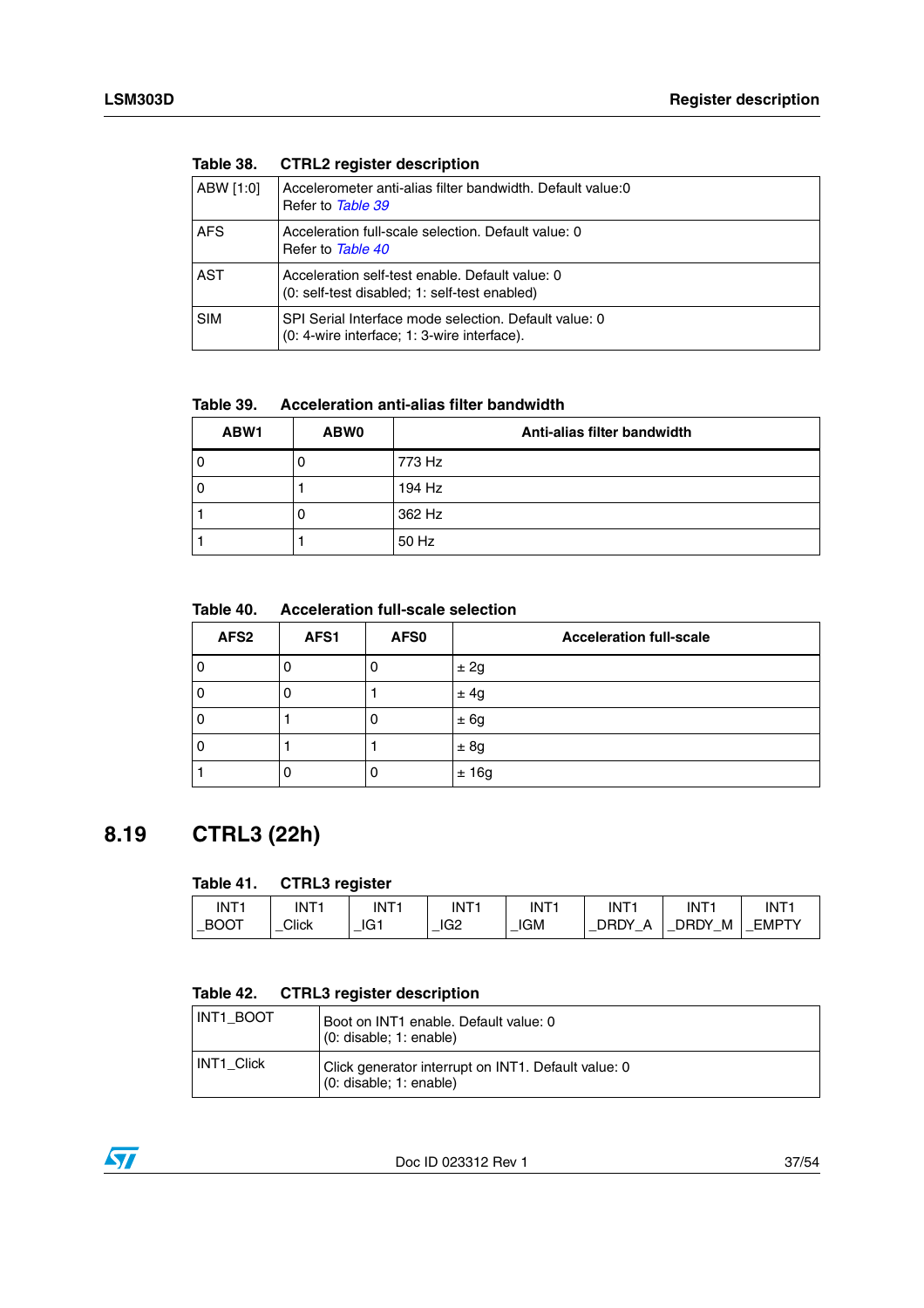**Table 38. CTRL2 register description**

| | |
|---|---|
| ABW [1:0] | Accelerometer anti-alias filter bandwidth. Default value:0<br>Refer to *Table 39* |
| AFS | Acceleration full-scale selection. Default value: 0<br>Refer to *Table 40* |
| AST | Acceleration self-test enable. Default value: 0<br>(0: self-test disabled; 1: self-test enabled) |
| SIM | SPI Serial Interface mode selection. Default value: 0<br>(0: 4-wire interface; 1: 3-wire interface). |

**Table 39. Acceleration anti-alias filter bandwidth**

| ABW1 | ABW0 | Anti-alias filter bandwidth |
|---|---|---|
| 0 | 0 | 773 Hz |
| 0 | 1 | 194 Hz |
| 1 | 0 | 362 Hz |
| 1 | 1 | 50 Hz |

**Table 40. Acceleration full-scale selection**

| AFS2 | AFS1 | AFS0 | Acceleration full-scale |
|---|---|---|---|
| 0 | 0 | 0 | ± 2g |
| 0 | 0 | 1 | ± 4g |
| 0 | 1 | 0 | ± 6g |
| 0 | 1 | 1 | ± 8g |
| 1 | 0 | 0 | ± 16g |

## 8.19 CTRL3 (22h)

**Table 41. CTRL3 register**

| INT1_BOOT | INT1_Click | INT1_IG1 | INT1_IG2 | INT1_IGM | INT1_DRDY_A | INT1_DRDY_M | INT1_EMPTY |
|---|---|---|---|---|---|---|---|

**Table 42. CTRL3 register description**

| | |
|---|---|
| INT1_BOOT | Boot on INT1 enable. Default value: 0<br>(0: disable; 1: enable) |
| INT1_Click | Click generator interrupt on INT1. Default value: 0<br>(0: disable; 1: enable) |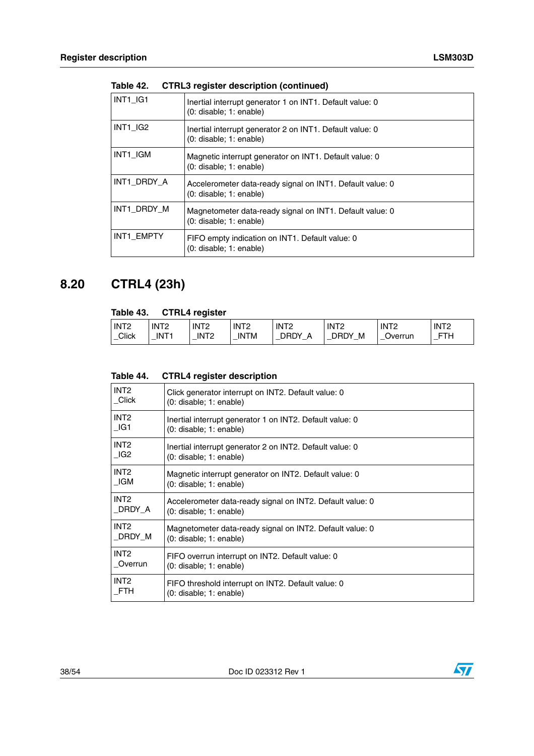Table 42. CTRL3 register description (continued)

| | |
|---|---|
| INT1_IG1 | Inertial interrupt generator 1 on INT1. Default value: 0 (0: disable; 1: enable) |
| INT1_IG2 | Inertial interrupt generator 2 on INT1. Default value: 0 (0: disable; 1: enable) |
| INT1_IGM | Magnetic interrupt generator on INT1. Default value: 0 (0: disable; 1: enable) |
| INT1_DRDY_A | Accelerometer data-ready signal on INT1. Default value: 0 (0: disable; 1: enable) |
| INT1_DRDY_M | Magnetometer data-ready signal on INT1. Default value: 0 (0: disable; 1: enable) |
| INT1_EMPTY | FIFO empty indication on INT1. Default value: 0 (0: disable; 1: enable) |

## 8.20 CTRL4 (23h)

Table 43. CTRL4 register

| INT2_Click | INT2_INT1 | INT2_INT2 | INT2_INTM | INT2_DRDY_A | INT2_DRDY_M | INT2_Overrun | INT2_FTH |
|---|---|---|---|---|---|---|---|

Table 44. CTRL4 register description

| | |
|---|---|
| INT2_Click | Click generator interrupt on INT2. Default value: 0 (0: disable; 1: enable) |
| INT2_IG1 | Inertial interrupt generator 1 on INT2. Default value: 0 (0: disable; 1: enable) |
| INT2_IG2 | Inertial interrupt generator 2 on INT2. Default value: 0 (0: disable; 1: enable) |
| INT2_IGM | Magnetic interrupt generator on INT2. Default value: 0 (0: disable; 1: enable) |
| INT2_DRDY_A | Accelerometer data-ready signal on INT2. Default value: 0 (0: disable; 1: enable) |
| INT2_DRDY_M | Magnetometer data-ready signal on INT2. Default value: 0 (0: disable; 1: enable) |
| INT2_Overrun | FIFO overrun interrupt on INT2. Default value: 0 (0: disable; 1: enable) |
| INT2_FTH | FIFO threshold interrupt on INT2. Default value: 0 (0: disable; 1: enable) |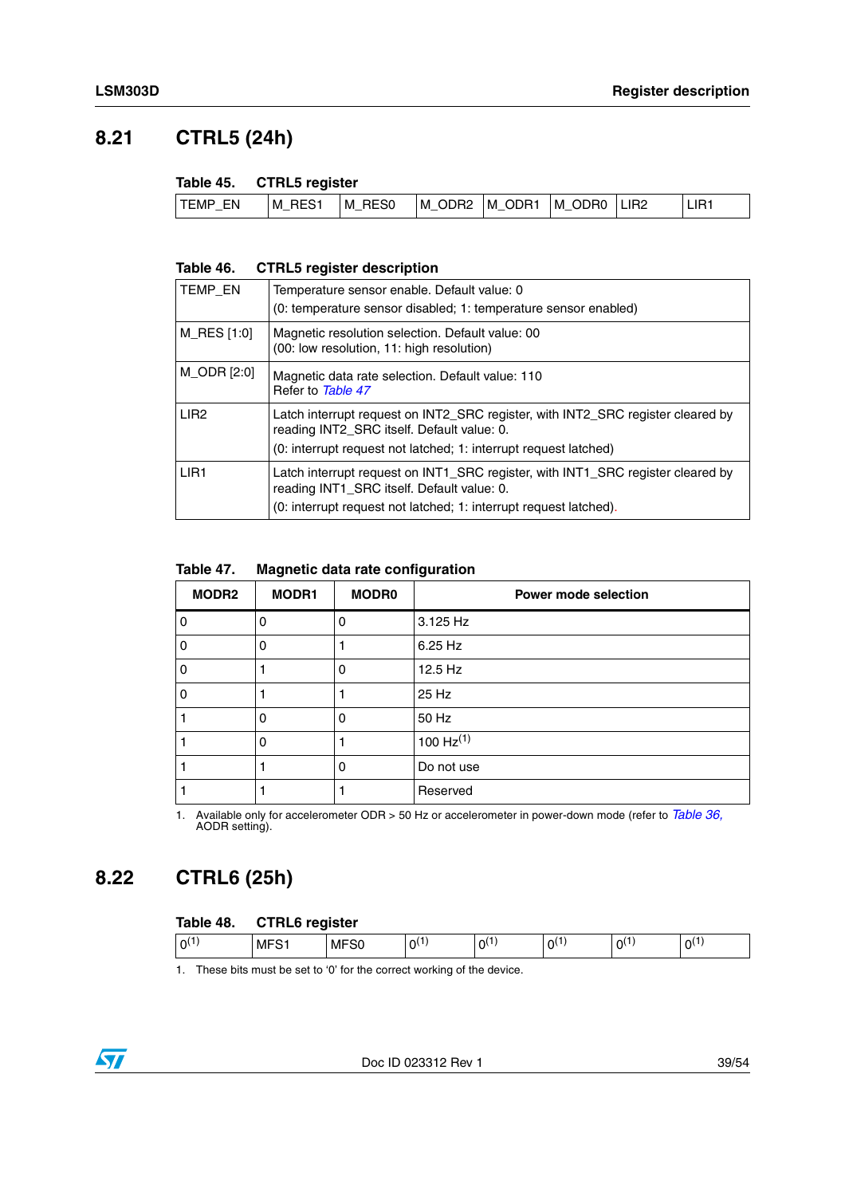## 8.21 CTRL5 (24h)

**Table 45. CTRL5 register**

| TEMP_EN | M_RES1 | M_RES0 | M_ODR2 | M_ODR1 | M_ODR0 | LIR2 | LIR1 |
|---|---|---|---|---|---|---|---|

**Table 46. CTRL5 register description**

| | |
|---|---|
| TEMP_EN | Temperature sensor enable. Default value: 0<br>(0: temperature sensor disabled; 1: temperature sensor enabled) |
| M_RES [1:0] | Magnetic resolution selection. Default value: 00<br>(00: low resolution, 11: high resolution) |
| M_ODR [2:0] | Magnetic data rate selection. Default value: 110<br>Refer to *Table 47* |
| LIR2 | Latch interrupt request on INT2_SRC register, with INT2_SRC register cleared by reading INT2_SRC itself. Default value: 0.<br>(0: interrupt request not latched; 1: interrupt request latched) |
| LIR1 | Latch interrupt request on INT1_SRC register, with INT1_SRC register cleared by reading INT1_SRC itself. Default value: 0.<br>(0: interrupt request not latched; 1: interrupt request latched). |

**Table 47. Magnetic data rate configuration**

| MODR2 | MODR1 | MODR0 | Power mode selection |
|---|---|---|---|
| 0 | 0 | 0 | 3.125 Hz |
| 0 | 0 | 1 | 6.25 Hz |
| 0 | 1 | 0 | 12.5 Hz |
| 0 | 1 | 1 | 25 Hz |
| 1 | 0 | 0 | 50 Hz |
| 1 | 0 | 1 | 100 Hz(1) |
| 1 | 1 | 0 | Do not use |
| 1 | 1 | 1 | Reserved |

1. Available only for accelerometer ODR > 50 Hz or accelerometer in power-down mode (refer to *Table 36,* AODR setting).

## 8.22 CTRL6 (25h)

**Table 48. CTRL6 register**

| 0(1) | MFS1 | MFS0 | 0(1) | 0(1) | 0(1) | 0(1) | 0(1) |
|---|---|---|---|---|---|---|---|

1. These bits must be set to '0' for the correct working of the device.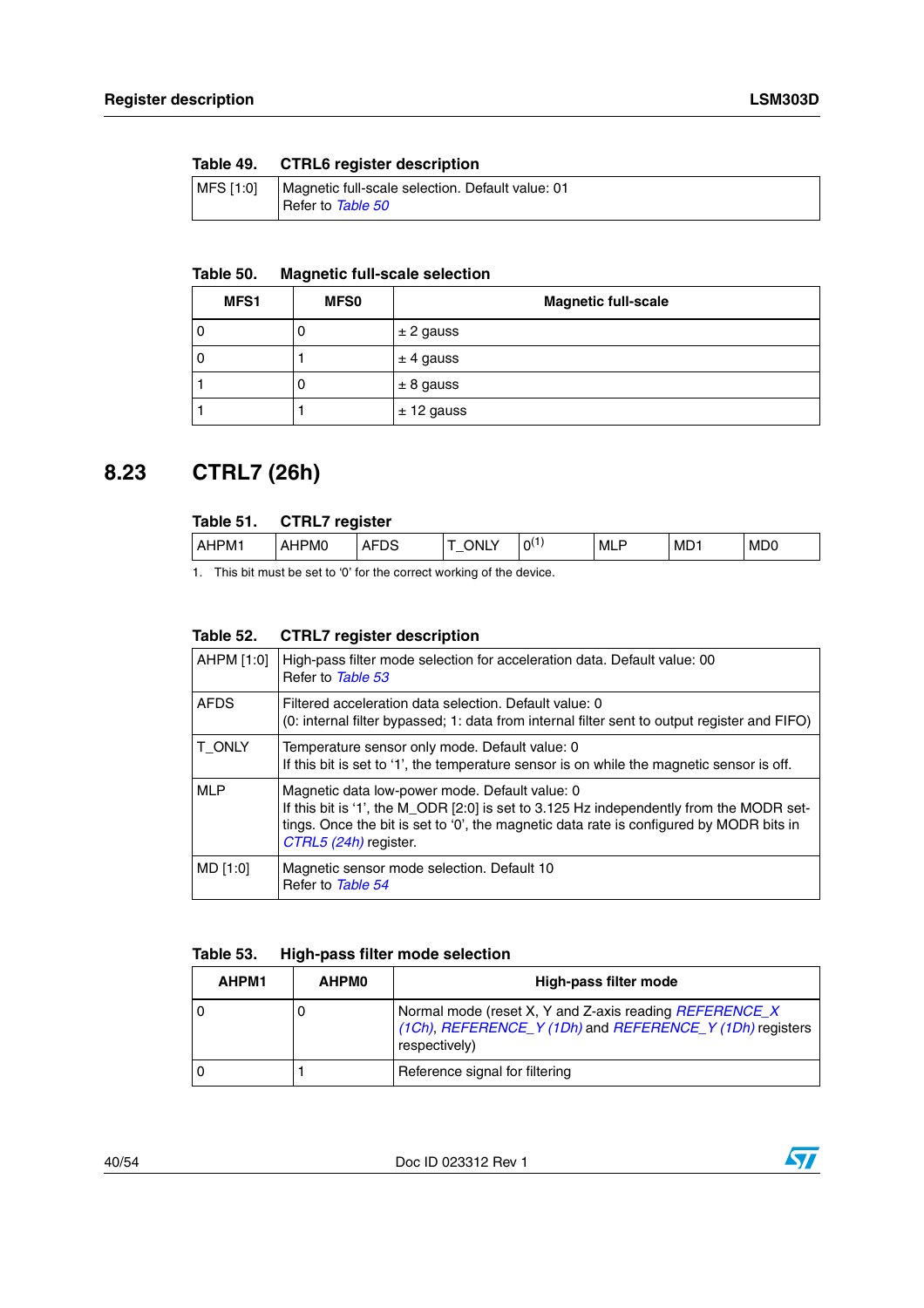**Table 49. CTRL6 register description**

| | |
|---|---|
| MFS [1:0] | Magnetic full-scale selection. Default value: 01<br>Refer to *Table 50* |

**Table 50. Magnetic full-scale selection**

| MFS1 | MFS0 | Magnetic full-scale |
|---|---|---|
| 0 | 0 | ± 2 gauss |
| 0 | 1 | ± 4 gauss |
| 1 | 0 | ± 8 gauss |
| 1 | 1 | ± 12 gauss |

## 8.23 CTRL7 (26h)

**Table 51. CTRL7 register**

| AHPM1 | AHPM0 | AFDS | T_ONLY | 0(1) | MLP | MD1 | MD0 |
|---|---|---|---|---|---|---|---|

1. This bit must be set to '0' for the correct working of the device.

**Table 52. CTRL7 register description**

| | |
|---|---|
| AHPM [1:0] | High-pass filter mode selection for acceleration data. Default value: 00<br>Refer to *Table 53* |
| AFDS | Filtered acceleration data selection. Default value: 0<br>(0: internal filter bypassed; 1: data from internal filter sent to output register and FIFO) |
| T_ONLY | Temperature sensor only mode. Default value: 0<br>If this bit is set to '1', the temperature sensor is on while the magnetic sensor is off. |
| MLP | Magnetic data low-power mode. Default value: 0<br>If this bit is '1', the M_ODR [2:0] is set to 3.125 Hz independently from the MODR settings. Once the bit is set to '0', the magnetic data rate is configured by MODR bits in *CTRL5 (24h)* register. |
| MD [1:0] | Magnetic sensor mode selection. Default 10<br>Refer to *Table 54* |

**Table 53. High-pass filter mode selection**

| AHPM1 | AHPM0 | High-pass filter mode |
|---|---|---|
| 0 | 0 | Normal mode (reset X, Y and Z-axis reading *REFERENCE_X (1Ch)*, *REFERENCE_Y (1Dh)* and *REFERENCE_Y (1Dh)* registers respectively) |
| 0 | 1 | Reference signal for filtering |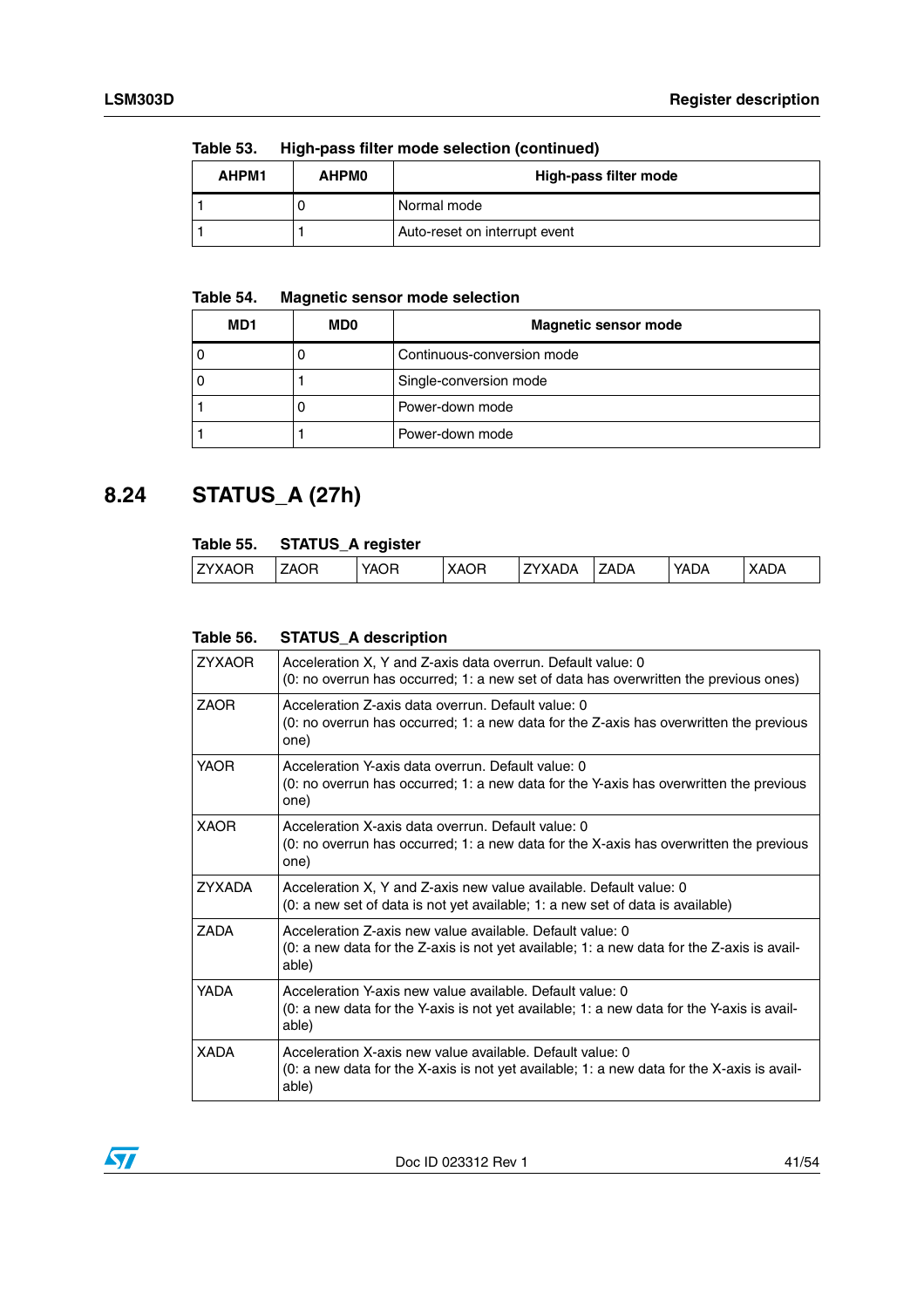Table 53. High-pass filter mode selection (continued)

| AHPM1 | AHPM0 | High-pass filter mode |
|---|---|---|
| 1 | 0 | Normal mode |
| 1 | 1 | Auto-reset on interrupt event |

Table 54. Magnetic sensor mode selection

| MD1 | MD0 | Magnetic sensor mode |
|---|---|---|
| 0 | 0 | Continuous-conversion mode |
| 0 | 1 | Single-conversion mode |
| 1 | 0 | Power-down mode |
| 1 | 1 | Power-down mode |

## 8.24 STATUS_A (27h)

Table 55. STATUS_A register

| ZYXAOR | ZAOR | YAOR | XAOR | ZYXADA | ZADA | YADA | XADA |
|---|---|---|---|---|---|---|---|

Table 56. STATUS_A description

| | |
|---|---|
| ZYXAOR | Acceleration X, Y and Z-axis data overrun. Default value: 0<br>(0: no overrun has occurred; 1: a new set of data has overwritten the previous ones) |
| ZAOR | Acceleration Z-axis data overrun. Default value: 0<br>(0: no overrun has occurred; 1: a new data for the Z-axis has overwritten the previous one) |
| YAOR | Acceleration Y-axis data overrun. Default value: 0<br>(0: no overrun has occurred; 1: a new data for the Y-axis has overwritten the previous one) |
| XAOR | Acceleration X-axis data overrun. Default value: 0<br>(0: no overrun has occurred; 1: a new data for the X-axis has overwritten the previous one) |
| ZYXADA | Acceleration X, Y and Z-axis new value available. Default value: 0<br>(0: a new set of data is not yet available; 1: a new set of data is available) |
| ZADA | Acceleration Z-axis new value available. Default value: 0<br>(0: a new data for the Z-axis is not yet available; 1: a new data for the Z-axis is available) |
| YADA | Acceleration Y-axis new value available. Default value: 0<br>(0: a new data for the Y-axis is not yet available; 1: a new data for the Y-axis is available) |
| XADA | Acceleration X-axis new value available. Default value: 0<br>(0: a new data for the X-axis is not yet available; 1: a new data for the X-axis is available) |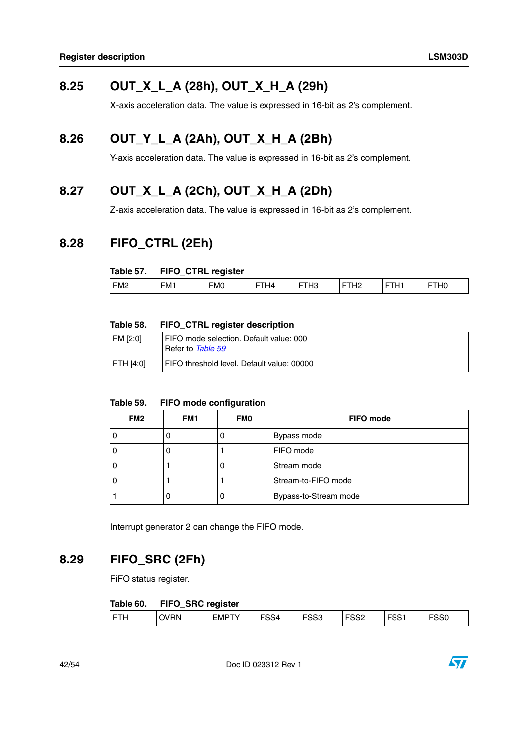## 8.25 OUT_X_L_A (28h), OUT_X_H_A (29h)

X-axis acceleration data. The value is expressed in 16-bit as 2's complement.

## 8.26 OUT_Y_L_A (2Ah), OUT_X_H_A (2Bh)

Y-axis acceleration data. The value is expressed in 16-bit as 2's complement.

## 8.27 OUT_X_L_A (2Ch), OUT_X_H_A (2Dh)

Z-axis acceleration data. The value is expressed in 16-bit as 2's complement.

## 8.28 FIFO_CTRL (2Eh)

**Table 57. FIFO_CTRL register**

| FM2 | FM1 | FM0 | FTH4 | FTH3 | FTH2 | FTH1 | FTH0 |
|---|---|---|---|---|---|---|---|

**Table 58. FIFO_CTRL register description**

| | |
|---|---|
| FM [2:0] | FIFO mode selection. Default value: 000<br>Refer to *Table 59* |
| FTH [4:0] | FIFO threshold level. Default value: 00000 |

**Table 59. FIFO mode configuration**

| FM2 | FM1 | FM0 | FIFO mode |
|---|---|---|---|
| 0 | 0 | 0 | Bypass mode |
| 0 | 0 | 1 | FIFO mode |
| 0 | 1 | 0 | Stream mode |
| 0 | 1 | 1 | Stream-to-FIFO mode |
| 1 | 0 | 0 | Bypass-to-Stream mode |

Interrupt generator 2 can change the FIFO mode.

## 8.29 FIFO_SRC (2Fh)

FiFO status register.

**Table 60. FIFO_SRC register**

| FTH | OVRN | EMPTY | FSS4 | FSS3 | FSS2 | FSS1 | FSS0 |
|---|---|---|---|---|---|---|---|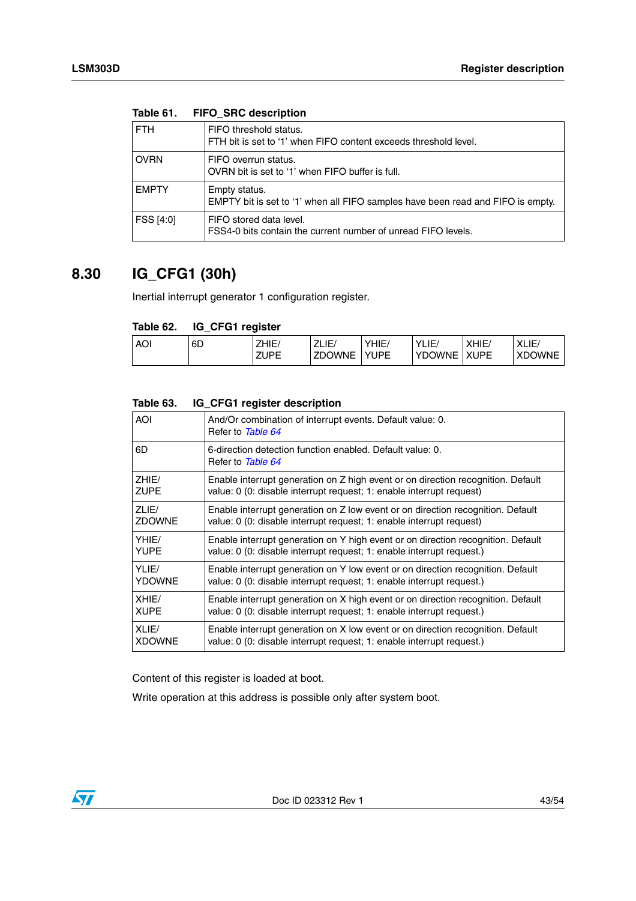Table 61. FIFO_SRC description

| | |
|---|---|
| FTH | FIFO threshold status.<br>FTH bit is set to ‘1’ when FIFO content exceeds threshold level. |
| OVRN | FIFO overrun status.<br>OVRN bit is set to ‘1’ when FIFO buffer is full. |
| EMPTY | Empty status.<br>EMPTY bit is set to ‘1’ when all FIFO samples have been read and FIFO is empty. |
| FSS [4:0] | FIFO stored data level.<br>FSS4-0 bits contain the current number of unread FIFO levels. |

## 8.30 IG_CFG1 (30h)

Inertial interrupt generator 1 configuration register.

Table 62. IG_CFG1 register

| AOI | 6D | ZHIE/ ZUPE | ZLIE/ ZDOWNE | YHIE/ YUPE | YLIE/ YDOWNE | XHIE/ XUPE | XLIE/ XDOWNE |
|---|---|---|---|---|---|---|---|

Table 63. IG_CFG1 register description

| | |
|---|---|
| AOI | And/Or combination of interrupt events. Default value: 0.<br>Refer to *Table 64* |
| 6D | 6-direction detection function enabled. Default value: 0.<br>Refer to *Table 64* |
| ZHIE/ ZUPE | Enable interrupt generation on Z high event or on direction recognition. Default value: 0 (0: disable interrupt request; 1: enable interrupt request) |
| ZLIE/ ZDOWNE | Enable interrupt generation on Z low event or on direction recognition. Default value: 0 (0: disable interrupt request; 1: enable interrupt request) |
| YHIE/ YUPE | Enable interrupt generation on Y high event or on direction recognition. Default value: 0 (0: disable interrupt request; 1: enable interrupt request.) |
| YLIE/ YDOWNE | Enable interrupt generation on Y low event or on direction recognition. Default value: 0 (0: disable interrupt request; 1: enable interrupt request.) |
| XHIE/ XUPE | Enable interrupt generation on X high event or on direction recognition. Default value: 0 (0: disable interrupt request; 1: enable interrupt request.) |
| XLIE/ XDOWNE | Enable interrupt generation on X low event or on direction recognition. Default value: 0 (0: disable interrupt request; 1: enable interrupt request.) |

Content of this register is loaded at boot.

Write operation at this address is possible only after system boot.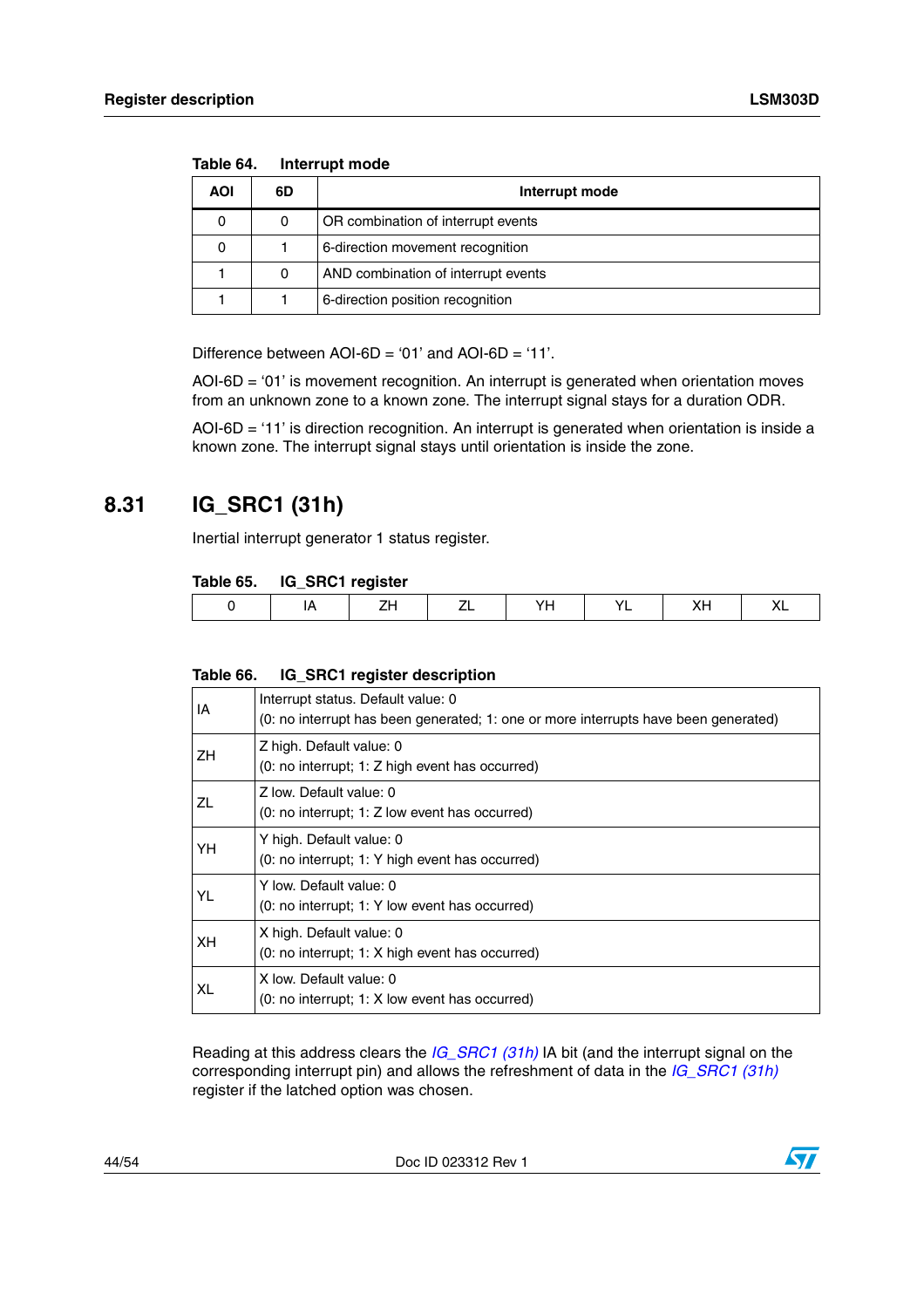Table 64. Interrupt mode

| AOI | 6D | Interrupt mode |
|---|---|---|
| 0 | 0 | OR combination of interrupt events |
| 0 | 1 | 6-direction movement recognition |
| 1 | 0 | AND combination of interrupt events |
| 1 | 1 | 6-direction position recognition |

Difference between AOI-6D = ‘01’ and AOI-6D = ‘11’.

AOI-6D = ‘01’ is movement recognition. An interrupt is generated when orientation moves from an unknown zone to a known zone. The interrupt signal stays for a duration ODR.

AOI-6D = ‘11’ is direction recognition. An interrupt is generated when orientation is inside a known zone. The interrupt signal stays until orientation is inside the zone.

## 8.31 IG_SRC1 (31h)

Inertial interrupt generator 1 status register.

Table 65. IG_SRC1 register

| 0 | IA | ZH | ZL | YH | YL | XH | XL |
|---|---|---|---|---|---|---|---|

Table 66. IG_SRC1 register description

| | |
|---|---|
| IA | Interrupt status. Default value: 0<br>(0: no interrupt has been generated; 1: one or more interrupts have been generated) |
| ZH | Z high. Default value: 0<br>(0: no interrupt; 1: Z high event has occurred) |
| ZL | Z low. Default value: 0<br>(0: no interrupt; 1: Z low event has occurred) |
| YH | Y high. Default value: 0<br>(0: no interrupt; 1: Y high event has occurred) |
| YL | Y low. Default value: 0<br>(0: no interrupt; 1: Y low event has occurred) |
| XH | X high. Default value: 0<br>(0: no interrupt; 1: X high event has occurred) |
| XL | X low. Default value: 0<br>(0: no interrupt; 1: X low event has occurred) |

Reading at this address clears the *IG_SRC1 (31h)* IA bit (and the interrupt signal on the corresponding interrupt pin) and allows the refreshment of data in the *IG_SRC1 (31h)* register if the latched option was chosen.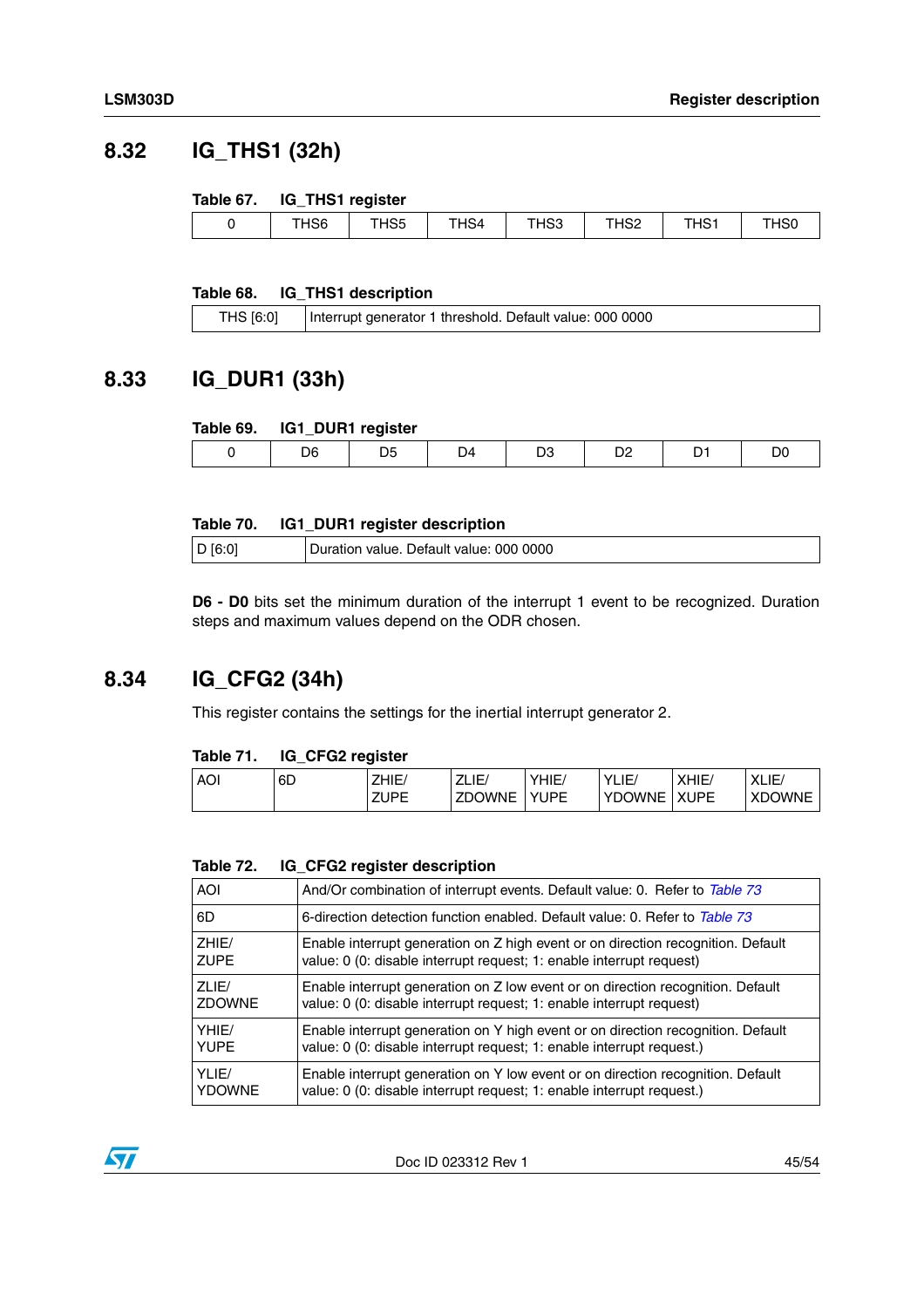## 8.32 IG_THS1 (32h)

**Table 67. IG_THS1 register**

| 0 | THS6 | THS5 | THS4 | THS3 | THS2 | THS1 | THS0 |
|---|---|---|---|---|---|---|---|

**Table 68. IG_THS1 description**

| THS [6:0] | Interrupt generator 1 threshold. Default value: 000 0000 |
|---|---|

## 8.33 IG_DUR1 (33h)

**Table 69. IG1_DUR1 register**

| 0 | D6 | D5 | D4 | D3 | D2 | D1 | D0 |
|---|---|---|---|---|---|---|---|

**Table 70. IG1_DUR1 register description**

| D [6:0] | Duration value. Default value: 000 0000 |
|---|---|

**D6 - D0** bits set the minimum duration of the interrupt 1 event to be recognized. Duration steps and maximum values depend on the ODR chosen.

## 8.34 IG_CFG2 (34h)

This register contains the settings for the inertial interrupt generator 2.

**Table 71. IG_CFG2 register**

| AOI | 6D | ZHIE/ ZUPE | ZLIE/ ZDOWNE | YHIE/ YUPE | YLIE/ YDOWNE | XHIE/ XUPE | XLIE/ XDOWNE |
|---|---|---|---|---|---|---|---|

**Table 72. IG_CFG2 register description**

| | |
|---|---|
| AOI | And/Or combination of interrupt events. Default value: 0. Refer to *Table 73* |
| 6D | 6-direction detection function enabled. Default value: 0. Refer to *Table 73* |
| ZHIE/ ZUPE | Enable interrupt generation on Z high event or on direction recognition. Default value: 0 (0: disable interrupt request; 1: enable interrupt request) |
| ZLIE/ ZDOWNE | Enable interrupt generation on Z low event or on direction recognition. Default value: 0 (0: disable interrupt request; 1: enable interrupt request) |
| YHIE/ YUPE | Enable interrupt generation on Y high event or on direction recognition. Default value: 0 (0: disable interrupt request; 1: enable interrupt request.) |
| YLIE/ YDOWNE | Enable interrupt generation on Y low event or on direction recognition. Default value: 0 (0: disable interrupt request; 1: enable interrupt request.) |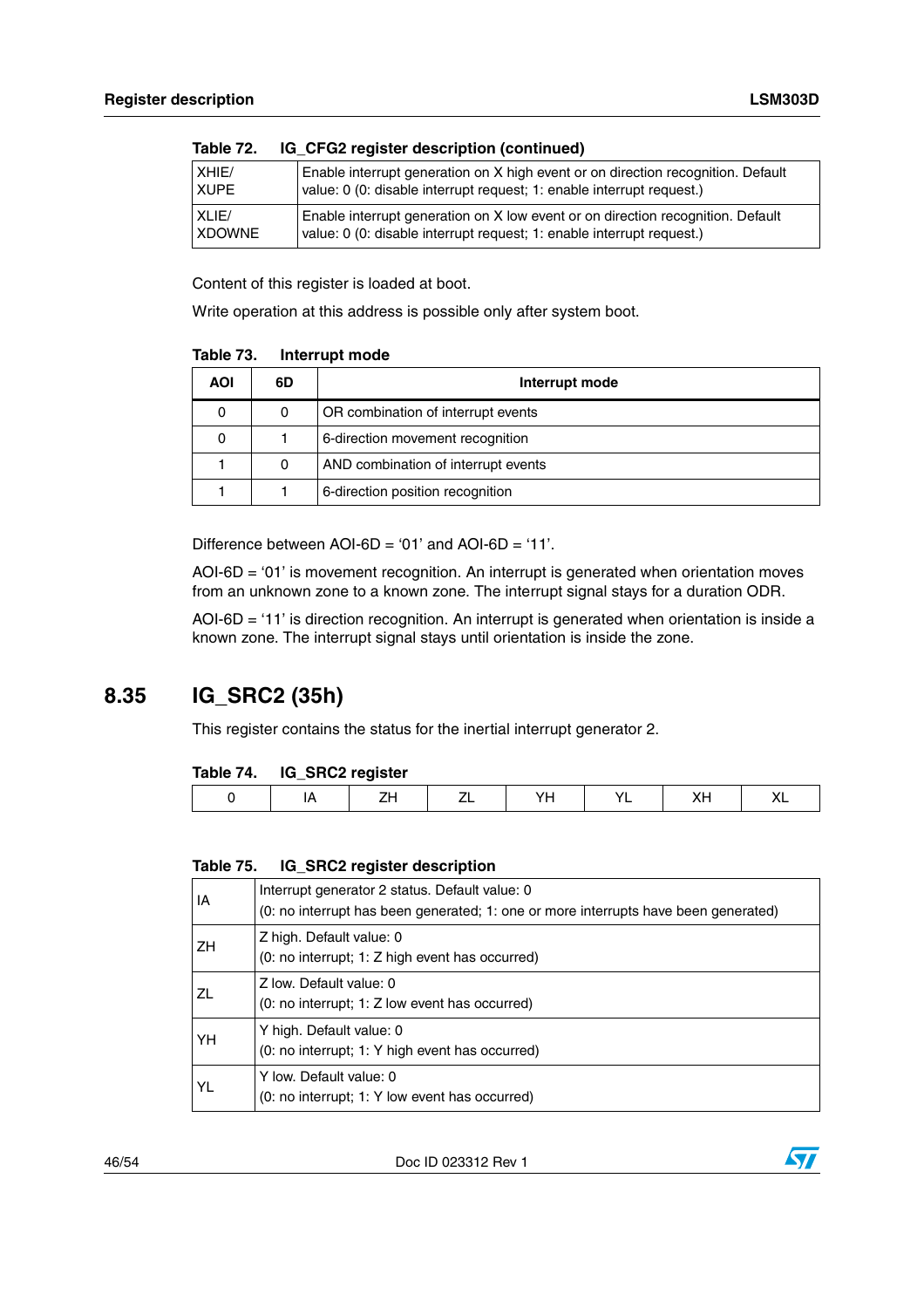Table 72. IG_CFG2 register description (continued)

| | |
|---|---|
| XHIE/ XUPE | Enable interrupt generation on X high event or on direction recognition. Default value: 0 (0: disable interrupt request; 1: enable interrupt request.) |
| XLIE/ XDOWNE | Enable interrupt generation on X low event or on direction recognition. Default value: 0 (0: disable interrupt request; 1: enable interrupt request.) |

Content of this register is loaded at boot.

Write operation at this address is possible only after system boot.

Table 73. Interrupt mode

| AOI | 6D | Interrupt mode |
|---|---|---|
| 0 | 0 | OR combination of interrupt events |
| 0 | 1 | 6-direction movement recognition |
| 1 | 0 | AND combination of interrupt events |
| 1 | 1 | 6-direction position recognition |

Difference between AOI-6D = '01' and AOI-6D = '11'.

AOI-6D = '01' is movement recognition. An interrupt is generated when orientation moves from an unknown zone to a known zone. The interrupt signal stays for a duration ODR.

AOI-6D = '11' is direction recognition. An interrupt is generated when orientation is inside a known zone. The interrupt signal stays until orientation is inside the zone.

## 8.35 IG_SRC2 (35h)

This register contains the status for the inertial interrupt generator 2.

Table 74. IG_SRC2 register

| 0 | IA | ZH | ZL | YH | YL | XH | XL |
|---|---|---|---|---|---|---|---|

Table 75. IG_SRC2 register description

| | |
|---|---|
| IA | Interrupt generator 2 status. Default value: 0<br>(0: no interrupt has been generated; 1: one or more interrupts have been generated) |
| ZH | Z high. Default value: 0<br>(0: no interrupt; 1: Z high event has occurred) |
| ZL | Z low. Default value: 0<br>(0: no interrupt; 1: Z low event has occurred) |
| YH | Y high. Default value: 0<br>(0: no interrupt; 1: Y high event has occurred) |
| YL | Y low. Default value: 0<br>(0: no interrupt; 1: Y low event has occurred) |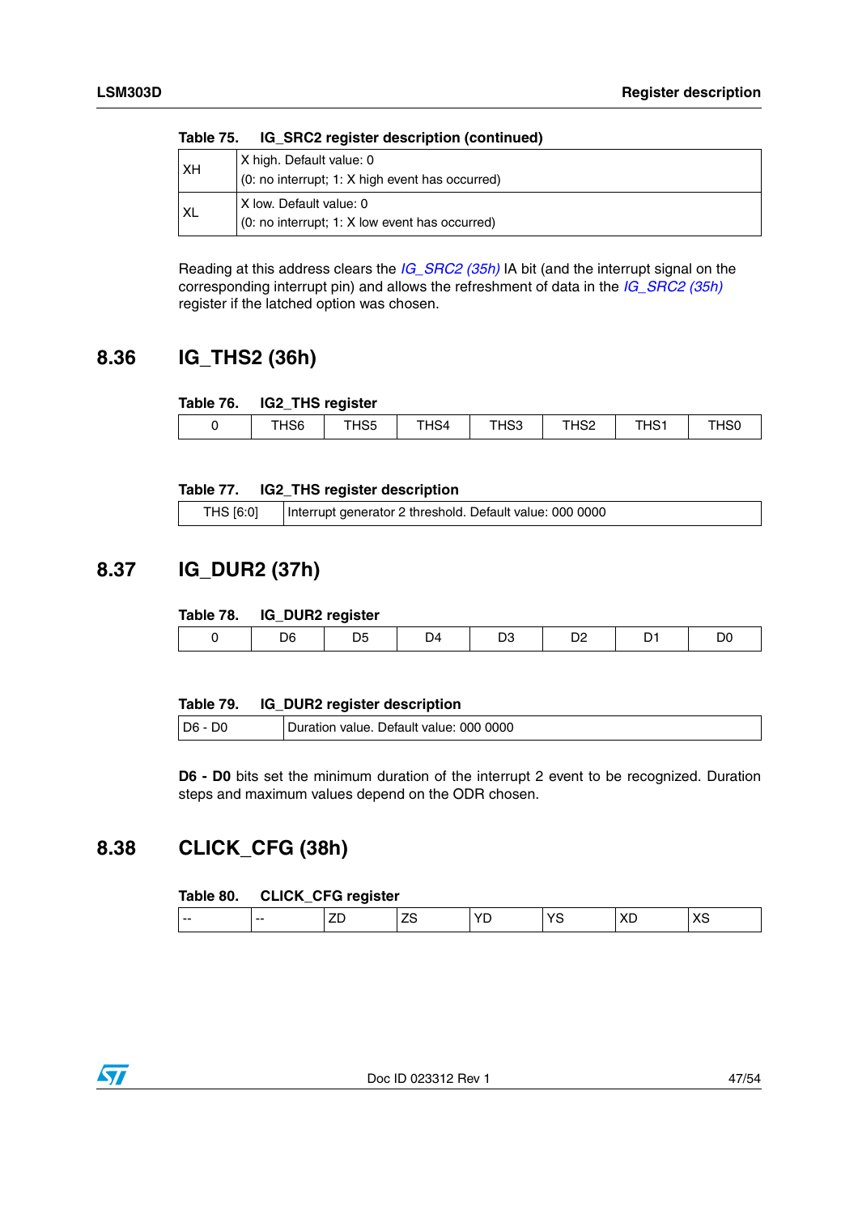Table 75. IG_SRC2 register description (continued)

| | |
|---|---|
| XH | X high. Default value: 0<br>(0: no interrupt; 1: X high event has occurred) |
| XL | X low. Default value: 0<br>(0: no interrupt; 1: X low event has occurred) |

Reading at this address clears the *IG_SRC2 (35h)* IA bit (and the interrupt signal on the corresponding interrupt pin) and allows the refreshment of data in the *IG_SRC2 (35h)* register if the latched option was chosen.

## 8.36 IG_THS2 (36h)

Table 76. IG2_THS register

| 0 | THS6 | THS5 | THS4 | THS3 | THS2 | THS1 | THS0 |
|---|---|---|---|---|---|---|---|

Table 77. IG2_THS register description

| | |
|---|---|
| THS [6:0] | Interrupt generator 2 threshold. Default value: 000 0000 |

## 8.37 IG_DUR2 (37h)

Table 78. IG_DUR2 register

| 0 | D6 | D5 | D4 | D3 | D2 | D1 | D0 |
|---|---|---|---|---|---|---|---|

Table 79. IG_DUR2 register description

| | |
|---|---|
| D6 - D0 | Duration value. Default value: 000 0000 |

**D6 - D0** bits set the minimum duration of the interrupt 2 event to be recognized. Duration steps and maximum values depend on the ODR chosen.

## 8.38 CLICK_CFG (38h)

Table 80. CLICK_CFG register

| -- | -- | ZD | ZS | YD | YS | XD | XS |
|---|---|---|---|---|---|---|---|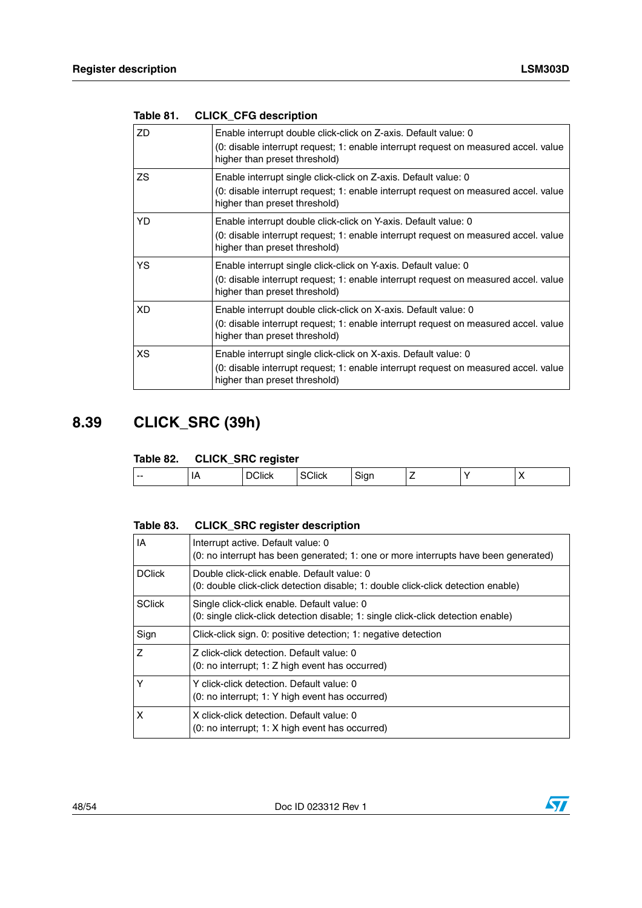Table 81. CLICK_CFG description

| | |
|---|---|
| ZD | Enable interrupt double click-click on Z-axis. Default value: 0<br>(0: disable interrupt request; 1: enable interrupt request on measured accel. value higher than preset threshold) |
| ZS | Enable interrupt single click-click on Z-axis. Default value: 0<br>(0: disable interrupt request; 1: enable interrupt request on measured accel. value higher than preset threshold) |
| YD | Enable interrupt double click-click on Y-axis. Default value: 0<br>(0: disable interrupt request; 1: enable interrupt request on measured accel. value higher than preset threshold) |
| YS | Enable interrupt single click-click on Y-axis. Default value: 0<br>(0: disable interrupt request; 1: enable interrupt request on measured accel. value higher than preset threshold) |
| XD | Enable interrupt double click-click on X-axis. Default value: 0<br>(0: disable interrupt request; 1: enable interrupt request on measured accel. value higher than preset threshold) |
| XS | Enable interrupt single click-click on X-axis. Default value: 0<br>(0: disable interrupt request; 1: enable interrupt request on measured accel. value higher than preset threshold) |

## 8.39 CLICK_SRC (39h)

Table 82. CLICK_SRC register

| -- | IA | DClick | SClick | Sign | Z | Y | X |
|---|---|---|---|---|---|---|---|

Table 83. CLICK_SRC register description

| | |
|---|---|
| IA | Interrupt active. Default value: 0<br>(0: no interrupt has been generated; 1: one or more interrupts have been generated) |
| DClick | Double click-click enable. Default value: 0<br>(0: double click-click detection disable; 1: double click-click detection enable) |
| SClick | Single click-click enable. Default value: 0<br>(0: single click-click detection disable; 1: single click-click detection enable) |
| Sign | Click-click sign. 0: positive detection; 1: negative detection |
| Z | Z click-click detection. Default value: 0<br>(0: no interrupt; 1: Z high event has occurred) |
| Y | Y click-click detection. Default value: 0<br>(0: no interrupt; 1: Y high event has occurred) |
| X | X click-click detection. Default value: 0<br>(0: no interrupt; 1: X high event has occurred) |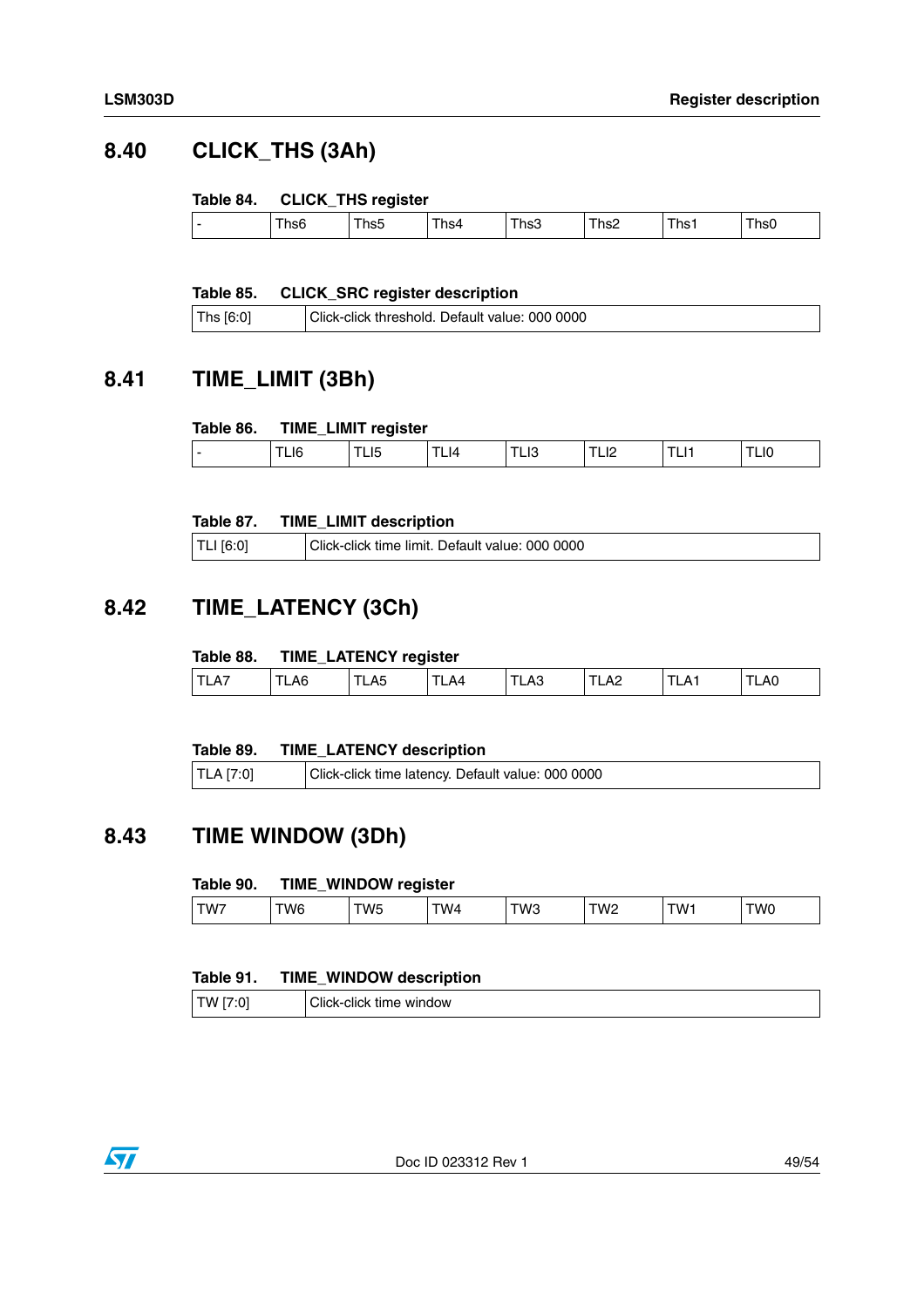## 8.40 CLICK_THS (3Ah)

**Table 84. CLICK_THS register**

| - | Ths6 | Ths5 | Ths4 | Ths3 | Ths2 | Ths1 | Ths0 |
|---|---|---|---|---|---|---|---|

**Table 85. CLICK_SRC register description**

| Ths [6:0] | Click-click threshold. Default value: 000 0000 |
|---|---|

## 8.41 TIME_LIMIT (3Bh)

**Table 86. TIME_LIMIT register**

| - | TLI6 | TLI5 | TLI4 | TLI3 | TLI2 | TLI1 | TLI0 |
|---|---|---|---|---|---|---|---|

**Table 87. TIME_LIMIT description**

| TLI [6:0] | Click-click time limit. Default value: 000 0000 |
|---|---|

## 8.42 TIME_LATENCY (3Ch)

**Table 88. TIME_LATENCY register**

| TLA7 | TLA6 | TLA5 | TLA4 | TLA3 | TLA2 | TLA1 | TLA0 |
|---|---|---|---|---|---|---|---|

**Table 89. TIME_LATENCY description**

| TLA [7:0] | Click-click time latency. Default value: 000 0000 |
|---|---|

## 8.43 TIME WINDOW (3Dh)

**Table 90. TIME_WINDOW register**

| TW7 | TW6 | TW5 | TW4 | TW3 | TW2 | TW1 | TW0 |
|---|---|---|---|---|---|---|---|

**Table 91. TIME_WINDOW description**

| TW [7:0] | Click-click time window |
|---|---|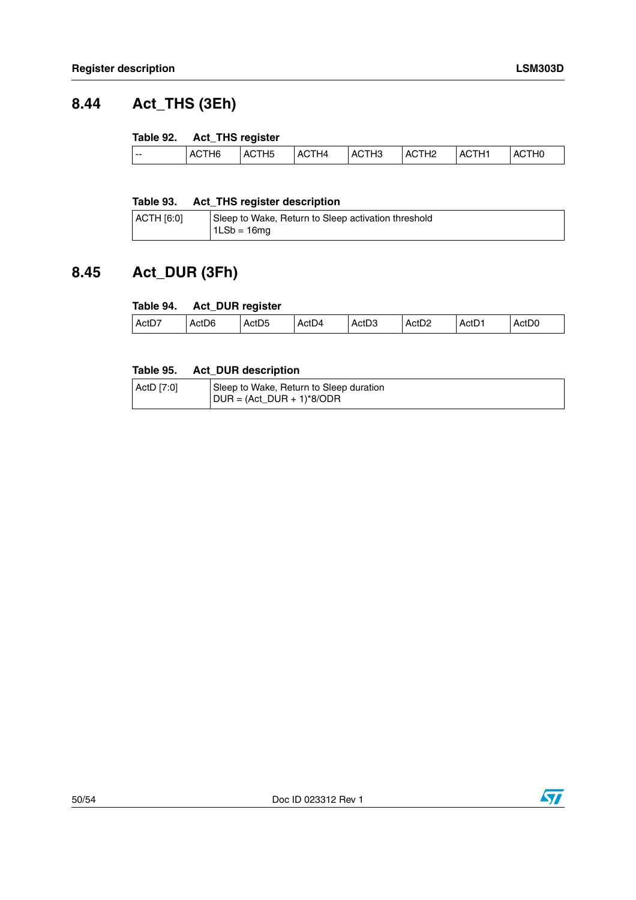## 8.44 Act_THS (3Eh)

Table 92. Act_THS register

| -- | ACTH6 | ACTH5 | ACTH4 | ACTH3 | ACTH2 | ACTH1 | ACTH0 |
|---|---|---|---|---|---|---|---|

Table 93. Act_THS register description

| | |
|---|---|
| ACTH [6:0] | Sleep to Wake, Return to Sleep activation threshold<br>1LSb = 16mg |

## 8.45 Act_DUR (3Fh)

Table 94. Act_DUR register

| ActD7 | ActD6 | ActD5 | ActD4 | ActD3 | ActD2 | ActD1 | ActD0 |
|---|---|---|---|---|---|---|---|

Table 95. Act_DUR description

| | |
|---|---|
| ActD [7:0] | Sleep to Wake, Return to Sleep duration<br>DUR = (Act_DUR + 1)*8/ODR |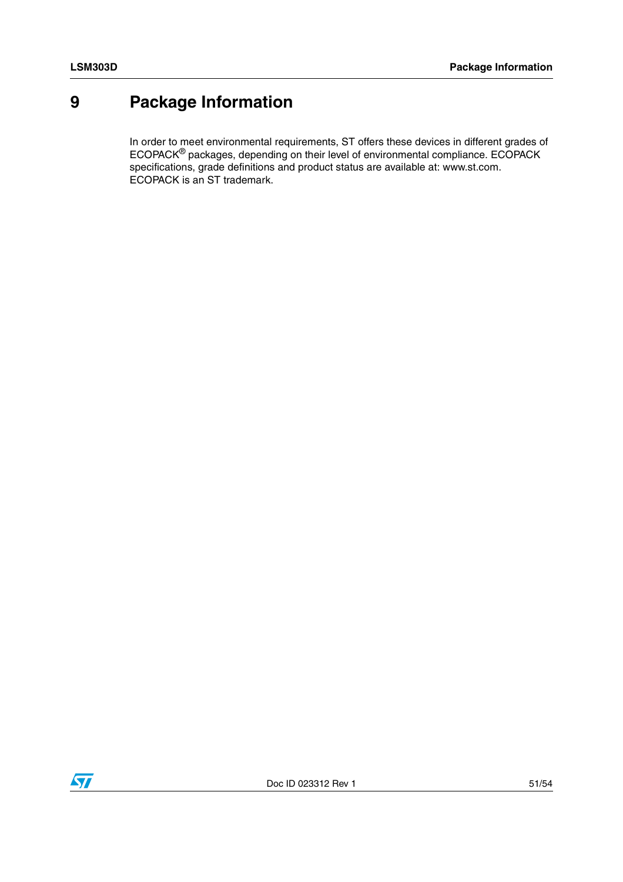# 9 Package Information

In order to meet environmental requirements, ST offers these devices in different grades of ECOPACK® packages, depending on their level of environmental compliance. ECOPACK specifications, grade definitions and product status are available at: www.st.com. ECOPACK is an ST trademark.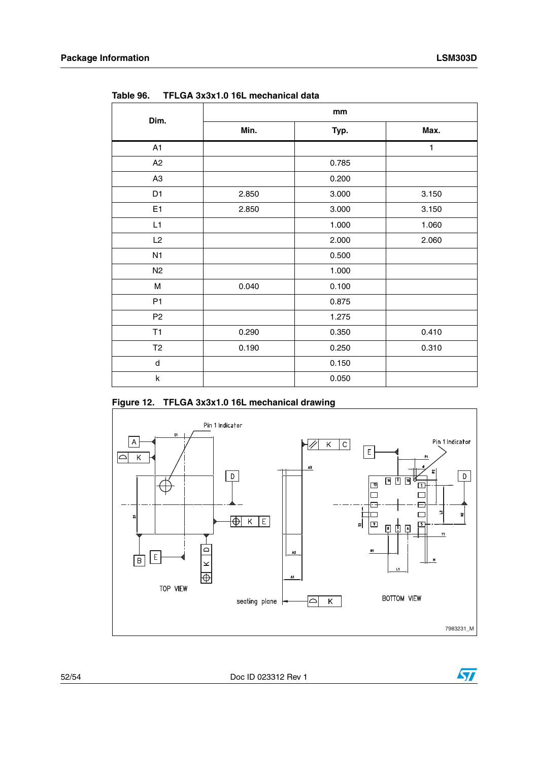Table 96. TFLGA 3x3x1.0 16L mechanical data

| Dim. | mm | | |
|---|---|---|---|
| | Min. | Typ. | Max. |
| A1 | | | 1 |
| A2 | | 0.785 | |
| A3 | | 0.200 | |
| D1 | 2.850 | 3.000 | 3.150 |
| E1 | 2.850 | 3.000 | 3.150 |
| L1 | | 1.000 | 1.060 |
| L2 | | 2.000 | 2.060 |
| N1 | | 0.500 | |
| N2 | | 1.000 | |
| M | 0.040 | 0.100 | |
| P1 | | 0.875 | |
| P2 | | 1.275 | |
| T1 | 0.290 | 0.350 | 0.410 |
| T2 | 0.190 | 0.250 | 0.310 |
| d | | 0.150 | |
| k | | 0.050 | |

Figure 12. TFLGA 3x3x1.0 16L mechanical drawing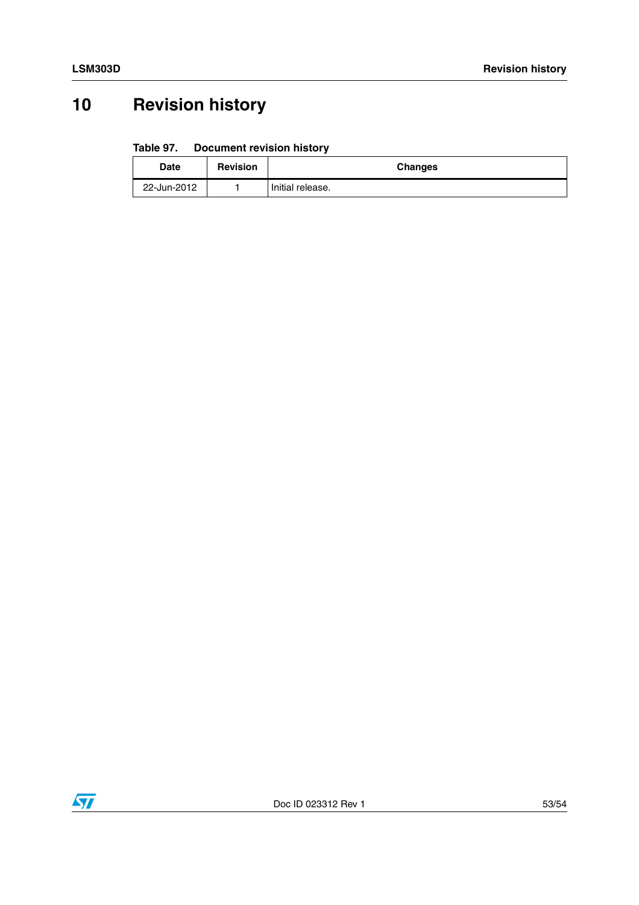# 10 Revision history

**Table 97. Document revision history**

| Date | Revision | Changes |
|---|---|---|
| 22-Jun-2012 | 1 | Initial release. |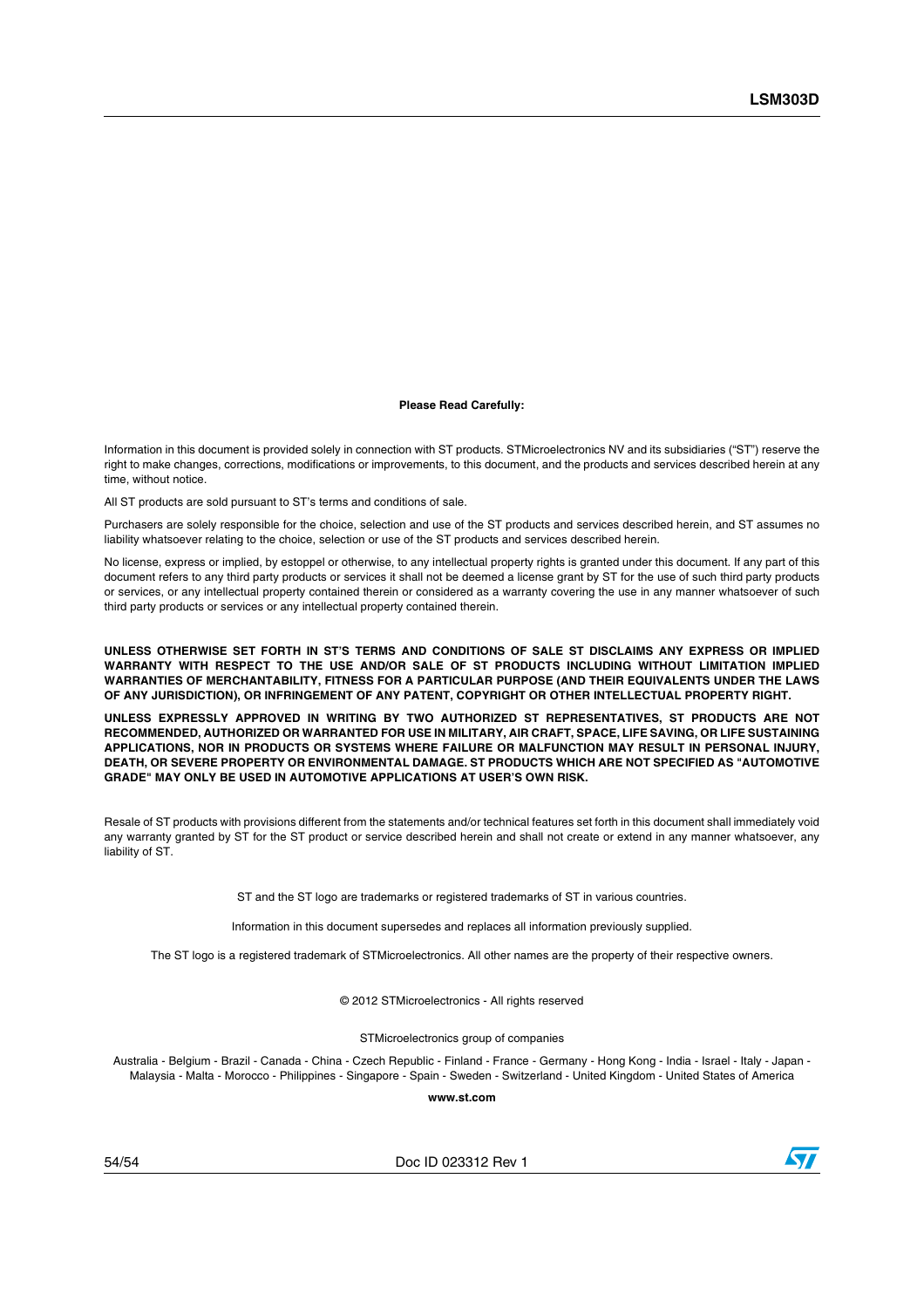**Please Read Carefully:**

Information in this document is provided solely in connection with ST products. STMicroelectronics NV and its subsidiaries (“ST”) reserve the right to make changes, corrections, modifications or improvements, to this document, and the products and services described herein at any time, without notice.

All ST products are sold pursuant to ST’s terms and conditions of sale.

Purchasers are solely responsible for the choice, selection and use of the ST products and services described herein, and ST assumes no liability whatsoever relating to the choice, selection or use of the ST products and services described herein.

No license, express or implied, by estoppel or otherwise, to any intellectual property rights is granted under this document. If any part of this document refers to any third party products or services it shall not be deemed a license grant by ST for the use of such third party products or services, or any intellectual property contained therein or considered as a warranty covering the use in any manner whatsoever of such third party products or services or any intellectual property contained therein.

**UNLESS OTHERWISE SET FORTH IN ST’S TERMS AND CONDITIONS OF SALE ST DISCLAIMS ANY EXPRESS OR IMPLIED WARRANTY WITH RESPECT TO THE USE AND/OR SALE OF ST PRODUCTS INCLUDING WITHOUT LIMITATION IMPLIED WARRANTIES OF MERCHANTABILITY, FITNESS FOR A PARTICULAR PURPOSE (AND THEIR EQUIVALENTS UNDER THE LAWS OF ANY JURISDICTION), OR INFRINGEMENT OF ANY PATENT, COPYRIGHT OR OTHER INTELLECTUAL PROPERTY RIGHT.**

**UNLESS EXPRESSLY APPROVED IN WRITING BY TWO AUTHORIZED ST REPRESENTATIVES, ST PRODUCTS ARE NOT RECOMMENDED, AUTHORIZED OR WARRANTED FOR USE IN MILITARY, AIR CRAFT, SPACE, LIFE SAVING, OR LIFE SUSTAINING APPLICATIONS, NOR IN PRODUCTS OR SYSTEMS WHERE FAILURE OR MALFUNCTION MAY RESULT IN PERSONAL INJURY, DEATH, OR SEVERE PROPERTY OR ENVIRONMENTAL DAMAGE. ST PRODUCTS WHICH ARE NOT SPECIFIED AS "AUTOMOTIVE GRADE" MAY ONLY BE USED IN AUTOMOTIVE APPLICATIONS AT USER’S OWN RISK.**

Resale of ST products with provisions different from the statements and/or technical features set forth in this document shall immediately void any warranty granted by ST for the ST product or service described herein and shall not create or extend in any manner whatsoever, any liability of ST.

ST and the ST logo are trademarks or registered trademarks of ST in various countries.

Information in this document supersedes and replaces all information previously supplied.

The ST logo is a registered trademark of STMicroelectronics. All other names are the property of their respective owners.

© 2012 STMicroelectronics - All rights reserved

STMicroelectronics group of companies

Australia - Belgium - Brazil - Canada - China - Czech Republic - Finland - France - Germany - Hong Kong - India - Israel - Italy - Japan - Malaysia - Malta - Morocco - Philippines - Singapore - Spain - Sweden - Switzerland - United Kingdom - United States of America

**www.st.com**